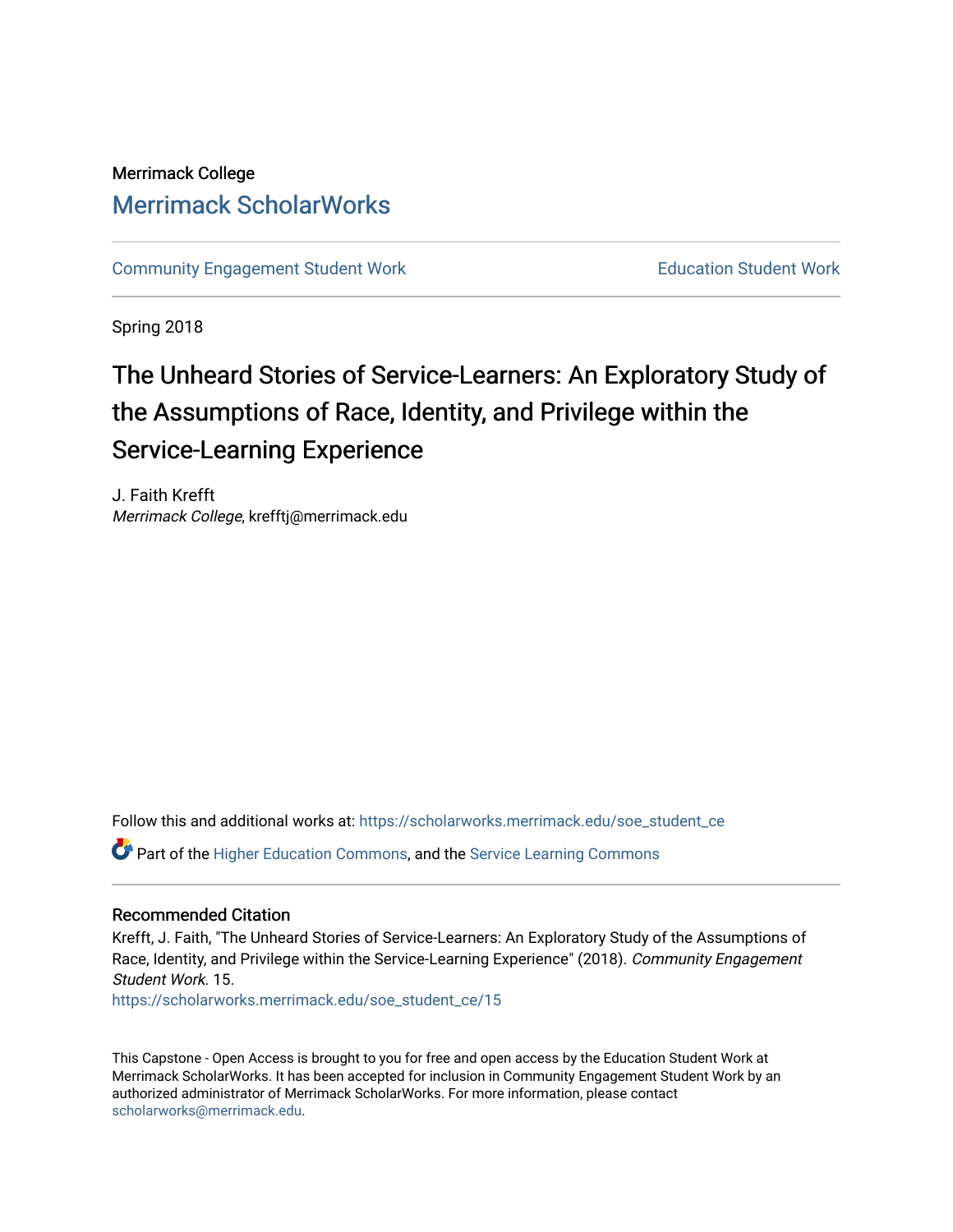Merrimack College

# Merrimack ScholarWorks

Community Engagement Student Work | Education Student Work

Spring 2018

## The Unheard Stories of Service-Learners: An Exploratory Study of the Assumptions of Race, Identity, and Privilege within the Service-Learning Experience

J. Faith Krefft
*Merrimack College*, krefftj@merrimack.edu

Follow this and additional works at: https://scholarworks.merrimack.edu/soe_student_ce

Part of the Higher Education Commons, and the Service Learning Commons

### Recommended Citation

Krefft, J. Faith, "The Unheard Stories of Service-Learners: An Exploratory Study of the Assumptions of Race, Identity, and Privilege within the Service-Learning Experience" (2018). *Community Engagement Student Work*. 15.
https://scholarworks.merrimack.edu/soe_student_ce/15

This Capstone - Open Access is brought to you for free and open access by the Education Student Work at Merrimack ScholarWorks. It has been accepted for inclusion in Community Engagement Student Work by an authorized administrator of Merrimack ScholarWorks. For more information, please contact scholarworks@merrimack.edu.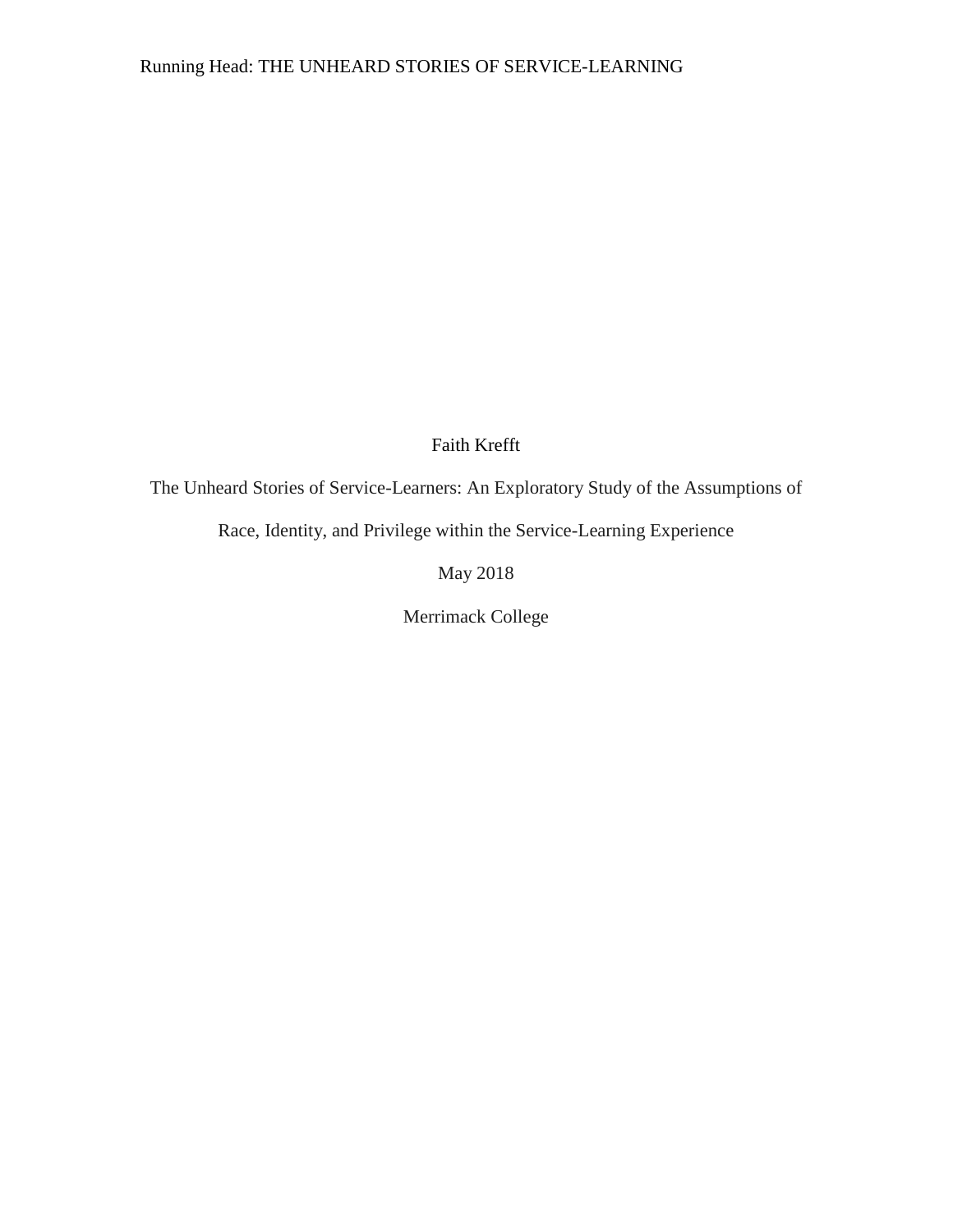Faith Krefft

The Unheard Stories of Service-Learners: An Exploratory Study of the Assumptions of Race, Identity, and Privilege within the Service-Learning Experience

May 2018

Merrimack College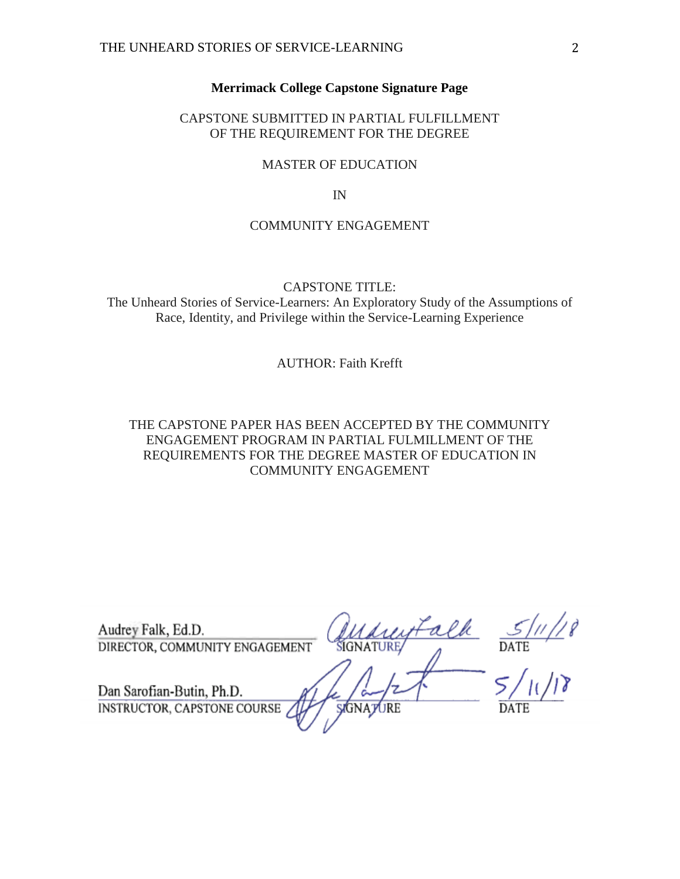**Merrimack College Capstone Signature Page**

CAPSTONE SUBMITTED IN PARTIAL FULFILLMENT
OF THE REQUIREMENT FOR THE DEGREE

MASTER OF EDUCATION

IN

COMMUNITY ENGAGEMENT

CAPSTONE TITLE:
The Unheard Stories of Service-Learners: An Exploratory Study of the Assumptions of Race, Identity, and Privilege within the Service-Learning Experience

AUTHOR: Faith Krefft

THE CAPSTONE PAPER HAS BEEN ACCEPTED BY THE COMMUNITY ENGAGEMENT PROGRAM IN PARTIAL FULMILLMENT OF THE REQUIREMENTS FOR THE DEGREE MASTER OF EDUCATION IN COMMUNITY ENGAGEMENT

| | | |
|---|---|---|
| Audrey Falk, Ed.D.<br>DIRECTOR, COMMUNITY ENGAGEMENT | Audrey Falk<br>SIGNATURE | 5/11/18<br>DATE |
| Dan Sarofian-Butin, Ph.D.<br>INSTRUCTOR, CAPSTONE COURSE | SIGNATURE | 5/11/18<br>DATE |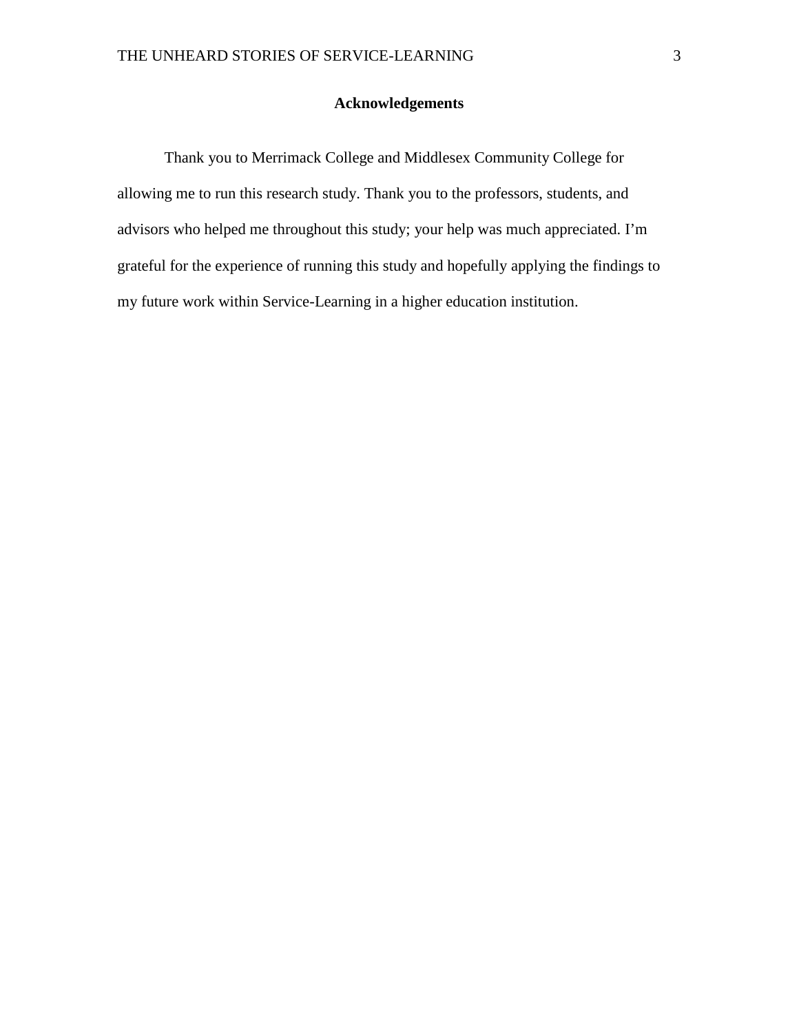## Acknowledgements

Thank you to Merrimack College and Middlesex Community College for allowing me to run this research study. Thank you to the professors, students, and advisors who helped me throughout this study; your help was much appreciated. I'm grateful for the experience of running this study and hopefully applying the findings to my future work within Service-Learning in a higher education institution.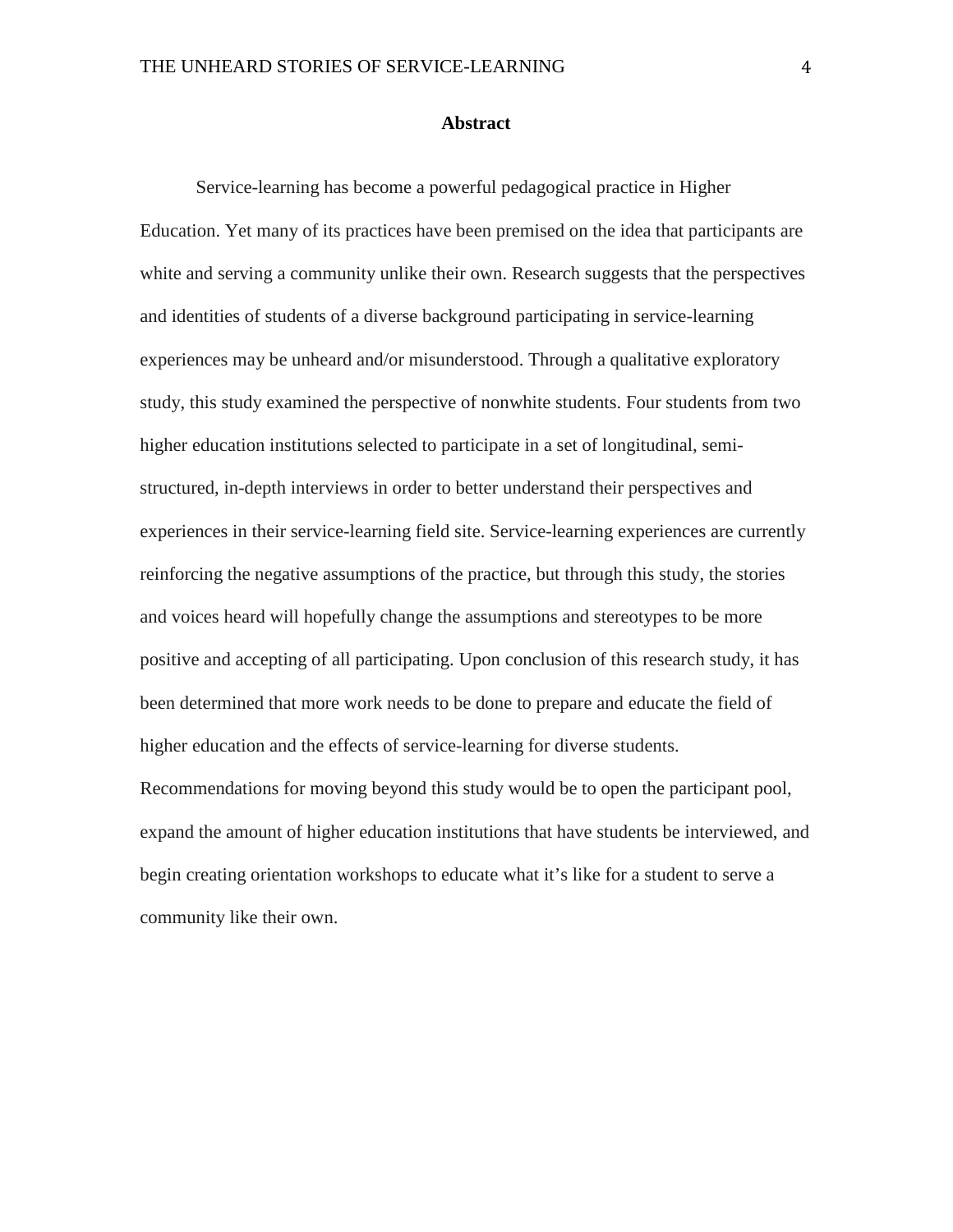## Abstract

Service-learning has become a powerful pedagogical practice in Higher Education. Yet many of its practices have been premised on the idea that participants are white and serving a community unlike their own. Research suggests that the perspectives and identities of students of a diverse background participating in service-learning experiences may be unheard and/or misunderstood. Through a qualitative exploratory study, this study examined the perspective of nonwhite students. Four students from two higher education institutions selected to participate in a set of longitudinal, semi-structured, in-depth interviews in order to better understand their perspectives and experiences in their service-learning field site. Service-learning experiences are currently reinforcing the negative assumptions of the practice, but through this study, the stories and voices heard will hopefully change the assumptions and stereotypes to be more positive and accepting of all participating. Upon conclusion of this research study, it has been determined that more work needs to be done to prepare and educate the field of higher education and the effects of service-learning for diverse students. Recommendations for moving beyond this study would be to open the participant pool, expand the amount of higher education institutions that have students be interviewed, and begin creating orientation workshops to educate what it's like for a student to serve a community like their own.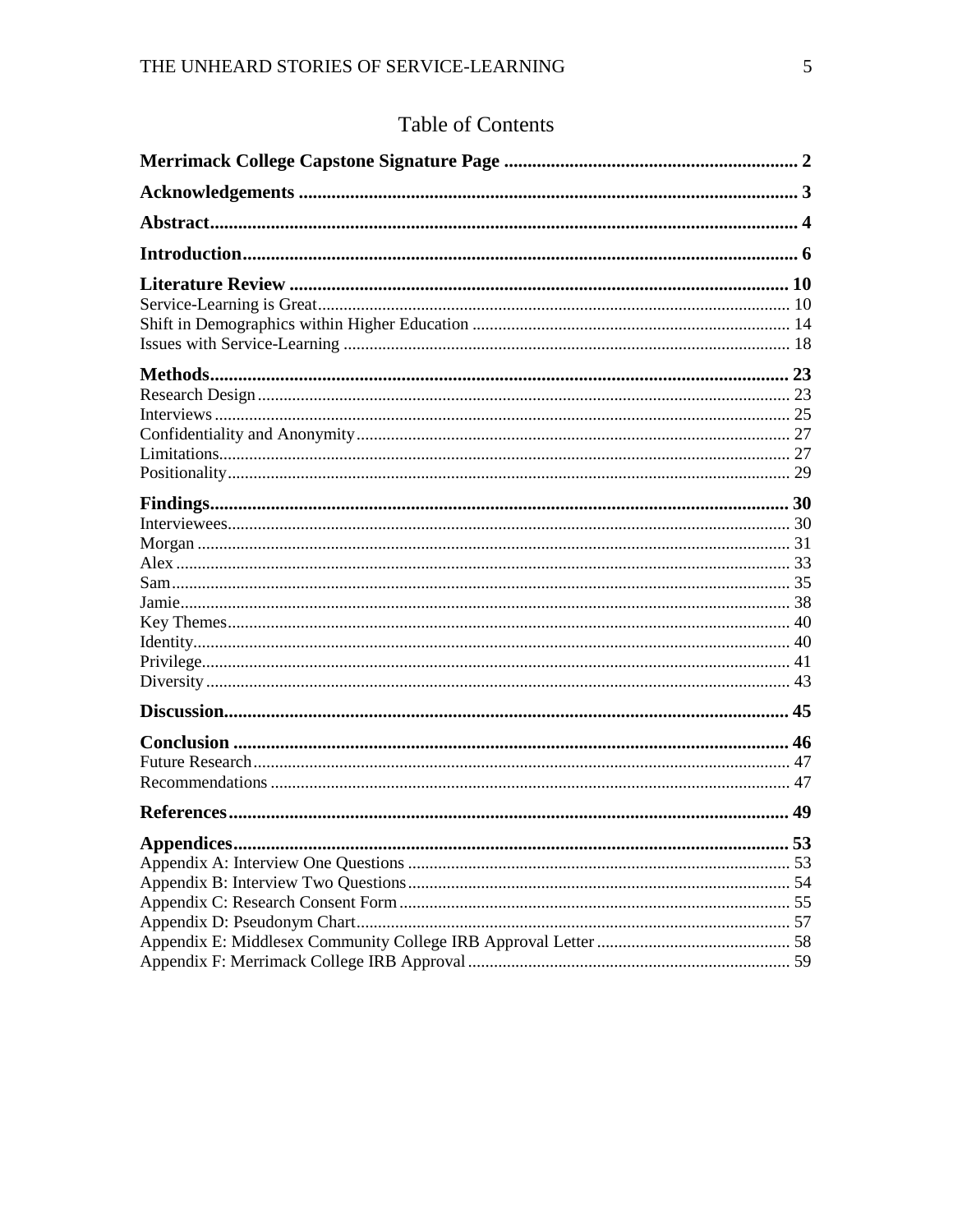# Table of Contents

**Merrimack College Capstone Signature Page** .............................................................. 2

**Acknowledgements** ......................................................................................................... 3

**Abstract**............................................................................................................................. 4

**Introduction**...................................................................................................................... 6

**Literature Review** .......................................................................................................... 10
Service-Learning is Great.......................................................................................................... 10
Shift in Demographics within Higher Education ..................................................................... 14
Issues with Service-Learning .................................................................................................... 18

**Methods**........................................................................................................................... 23
Research Design ........................................................................................................................ 23
Interviews ................................................................................................................................. 25
Confidentiality and Anonymity ................................................................................................. 27
Limitations................................................................................................................................. 27
Positionality............................................................................................................................... 29

**Findings**.......................................................................................................................... 30
Interviewees............................................................................................................................... 30
Morgan ...................................................................................................................................... 31
Alex ........................................................................................................................................... 33
Sam............................................................................................................................................ 35
Jamie.......................................................................................................................................... 38
Key Themes............................................................................................................................... 40
Identity....................................................................................................................................... 40
Privilege..................................................................................................................................... 41
Diversity .................................................................................................................................... 43

**Discussion**....................................................................................................................... 45

**Conclusion** ...................................................................................................................... 46
Future Research......................................................................................................................... 47
Recommendations ..................................................................................................................... 47

**References**....................................................................................................................... 49

**Appendices**...................................................................................................................... 53
Appendix A: Interview One Questions ..................................................................................... 53
Appendix B: Interview Two Questions...................................................................................... 54
Appendix C: Research Consent Form ........................................................................................ 55
Appendix D: Pseudonym Chart.................................................................................................. 57
Appendix E: Middlesex Community College IRB Approval Letter .......................................... 58
Appendix F: Merrimack College IRB Approval ........................................................................ 59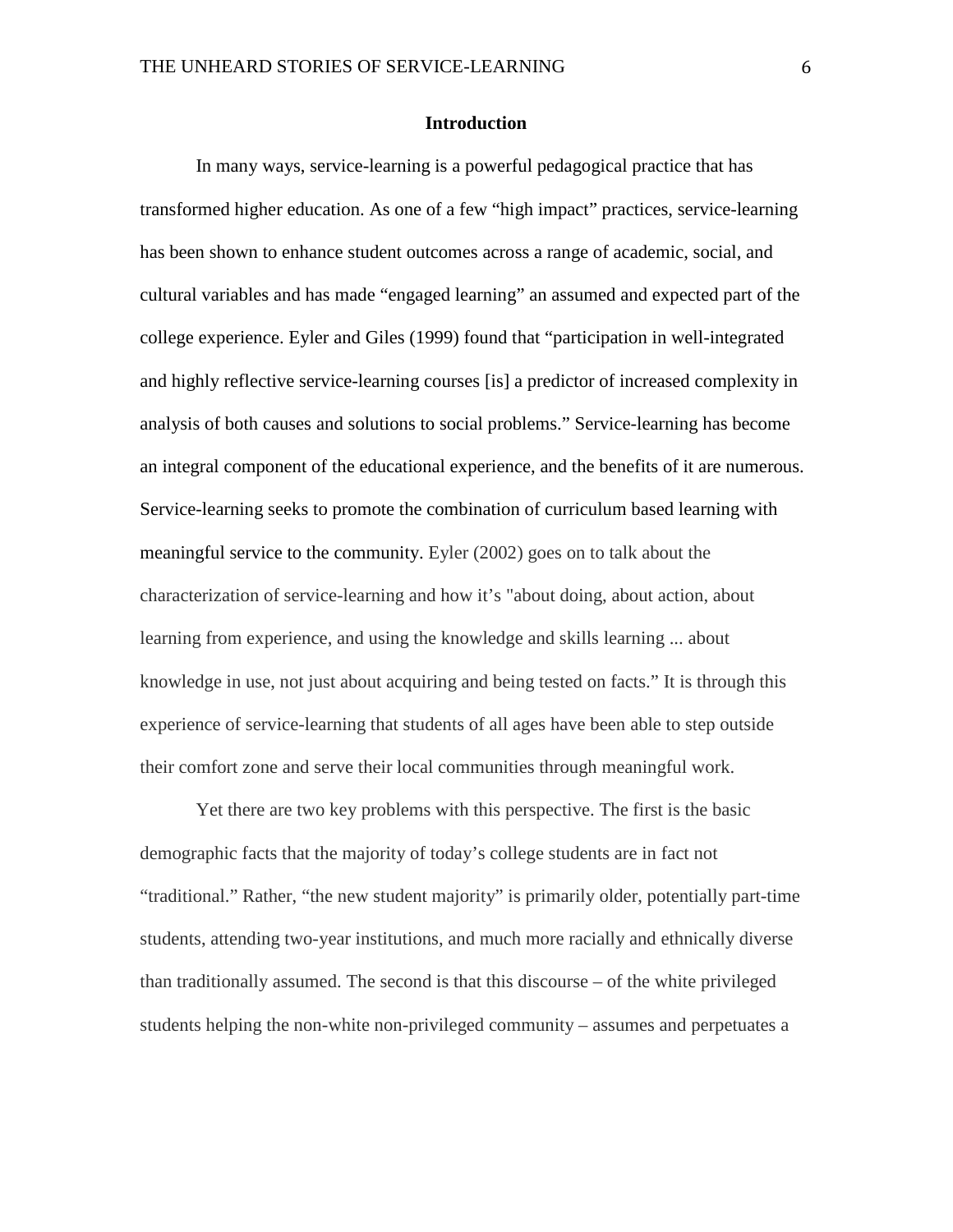## Introduction

In many ways, service-learning is a powerful pedagogical practice that has transformed higher education. As one of a few "high impact" practices, service-learning has been shown to enhance student outcomes across a range of academic, social, and cultural variables and has made "engaged learning" an assumed and expected part of the college experience. Eyler and Giles (1999) found that "participation in well-integrated and highly reflective service-learning courses [is] a predictor of increased complexity in analysis of both causes and solutions to social problems." Service-learning has become an integral component of the educational experience, and the benefits of it are numerous. Service-learning seeks to promote the combination of curriculum based learning with meaningful service to the community. Eyler (2002) goes on to talk about the characterization of service-learning and how it's "about doing, about action, about learning from experience, and using the knowledge and skills learning ... about knowledge in use, not just about acquiring and being tested on facts." It is through this experience of service-learning that students of all ages have been able to step outside their comfort zone and serve their local communities through meaningful work.

Yet there are two key problems with this perspective. The first is the basic demographic facts that the majority of today's college students are in fact not "traditional." Rather, "the new student majority" is primarily older, potentially part-time students, attending two-year institutions, and much more racially and ethnically diverse than traditionally assumed. The second is that this discourse – of the white privileged students helping the non-white non-privileged community – assumes and perpetuates a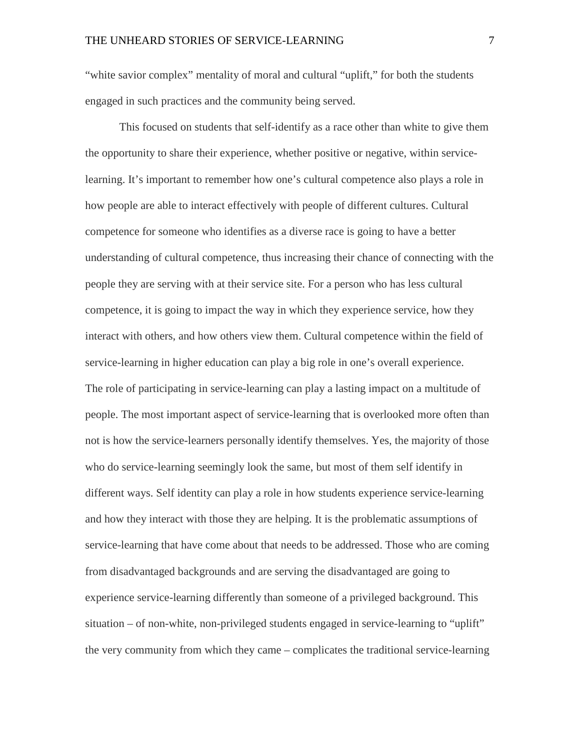"white savior complex" mentality of moral and cultural "uplift," for both the students engaged in such practices and the community being served.

This focused on students that self-identify as a race other than white to give them the opportunity to share their experience, whether positive or negative, within service-learning. It's important to remember how one's cultural competence also plays a role in how people are able to interact effectively with people of different cultures. Cultural competence for someone who identifies as a diverse race is going to have a better understanding of cultural competence, thus increasing their chance of connecting with the people they are serving with at their service site. For a person who has less cultural competence, it is going to impact the way in which they experience service, how they interact with others, and how others view them. Cultural competence within the field of service-learning in higher education can play a big role in one's overall experience.

The role of participating in service-learning can play a lasting impact on a multitude of people. The most important aspect of service-learning that is overlooked more often than not is how the service-learners personally identify themselves. Yes, the majority of those who do service-learning seemingly look the same, but most of them self identify in different ways. Self identity can play a role in how students experience service-learning and how they interact with those they are helping. It is the problematic assumptions of service-learning that have come about that needs to be addressed. Those who are coming from disadvantaged backgrounds and are serving the disadvantaged are going to experience service-learning differently than someone of a privileged background. This situation – of non-white, non-privileged students engaged in service-learning to "uplift" the very community from which they came – complicates the traditional service-learning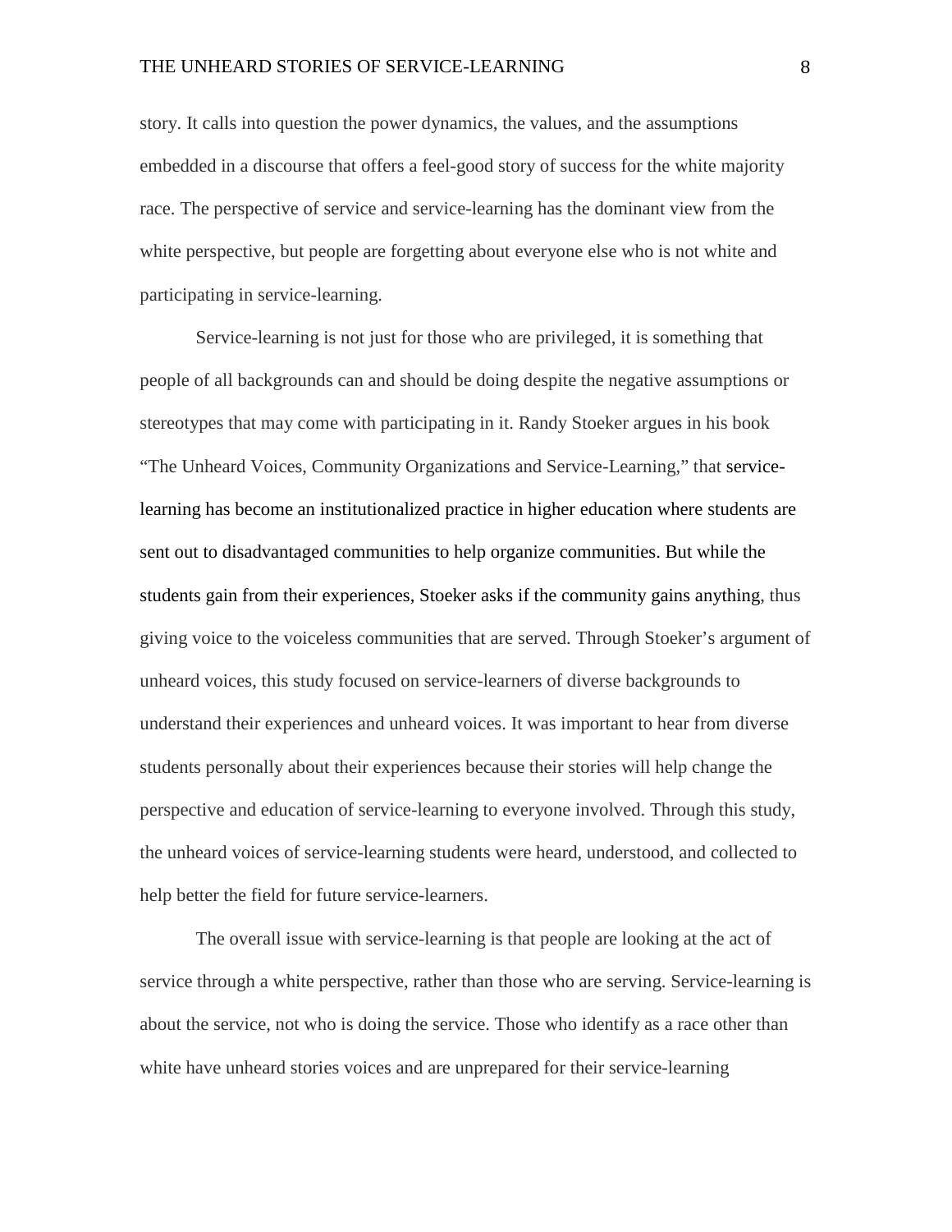story. It calls into question the power dynamics, the values, and the assumptions embedded in a discourse that offers a feel-good story of success for the white majority race. The perspective of service and service-learning has the dominant view from the white perspective, but people are forgetting about everyone else who is not white and participating in service-learning.

Service-learning is not just for those who are privileged, it is something that people of all backgrounds can and should be doing despite the negative assumptions or stereotypes that may come with participating in it. Randy Stoeker argues in his book "The Unheard Voices, Community Organizations and Service-Learning," that service-learning has become an institutionalized practice in higher education where students are sent out to disadvantaged communities to help organize communities. But while the students gain from their experiences, Stoeker asks if the community gains anything, thus giving voice to the voiceless communities that are served. Through Stoeker's argument of unheard voices, this study focused on service-learners of diverse backgrounds to understand their experiences and unheard voices. It was important to hear from diverse students personally about their experiences because their stories will help change the perspective and education of service-learning to everyone involved. Through this study, the unheard voices of service-learning students were heard, understood, and collected to help better the field for future service-learners.

The overall issue with service-learning is that people are looking at the act of service through a white perspective, rather than those who are serving. Service-learning is about the service, not who is doing the service. Those who identify as a race other than white have unheard stories voices and are unprepared for their service-learning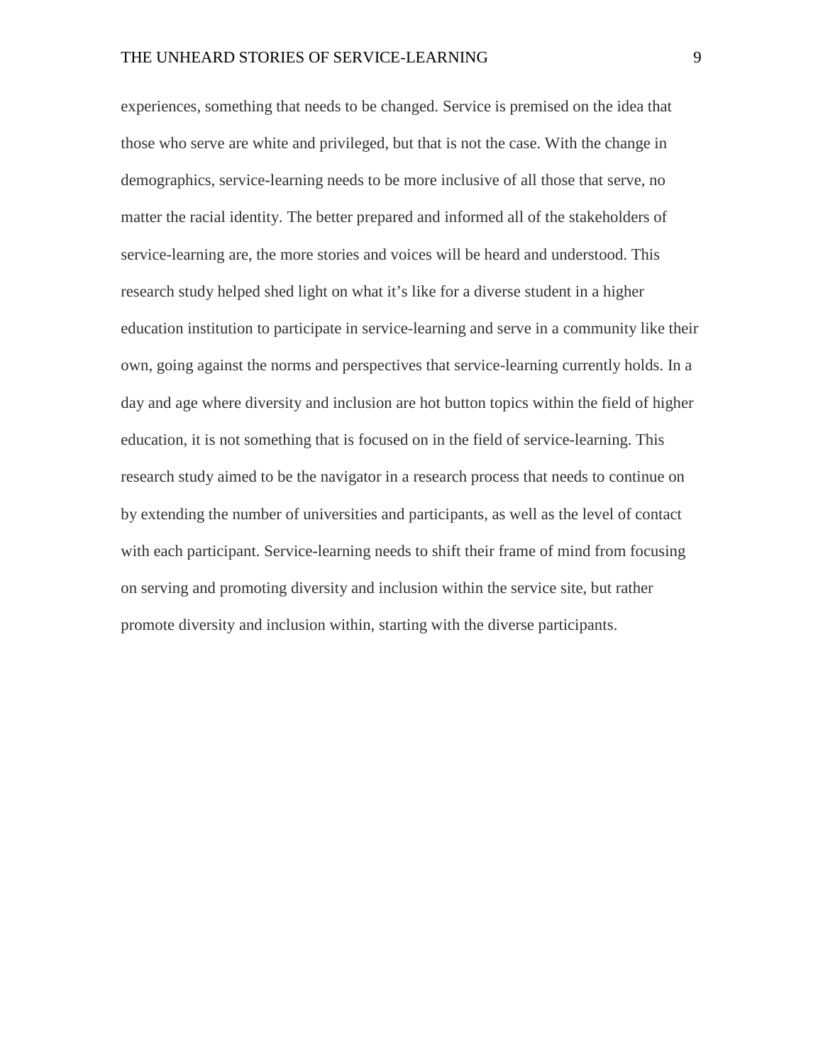experiences, something that needs to be changed. Service is premised on the idea that those who serve are white and privileged, but that is not the case. With the change in demographics, service-learning needs to be more inclusive of all those that serve, no matter the racial identity. The better prepared and informed all of the stakeholders of service-learning are, the more stories and voices will be heard and understood. This research study helped shed light on what it's like for a diverse student in a higher education institution to participate in service-learning and serve in a community like their own, going against the norms and perspectives that service-learning currently holds. In a day and age where diversity and inclusion are hot button topics within the field of higher education, it is not something that is focused on in the field of service-learning. This research study aimed to be the navigator in a research process that needs to continue on by extending the number of universities and participants, as well as the level of contact with each participant. Service-learning needs to shift their frame of mind from focusing on serving and promoting diversity and inclusion within the service site, but rather promote diversity and inclusion within, starting with the diverse participants.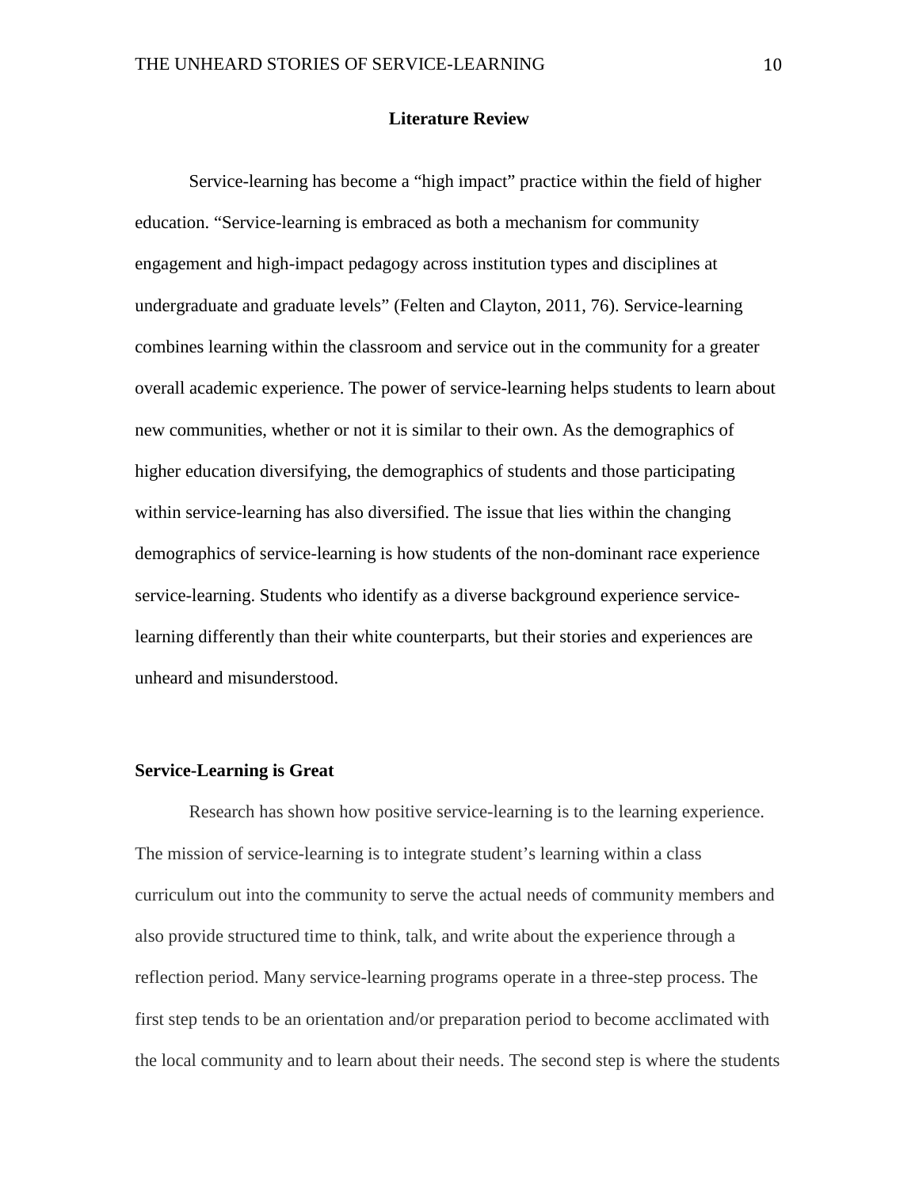## Literature Review

Service-learning has become a “high impact” practice within the field of higher education. “Service-learning is embraced as both a mechanism for community engagement and high-impact pedagogy across institution types and disciplines at undergraduate and graduate levels” (Felten and Clayton, 2011, 76). Service-learning combines learning within the classroom and service out in the community for a greater overall academic experience. The power of service-learning helps students to learn about new communities, whether or not it is similar to their own. As the demographics of higher education diversifying, the demographics of students and those participating within service-learning has also diversified. The issue that lies within the changing demographics of service-learning is how students of the non-dominant race experience service-learning. Students who identify as a diverse background experience service-learning differently than their white counterparts, but their stories and experiences are unheard and misunderstood.

### Service-Learning is Great

Research has shown how positive service-learning is to the learning experience. The mission of service-learning is to integrate student’s learning within a class curriculum out into the community to serve the actual needs of community members and also provide structured time to think, talk, and write about the experience through a reflection period. Many service-learning programs operate in a three-step process. The first step tends to be an orientation and/or preparation period to become acclimated with the local community and to learn about their needs. The second step is where the students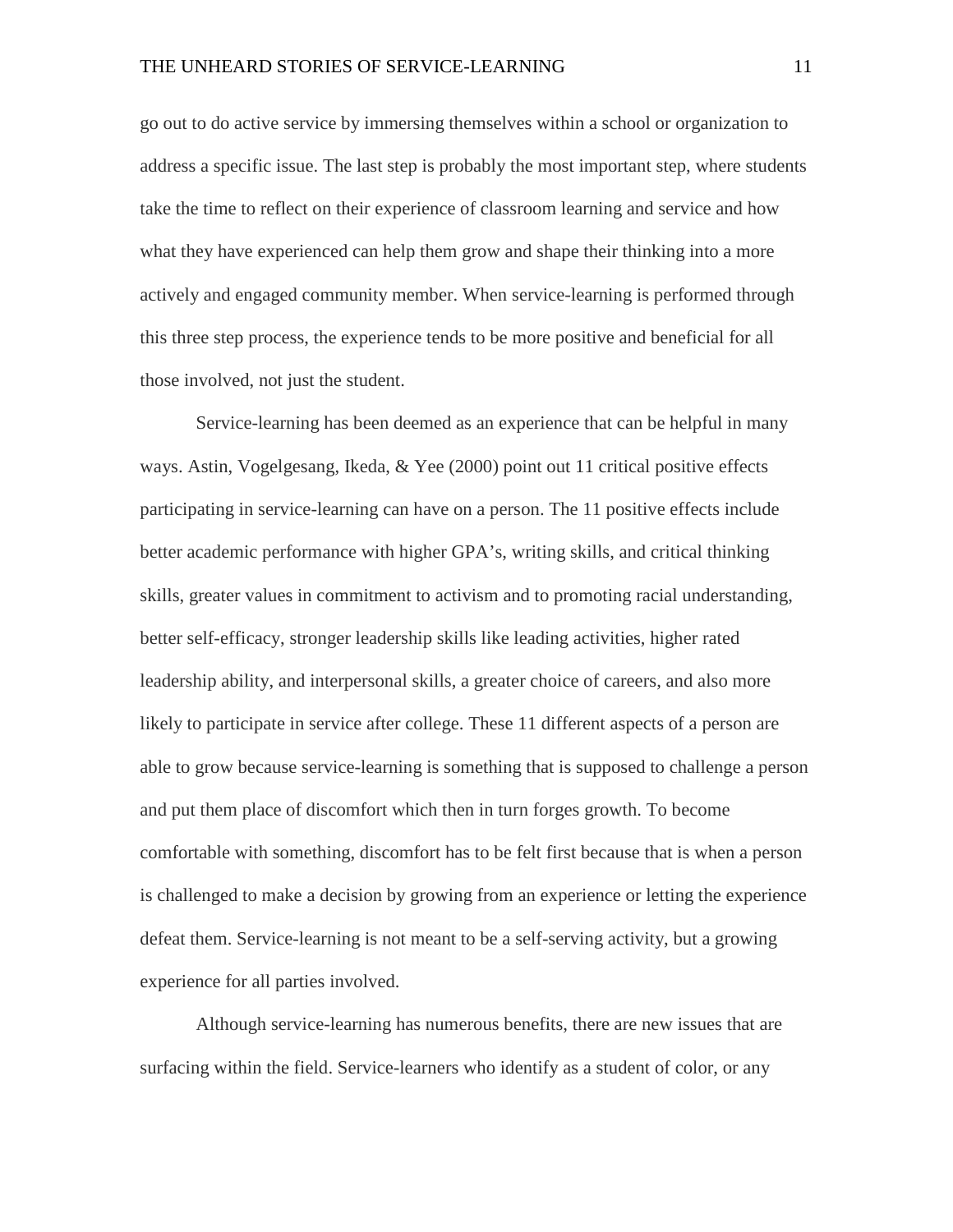go out to do active service by immersing themselves within a school or organization to address a specific issue. The last step is probably the most important step, where students take the time to reflect on their experience of classroom learning and service and how what they have experienced can help them grow and shape their thinking into a more actively and engaged community member. When service-learning is performed through this three step process, the experience tends to be more positive and beneficial for all those involved, not just the student.

Service-learning has been deemed as an experience that can be helpful in many ways. Astin, Vogelgesang, Ikeda, & Yee (2000) point out 11 critical positive effects participating in service-learning can have on a person. The 11 positive effects include better academic performance with higher GPA's, writing skills, and critical thinking skills, greater values in commitment to activism and to promoting racial understanding, better self-efficacy, stronger leadership skills like leading activities, higher rated leadership ability, and interpersonal skills, a greater choice of careers, and also more likely to participate in service after college. These 11 different aspects of a person are able to grow because service-learning is something that is supposed to challenge a person and put them place of discomfort which then in turn forges growth. To become comfortable with something, discomfort has to be felt first because that is when a person is challenged to make a decision by growing from an experience or letting the experience defeat them. Service-learning is not meant to be a self-serving activity, but a growing experience for all parties involved.

Although service-learning has numerous benefits, there are new issues that are surfacing within the field. Service-learners who identify as a student of color, or any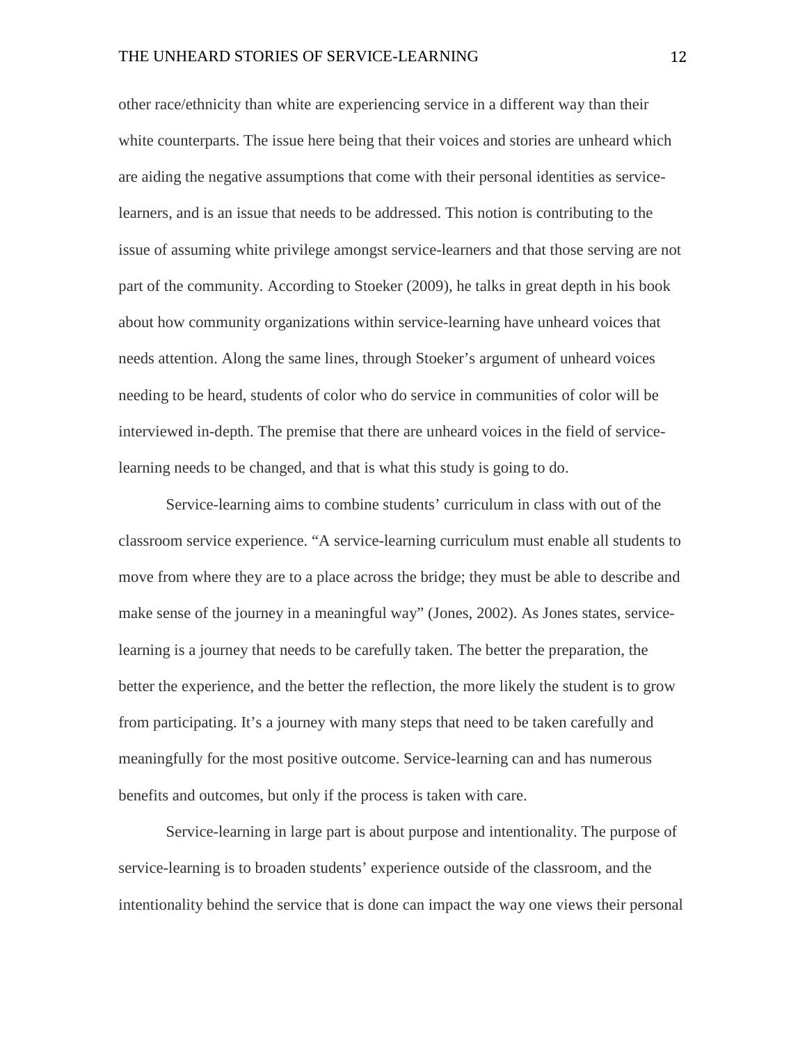other race/ethnicity than white are experiencing service in a different way than their white counterparts. The issue here being that their voices and stories are unheard which are aiding the negative assumptions that come with their personal identities as service-learners, and is an issue that needs to be addressed. This notion is contributing to the issue of assuming white privilege amongst service-learners and that those serving are not part of the community. According to Stoeker (2009), he talks in great depth in his book about how community organizations within service-learning have unheard voices that needs attention. Along the same lines, through Stoeker's argument of unheard voices needing to be heard, students of color who do service in communities of color will be interviewed in-depth. The premise that there are unheard voices in the field of service-learning needs to be changed, and that is what this study is going to do.

Service-learning aims to combine students' curriculum in class with out of the classroom service experience. "A service-learning curriculum must enable all students to move from where they are to a place across the bridge; they must be able to describe and make sense of the journey in a meaningful way" (Jones, 2002). As Jones states, service-learning is a journey that needs to be carefully taken. The better the preparation, the better the experience, and the better the reflection, the more likely the student is to grow from participating. It's a journey with many steps that need to be taken carefully and meaningfully for the most positive outcome. Service-learning can and has numerous benefits and outcomes, but only if the process is taken with care.

Service-learning in large part is about purpose and intentionality. The purpose of service-learning is to broaden students' experience outside of the classroom, and the intentionality behind the service that is done can impact the way one views their personal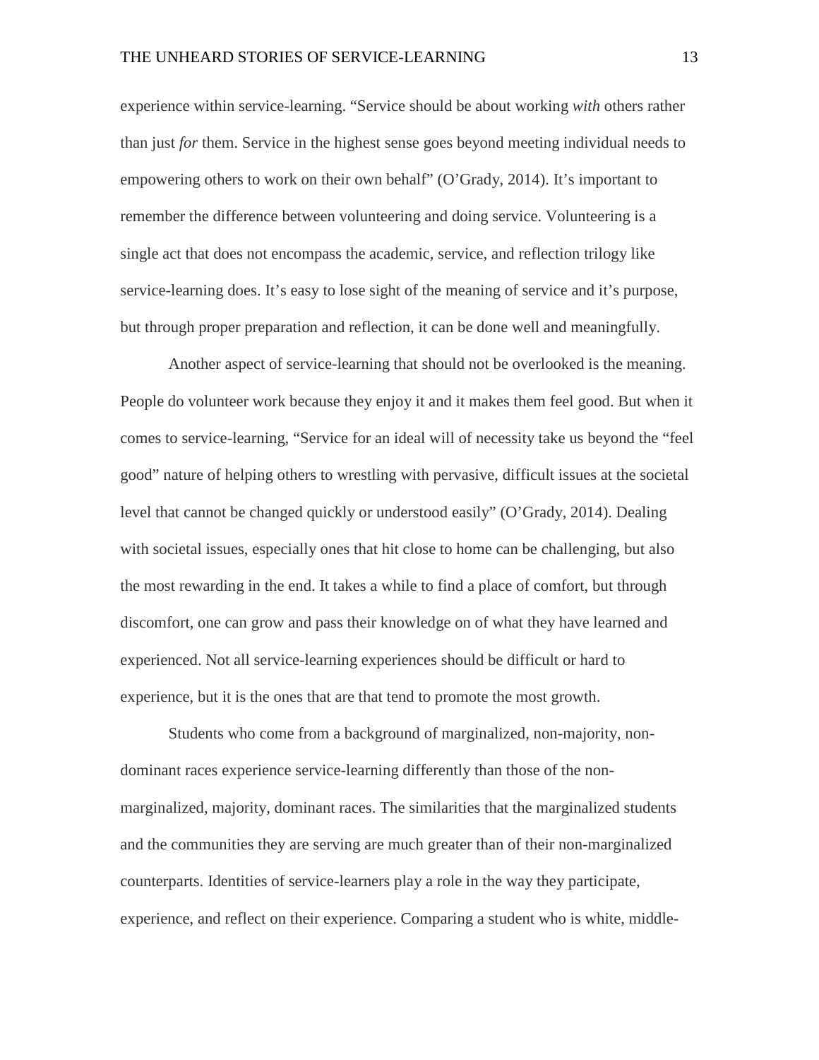experience within service-learning. “Service should be about working *with* others rather than just *for* them. Service in the highest sense goes beyond meeting individual needs to empowering others to work on their own behalf” (O’Grady, 2014). It’s important to remember the difference between volunteering and doing service. Volunteering is a single act that does not encompass the academic, service, and reflection trilogy like service-learning does. It’s easy to lose sight of the meaning of service and it’s purpose, but through proper preparation and reflection, it can be done well and meaningfully.

Another aspect of service-learning that should not be overlooked is the meaning. People do volunteer work because they enjoy it and it makes them feel good. But when it comes to service-learning, “Service for an ideal will of necessity take us beyond the “feel good” nature of helping others to wrestling with pervasive, difficult issues at the societal level that cannot be changed quickly or understood easily” (O’Grady, 2014). Dealing with societal issues, especially ones that hit close to home can be challenging, but also the most rewarding in the end. It takes a while to find a place of comfort, but through discomfort, one can grow and pass their knowledge on of what they have learned and experienced. Not all service-learning experiences should be difficult or hard to experience, but it is the ones that are that tend to promote the most growth.

Students who come from a background of marginalized, non-majority, non-dominant races experience service-learning differently than those of the non-marginalized, majority, dominant races. The similarities that the marginalized students and the communities they are serving are much greater than of their non-marginalized counterparts. Identities of service-learners play a role in the way they participate, experience, and reflect on their experience. Comparing a student who is white, middle-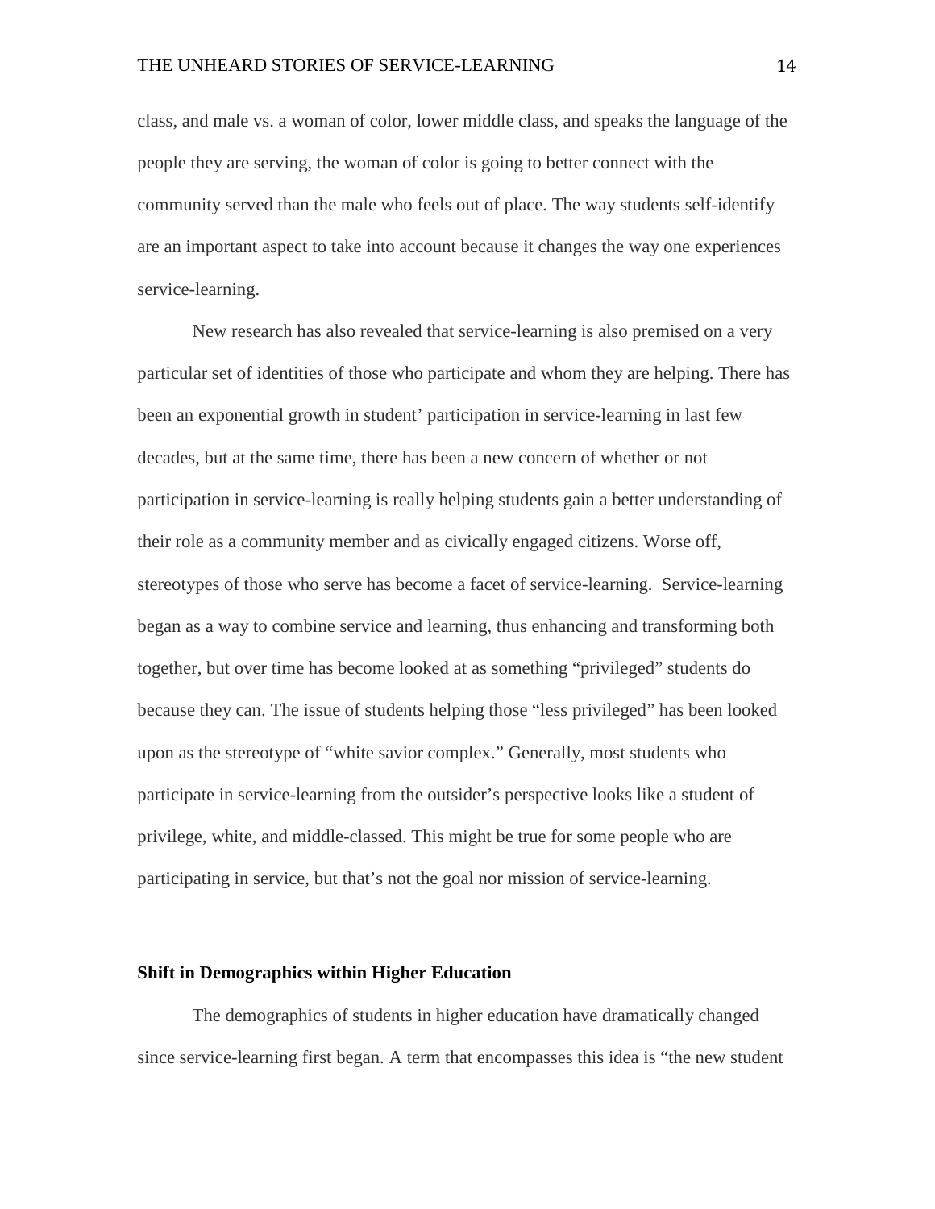class, and male vs. a woman of color, lower middle class, and speaks the language of the people they are serving, the woman of color is going to better connect with the community served than the male who feels out of place. The way students self-identify are an important aspect to take into account because it changes the way one experiences service-learning.

New research has also revealed that service-learning is also premised on a very particular set of identities of those who participate and whom they are helping. There has been an exponential growth in student' participation in service-learning in last few decades, but at the same time, there has been a new concern of whether or not participation in service-learning is really helping students gain a better understanding of their role as a community member and as civically engaged citizens. Worse off, stereotypes of those who serve has become a facet of service-learning. Service-learning began as a way to combine service and learning, thus enhancing and transforming both together, but over time has become looked at as something "privileged" students do because they can. The issue of students helping those "less privileged" has been looked upon as the stereotype of "white savior complex." Generally, most students who participate in service-learning from the outsider's perspective looks like a student of privilege, white, and middle-classed. This might be true for some people who are participating in service, but that's not the goal nor mission of service-learning.

**Shift in Demographics within Higher Education**

The demographics of students in higher education have dramatically changed since service-learning first began. A term that encompasses this idea is "the new student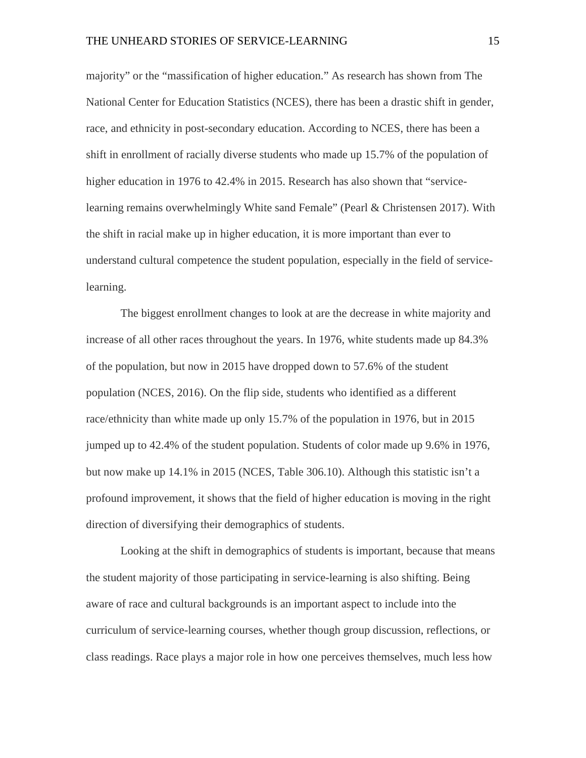majority" or the "massification of higher education." As research has shown from The National Center for Education Statistics (NCES), there has been a drastic shift in gender, race, and ethnicity in post-secondary education. According to NCES, there has been a shift in enrollment of racially diverse students who made up 15.7% of the population of higher education in 1976 to 42.4% in 2015. Research has also shown that "service-learning remains overwhelmingly White sand Female" (Pearl & Christensen 2017). With the shift in racial make up in higher education, it is more important than ever to understand cultural competence the student population, especially in the field of service-learning.

The biggest enrollment changes to look at are the decrease in white majority and increase of all other races throughout the years. In 1976, white students made up 84.3% of the population, but now in 2015 have dropped down to 57.6% of the student population (NCES, 2016). On the flip side, students who identified as a different race/ethnicity than white made up only 15.7% of the population in 1976, but in 2015 jumped up to 42.4% of the student population. Students of color made up 9.6% in 1976, but now make up 14.1% in 2015 (NCES, Table 306.10). Although this statistic isn't a profound improvement, it shows that the field of higher education is moving in the right direction of diversifying their demographics of students.

Looking at the shift in demographics of students is important, because that means the student majority of those participating in service-learning is also shifting. Being aware of race and cultural backgrounds is an important aspect to include into the curriculum of service-learning courses, whether though group discussion, reflections, or class readings. Race plays a major role in how one perceives themselves, much less how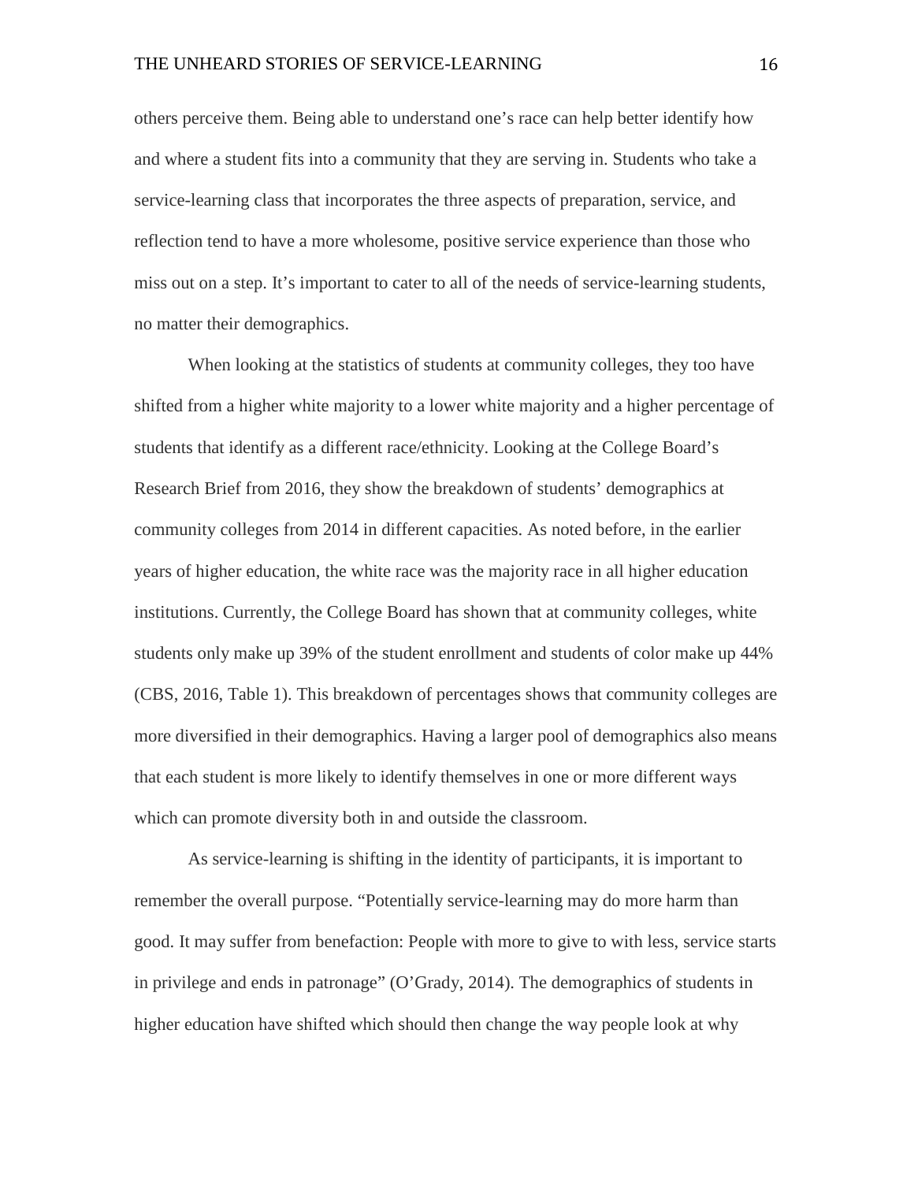others perceive them. Being able to understand one's race can help better identify how and where a student fits into a community that they are serving in. Students who take a service-learning class that incorporates the three aspects of preparation, service, and reflection tend to have a more wholesome, positive service experience than those who miss out on a step. It's important to cater to all of the needs of service-learning students, no matter their demographics.

When looking at the statistics of students at community colleges, they too have shifted from a higher white majority to a lower white majority and a higher percentage of students that identify as a different race/ethnicity. Looking at the College Board's Research Brief from 2016, they show the breakdown of students' demographics at community colleges from 2014 in different capacities. As noted before, in the earlier years of higher education, the white race was the majority race in all higher education institutions. Currently, the College Board has shown that at community colleges, white students only make up 39% of the student enrollment and students of color make up 44% (CBS, 2016, Table 1). This breakdown of percentages shows that community colleges are more diversified in their demographics. Having a larger pool of demographics also means that each student is more likely to identify themselves in one or more different ways which can promote diversity both in and outside the classroom.

As service-learning is shifting in the identity of participants, it is important to remember the overall purpose. "Potentially service-learning may do more harm than good. It may suffer from benefaction: People with more to give to with less, service starts in privilege and ends in patronage" (O'Grady, 2014). The demographics of students in higher education have shifted which should then change the way people look at why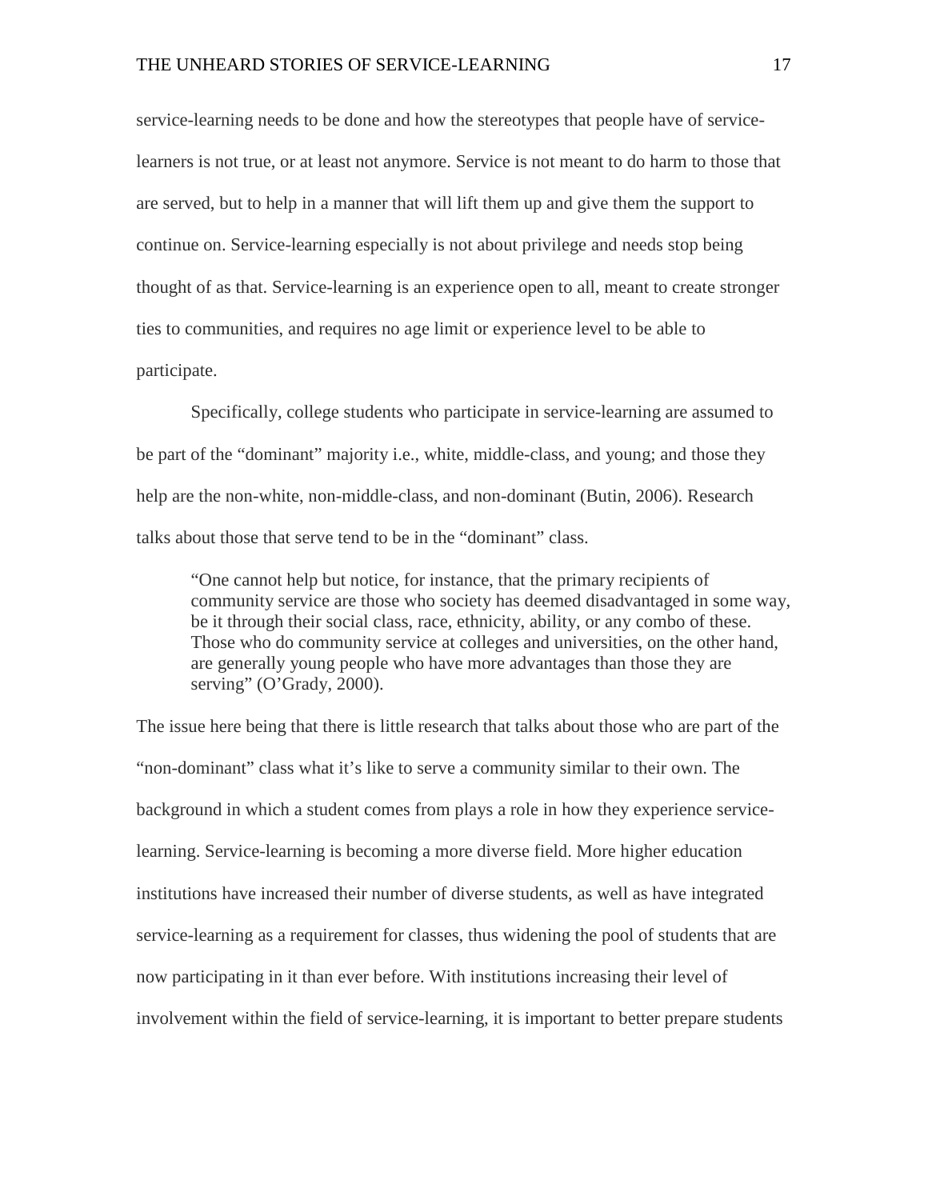service-learning needs to be done and how the stereotypes that people have of service-learners is not true, or at least not anymore. Service is not meant to do harm to those that are served, but to help in a manner that will lift them up and give them the support to continue on. Service-learning especially is not about privilege and needs stop being thought of as that. Service-learning is an experience open to all, meant to create stronger ties to communities, and requires no age limit or experience level to be able to participate.

Specifically, college students who participate in service-learning are assumed to be part of the "dominant" majority i.e., white, middle-class, and young; and those they help are the non-white, non-middle-class, and non-dominant (Butin, 2006). Research talks about those that serve tend to be in the "dominant" class.

> "One cannot help but notice, for instance, that the primary recipients of community service are those who society has deemed disadvantaged in some way, be it through their social class, race, ethnicity, ability, or any combo of these. Those who do community service at colleges and universities, on the other hand, are generally young people who have more advantages than those they are serving" (O'Grady, 2000).

The issue here being that there is little research that talks about those who are part of the "non-dominant" class what it's like to serve a community similar to their own. The background in which a student comes from plays a role in how they experience service-learning. Service-learning is becoming a more diverse field. More higher education institutions have increased their number of diverse students, as well as have integrated service-learning as a requirement for classes, thus widening the pool of students that are now participating in it than ever before. With institutions increasing their level of involvement within the field of service-learning, it is important to better prepare students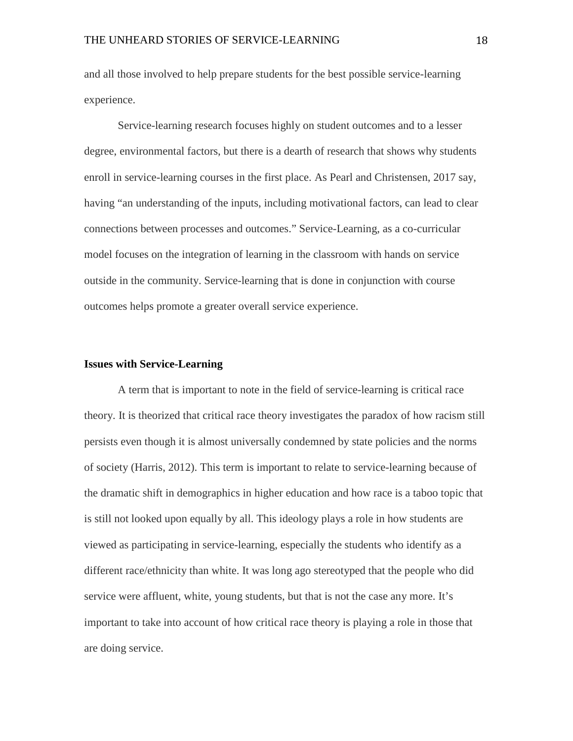and all those involved to help prepare students for the best possible service-learning experience.

Service-learning research focuses highly on student outcomes and to a lesser degree, environmental factors, but there is a dearth of research that shows why students enroll in service-learning courses in the first place. As Pearl and Christensen, 2017 say, having "an understanding of the inputs, including motivational factors, can lead to clear connections between processes and outcomes." Service-Learning, as a co-curricular model focuses on the integration of learning in the classroom with hands on service outside in the community. Service-learning that is done in conjunction with course outcomes helps promote a greater overall service experience.

**Issues with Service-Learning**

A term that is important to note in the field of service-learning is critical race theory. It is theorized that critical race theory investigates the paradox of how racism still persists even though it is almost universally condemned by state policies and the norms of society (Harris, 2012). This term is important to relate to service-learning because of the dramatic shift in demographics in higher education and how race is a taboo topic that is still not looked upon equally by all. This ideology plays a role in how students are viewed as participating in service-learning, especially the students who identify as a different race/ethnicity than white. It was long ago stereotyped that the people who did service were affluent, white, young students, but that is not the case any more. It's important to take into account of how critical race theory is playing a role in those that are doing service.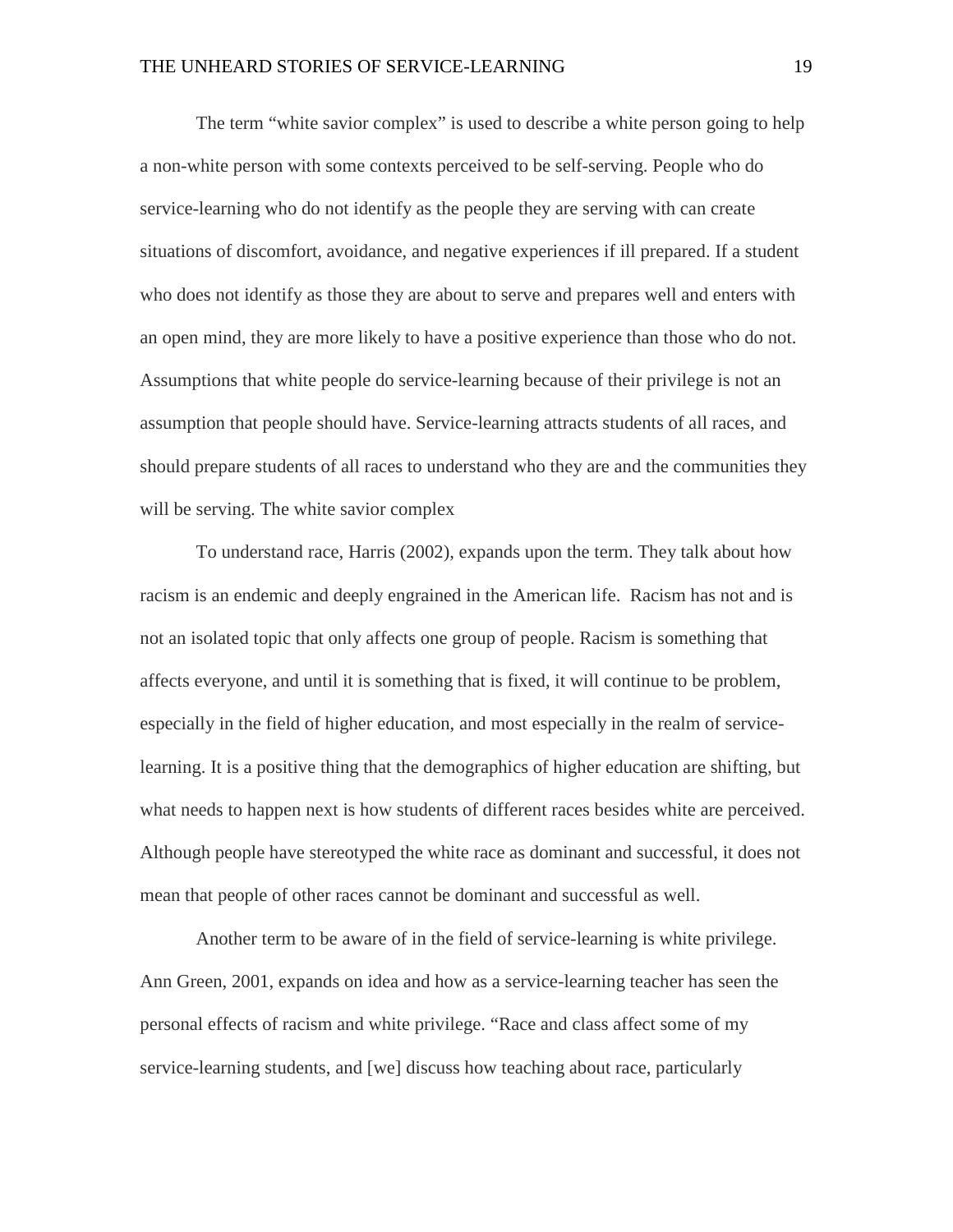The term "white savior complex" is used to describe a white person going to help a non-white person with some contexts perceived to be self-serving. People who do service-learning who do not identify as the people they are serving with can create situations of discomfort, avoidance, and negative experiences if ill prepared. If a student who does not identify as those they are about to serve and prepares well and enters with an open mind, they are more likely to have a positive experience than those who do not. Assumptions that white people do service-learning because of their privilege is not an assumption that people should have. Service-learning attracts students of all races, and should prepare students of all races to understand who they are and the communities they will be serving. The white savior complex

To understand race, Harris (2002), expands upon the term. They talk about how racism is an endemic and deeply engrained in the American life. Racism has not and is not an isolated topic that only affects one group of people. Racism is something that affects everyone, and until it is something that is fixed, it will continue to be problem, especially in the field of higher education, and most especially in the realm of service-learning. It is a positive thing that the demographics of higher education are shifting, but what needs to happen next is how students of different races besides white are perceived. Although people have stereotyped the white race as dominant and successful, it does not mean that people of other races cannot be dominant and successful as well.

Another term to be aware of in the field of service-learning is white privilege. Ann Green, 2001, expands on idea and how as a service-learning teacher has seen the personal effects of racism and white privilege. "Race and class affect some of my service-learning students, and [we] discuss how teaching about race, particularly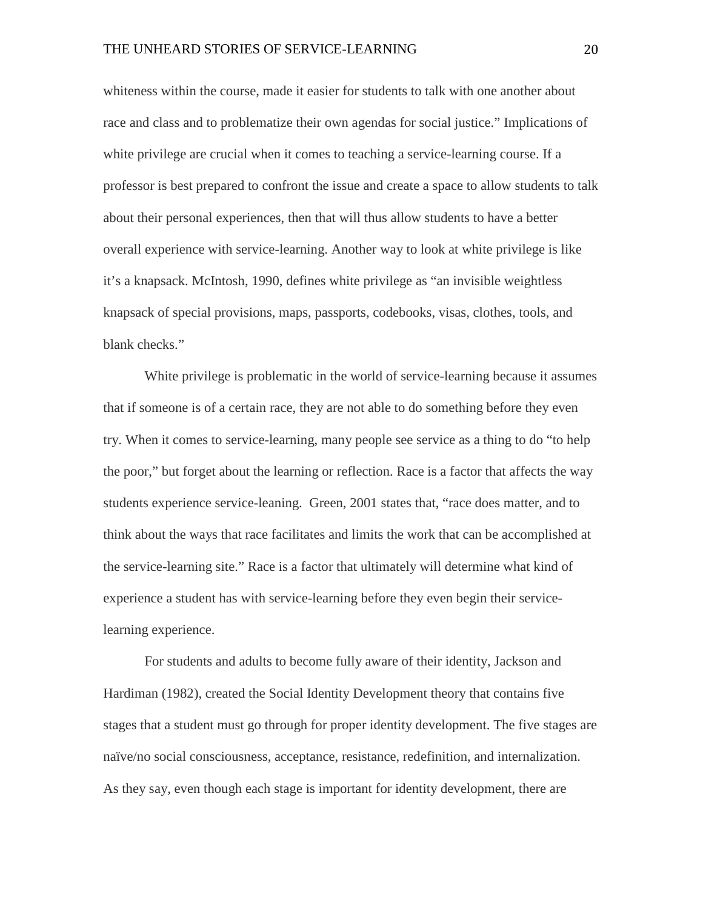whiteness within the course, made it easier for students to talk with one another about race and class and to problematize their own agendas for social justice." Implications of white privilege are crucial when it comes to teaching a service-learning course. If a professor is best prepared to confront the issue and create a space to allow students to talk about their personal experiences, then that will thus allow students to have a better overall experience with service-learning. Another way to look at white privilege is like it's a knapsack. McIntosh, 1990, defines white privilege as "an invisible weightless knapsack of special provisions, maps, passports, codebooks, visas, clothes, tools, and blank checks."

White privilege is problematic in the world of service-learning because it assumes that if someone is of a certain race, they are not able to do something before they even try. When it comes to service-learning, many people see service as a thing to do "to help the poor," but forget about the learning or reflection. Race is a factor that affects the way students experience service-leaning. Green, 2001 states that, "race does matter, and to think about the ways that race facilitates and limits the work that can be accomplished at the service-learning site." Race is a factor that ultimately will determine what kind of experience a student has with service-learning before they even begin their service-learning experience.

For students and adults to become fully aware of their identity, Jackson and Hardiman (1982), created the Social Identity Development theory that contains five stages that a student must go through for proper identity development. The five stages are naïve/no social consciousness, acceptance, resistance, redefinition, and internalization. As they say, even though each stage is important for identity development, there are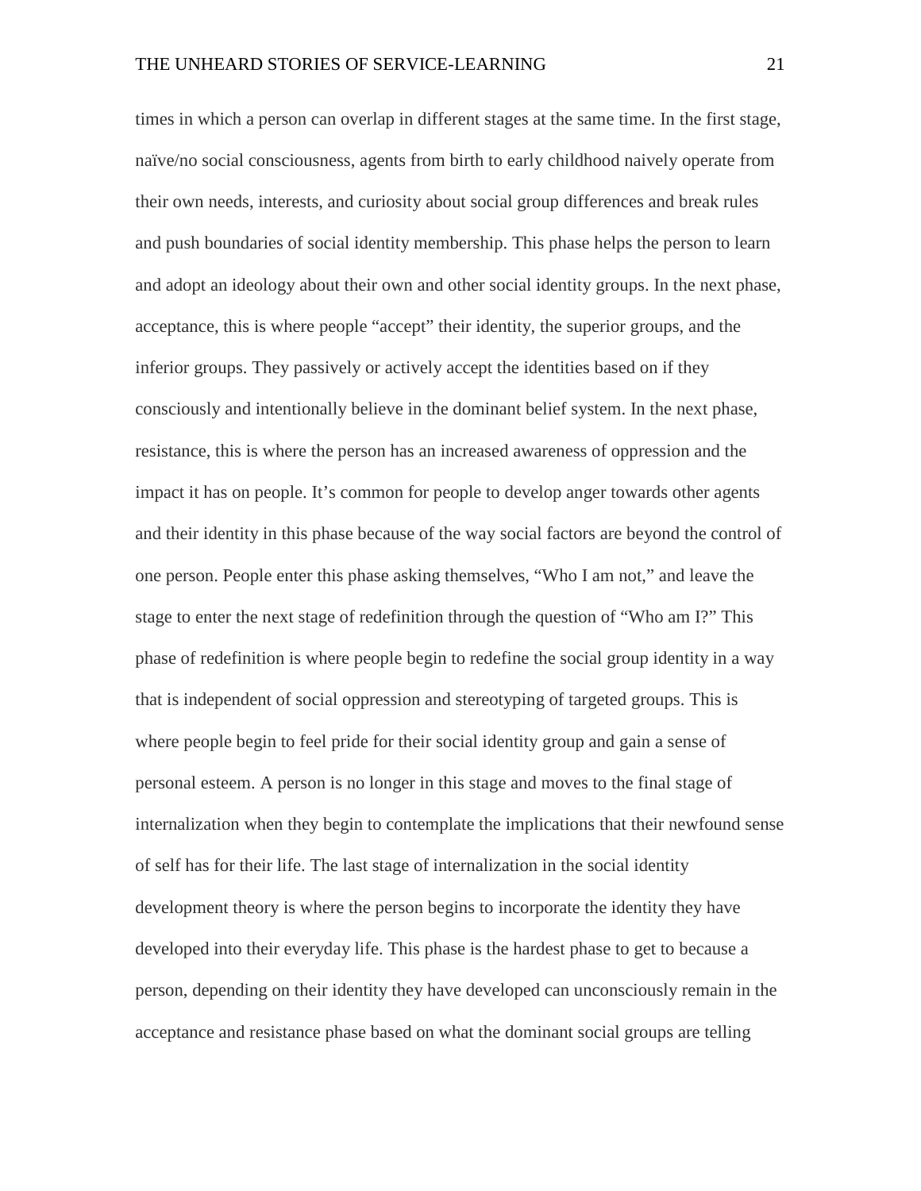times in which a person can overlap in different stages at the same time. In the first stage, naïve/no social consciousness, agents from birth to early childhood naively operate from their own needs, interests, and curiosity about social group differences and break rules and push boundaries of social identity membership. This phase helps the person to learn and adopt an ideology about their own and other social identity groups. In the next phase, acceptance, this is where people "accept" their identity, the superior groups, and the inferior groups. They passively or actively accept the identities based on if they consciously and intentionally believe in the dominant belief system. In the next phase, resistance, this is where the person has an increased awareness of oppression and the impact it has on people. It's common for people to develop anger towards other agents and their identity in this phase because of the way social factors are beyond the control of one person. People enter this phase asking themselves, "Who I am not," and leave the stage to enter the next stage of redefinition through the question of "Who am I?" This phase of redefinition is where people begin to redefine the social group identity in a way that is independent of social oppression and stereotyping of targeted groups. This is where people begin to feel pride for their social identity group and gain a sense of personal esteem. A person is no longer in this stage and moves to the final stage of internalization when they begin to contemplate the implications that their newfound sense of self has for their life. The last stage of internalization in the social identity development theory is where the person begins to incorporate the identity they have developed into their everyday life. This phase is the hardest phase to get to because a person, depending on their identity they have developed can unconsciously remain in the acceptance and resistance phase based on what the dominant social groups are telling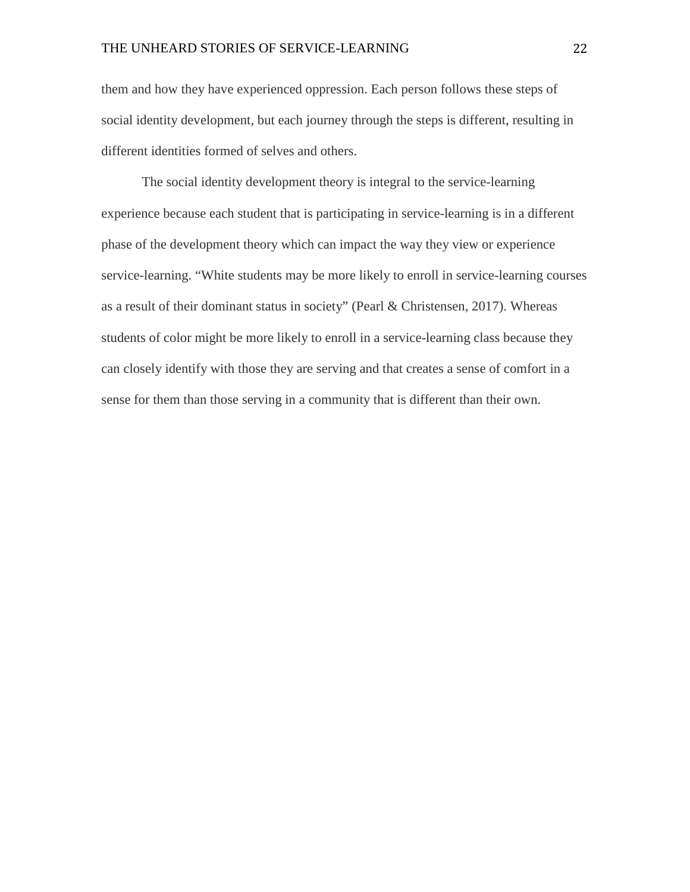them and how they have experienced oppression. Each person follows these steps of social identity development, but each journey through the steps is different, resulting in different identities formed of selves and others.

The social identity development theory is integral to the service-learning experience because each student that is participating in service-learning is in a different phase of the development theory which can impact the way they view or experience service-learning. "White students may be more likely to enroll in service-learning courses as a result of their dominant status in society" (Pearl & Christensen, 2017). Whereas students of color might be more likely to enroll in a service-learning class because they can closely identify with those they are serving and that creates a sense of comfort in a sense for them than those serving in a community that is different than their own.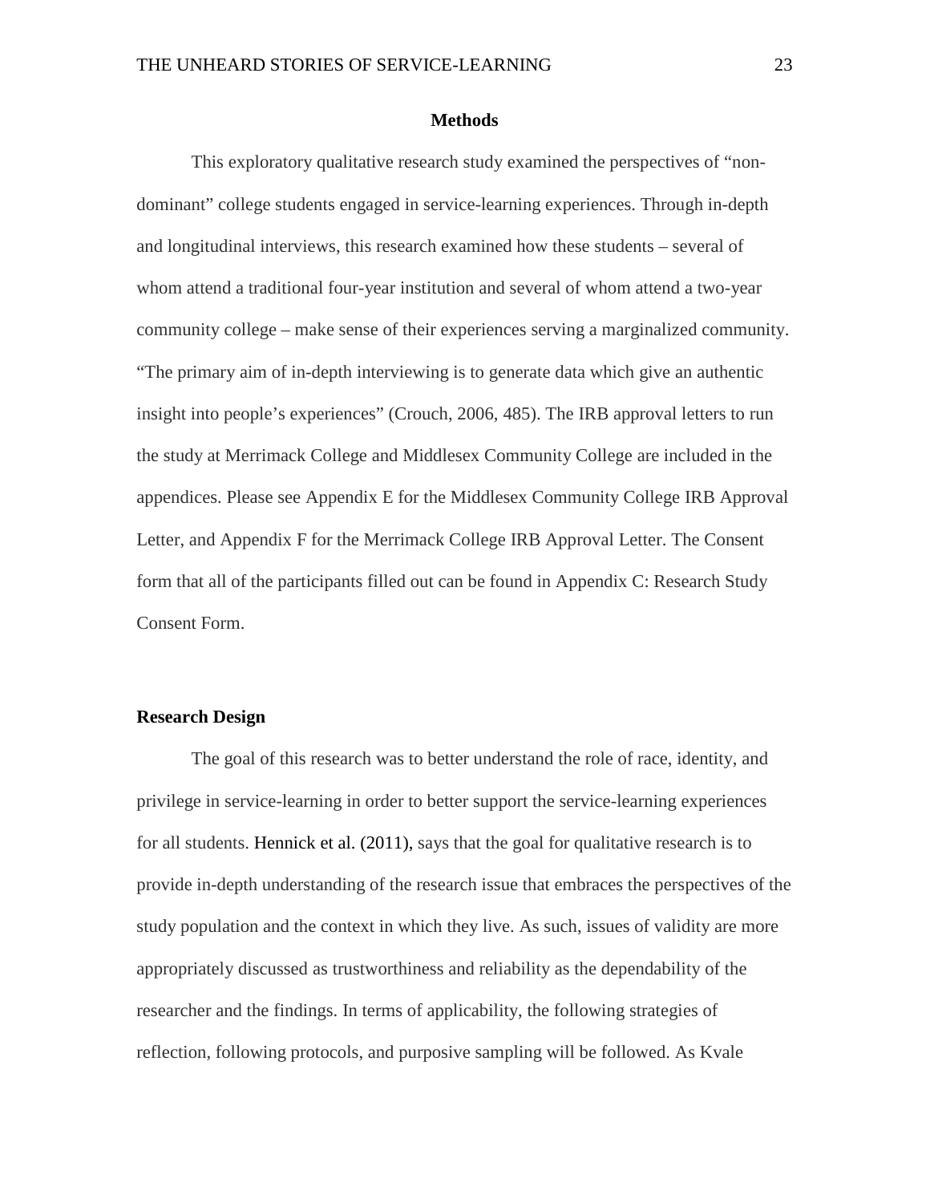## Methods

This exploratory qualitative research study examined the perspectives of "non-dominant" college students engaged in service-learning experiences. Through in-depth and longitudinal interviews, this research examined how these students – several of whom attend a traditional four-year institution and several of whom attend a two-year community college – make sense of their experiences serving a marginalized community. "The primary aim of in-depth interviewing is to generate data which give an authentic insight into people's experiences" (Crouch, 2006, 485). The IRB approval letters to run the study at Merrimack College and Middlesex Community College are included in the appendices. Please see Appendix E for the Middlesex Community College IRB Approval Letter, and Appendix F for the Merrimack College IRB Approval Letter. The Consent form that all of the participants filled out can be found in Appendix C: Research Study Consent Form.

### Research Design

The goal of this research was to better understand the role of race, identity, and privilege in service-learning in order to better support the service-learning experiences for all students. Hennick et al. (2011), says that the goal for qualitative research is to provide in-depth understanding of the research issue that embraces the perspectives of the study population and the context in which they live. As such, issues of validity are more appropriately discussed as trustworthiness and reliability as the dependability of the researcher and the findings. In terms of applicability, the following strategies of reflection, following protocols, and purposive sampling will be followed. As Kvale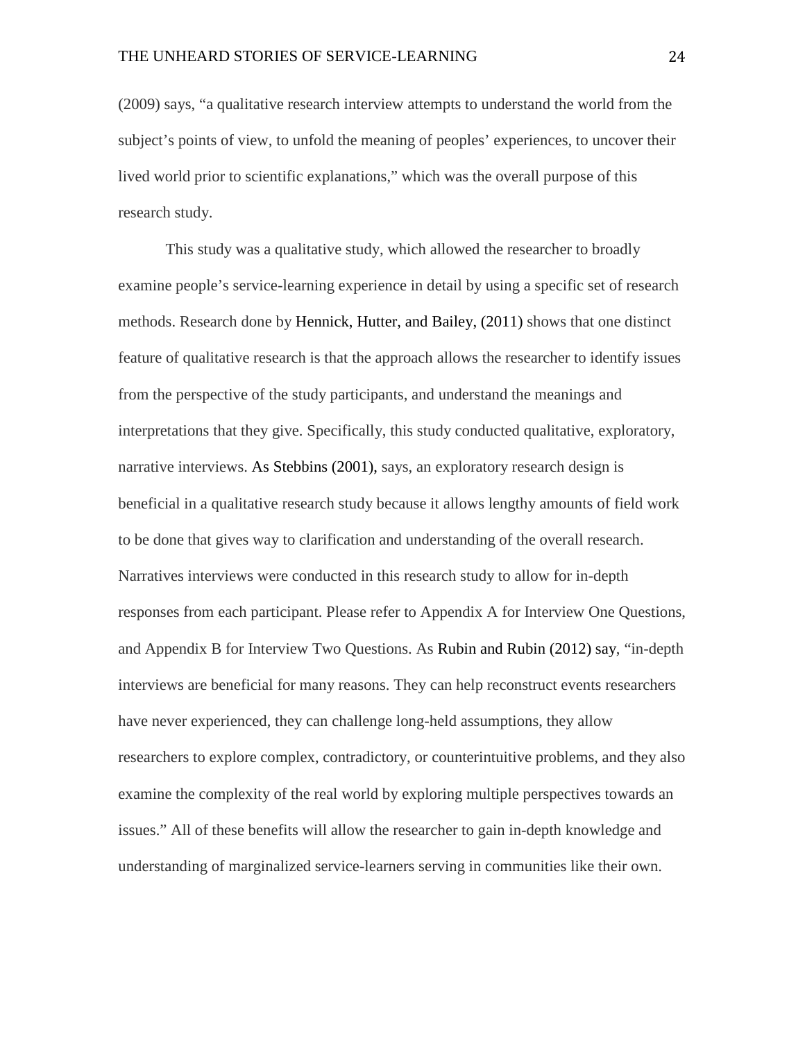(2009) says, “a qualitative research interview attempts to understand the world from the subject’s points of view, to unfold the meaning of peoples’ experiences, to uncover their lived world prior to scientific explanations,” which was the overall purpose of this research study.

This study was a qualitative study, which allowed the researcher to broadly examine people’s service-learning experience in detail by using a specific set of research methods. Research done by Hennick, Hutter, and Bailey, (2011) shows that one distinct feature of qualitative research is that the approach allows the researcher to identify issues from the perspective of the study participants, and understand the meanings and interpretations that they give. Specifically, this study conducted qualitative, exploratory, narrative interviews. As Stebbins (2001), says, an exploratory research design is beneficial in a qualitative research study because it allows lengthy amounts of field work to be done that gives way to clarification and understanding of the overall research. Narratives interviews were conducted in this research study to allow for in-depth responses from each participant. Please refer to Appendix A for Interview One Questions, and Appendix B for Interview Two Questions. As Rubin and Rubin (2012) say, “in-depth interviews are beneficial for many reasons. They can help reconstruct events researchers have never experienced, they can challenge long-held assumptions, they allow researchers to explore complex, contradictory, or counterintuitive problems, and they also examine the complexity of the real world by exploring multiple perspectives towards an issues.” All of these benefits will allow the researcher to gain in-depth knowledge and understanding of marginalized service-learners serving in communities like their own.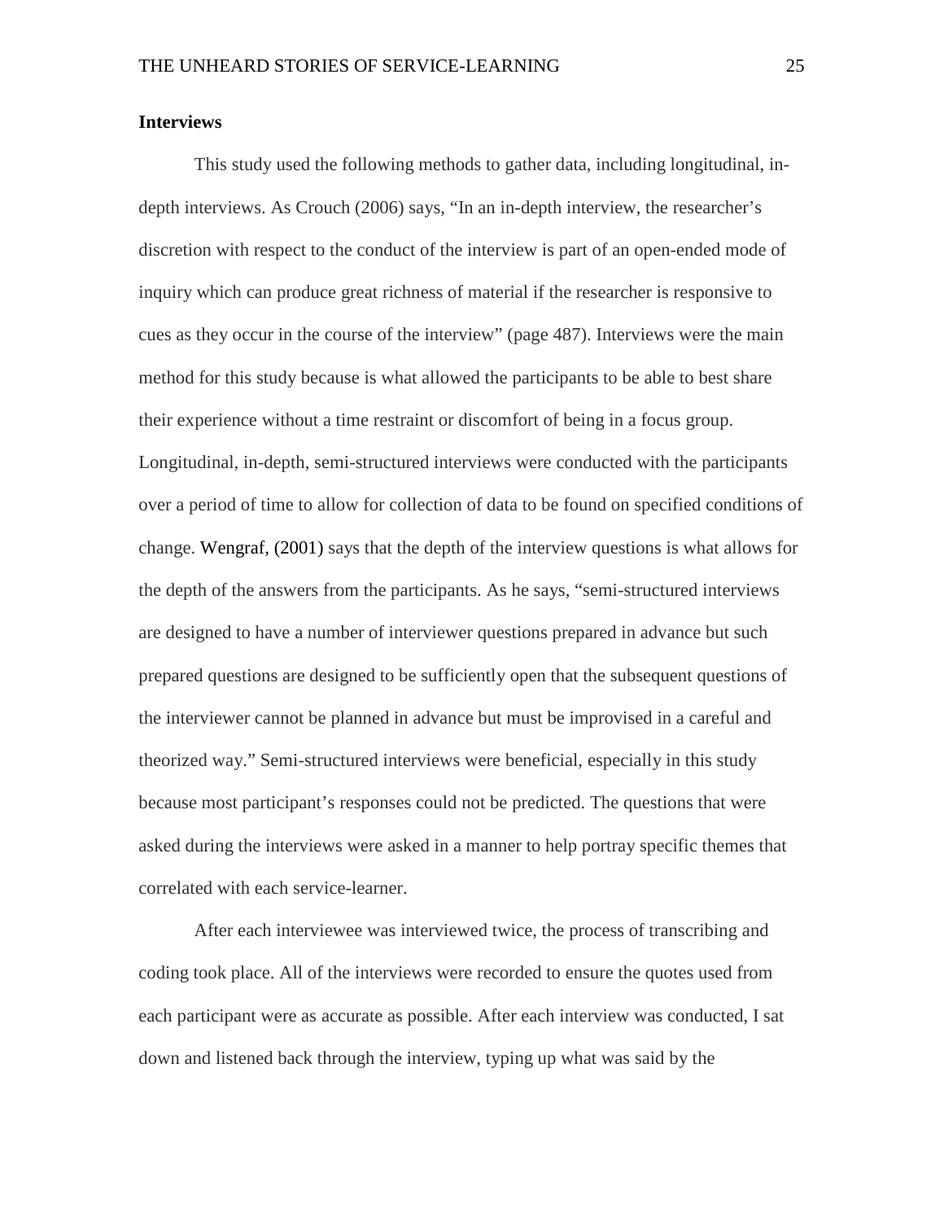## Interviews

This study used the following methods to gather data, including longitudinal, in-depth interviews. As Crouch (2006) says, "In an in-depth interview, the researcher's discretion with respect to the conduct of the interview is part of an open-ended mode of inquiry which can produce great richness of material if the researcher is responsive to cues as they occur in the course of the interview" (page 487). Interviews were the main method for this study because is what allowed the participants to be able to best share their experience without a time restraint or discomfort of being in a focus group. Longitudinal, in-depth, semi-structured interviews were conducted with the participants over a period of time to allow for collection of data to be found on specified conditions of change. Wengraf, (2001) says that the depth of the interview questions is what allows for the depth of the answers from the participants. As he says, "semi-structured interviews are designed to have a number of interviewer questions prepared in advance but such prepared questions are designed to be sufficiently open that the subsequent questions of the interviewer cannot be planned in advance but must be improvised in a careful and theorized way." Semi-structured interviews were beneficial, especially in this study because most participant's responses could not be predicted. The questions that were asked during the interviews were asked in a manner to help portray specific themes that correlated with each service-learner.

After each interviewee was interviewed twice, the process of transcribing and coding took place. All of the interviews were recorded to ensure the quotes used from each participant were as accurate as possible. After each interview was conducted, I sat down and listened back through the interview, typing up what was said by the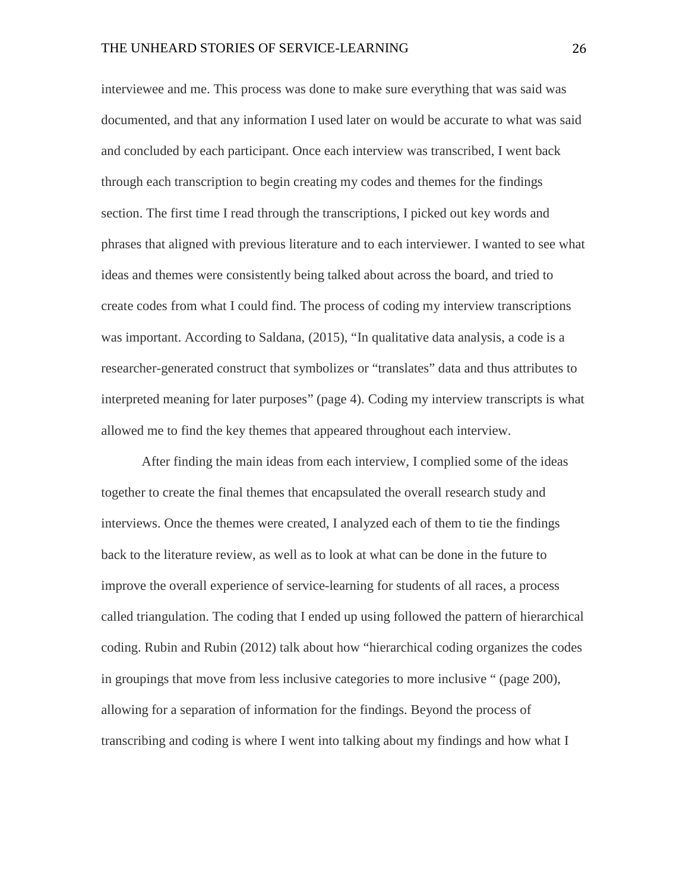interviewee and me. This process was done to make sure everything that was said was documented, and that any information I used later on would be accurate to what was said and concluded by each participant. Once each interview was transcribed, I went back through each transcription to begin creating my codes and themes for the findings section. The first time I read through the transcriptions, I picked out key words and phrases that aligned with previous literature and to each interviewer. I wanted to see what ideas and themes were consistently being talked about across the board, and tried to create codes from what I could find. The process of coding my interview transcriptions was important. According to Saldana, (2015), "In qualitative data analysis, a code is a researcher-generated construct that symbolizes or "translates" data and thus attributes to interpreted meaning for later purposes" (page 4). Coding my interview transcripts is what allowed me to find the key themes that appeared throughout each interview.

After finding the main ideas from each interview, I complied some of the ideas together to create the final themes that encapsulated the overall research study and interviews. Once the themes were created, I analyzed each of them to tie the findings back to the literature review, as well as to look at what can be done in the future to improve the overall experience of service-learning for students of all races, a process called triangulation. The coding that I ended up using followed the pattern of hierarchical coding. Rubin and Rubin (2012) talk about how "hierarchical coding organizes the codes in groupings that move from less inclusive categories to more inclusive " (page 200), allowing for a separation of information for the findings. Beyond the process of transcribing and coding is where I went into talking about my findings and how what I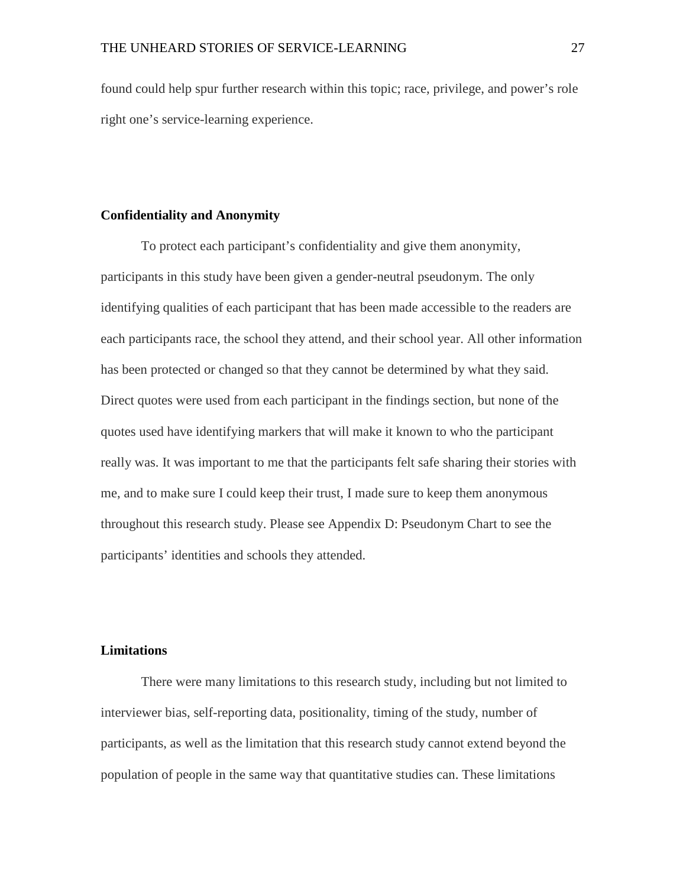found could help spur further research within this topic; race, privilege, and power's role right one's service-learning experience.

## Confidentiality and Anonymity

To protect each participant's confidentiality and give them anonymity, participants in this study have been given a gender-neutral pseudonym. The only identifying qualities of each participant that has been made accessible to the readers are each participants race, the school they attend, and their school year. All other information has been protected or changed so that they cannot be determined by what they said. Direct quotes were used from each participant in the findings section, but none of the quotes used have identifying markers that will make it known to who the participant really was. It was important to me that the participants felt safe sharing their stories with me, and to make sure I could keep their trust, I made sure to keep them anonymous throughout this research study. Please see Appendix D: Pseudonym Chart to see the participants' identities and schools they attended.

## Limitations

There were many limitations to this research study, including but not limited to interviewer bias, self-reporting data, positionality, timing of the study, number of participants, as well as the limitation that this research study cannot extend beyond the population of people in the same way that quantitative studies can. These limitations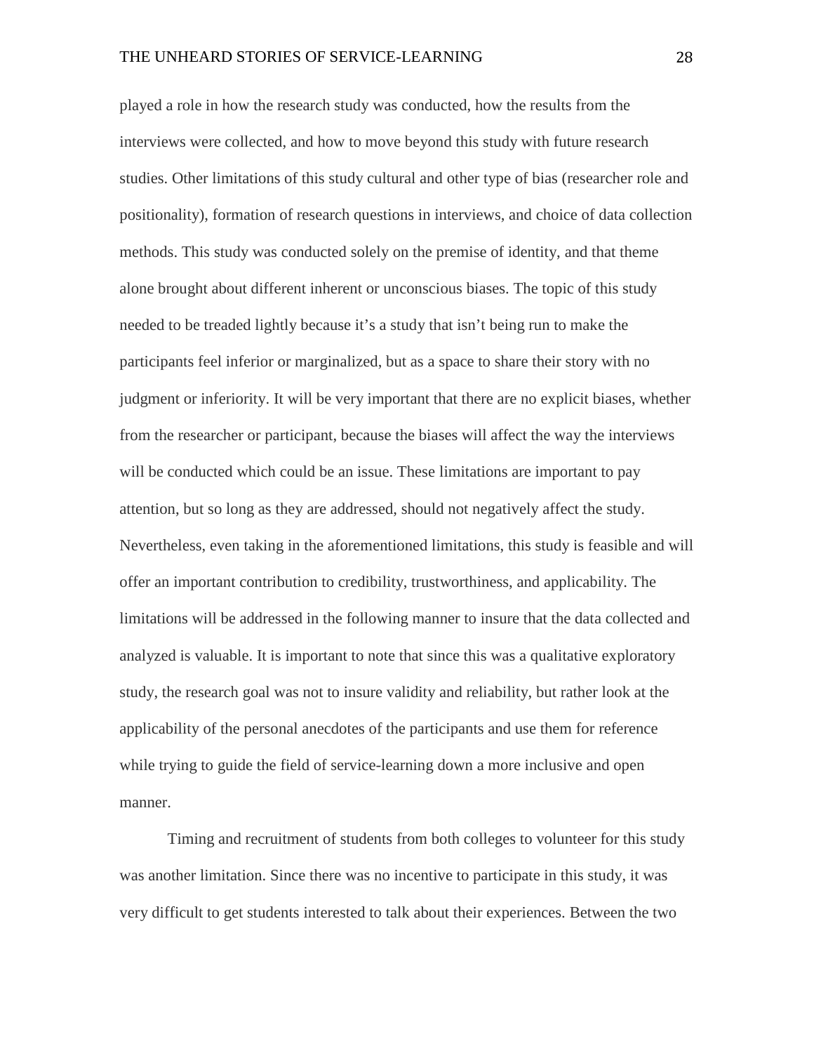played a role in how the research study was conducted, how the results from the interviews were collected, and how to move beyond this study with future research studies. Other limitations of this study cultural and other type of bias (researcher role and positionality), formation of research questions in interviews, and choice of data collection methods. This study was conducted solely on the premise of identity, and that theme alone brought about different inherent or unconscious biases. The topic of this study needed to be treaded lightly because it's a study that isn't being run to make the participants feel inferior or marginalized, but as a space to share their story with no judgment or inferiority. It will be very important that there are no explicit biases, whether from the researcher or participant, because the biases will affect the way the interviews will be conducted which could be an issue. These limitations are important to pay attention, but so long as they are addressed, should not negatively affect the study. Nevertheless, even taking in the aforementioned limitations, this study is feasible and will offer an important contribution to credibility, trustworthiness, and applicability. The limitations will be addressed in the following manner to insure that the data collected and analyzed is valuable. It is important to note that since this was a qualitative exploratory study, the research goal was not to insure validity and reliability, but rather look at the applicability of the personal anecdotes of the participants and use them for reference while trying to guide the field of service-learning down a more inclusive and open manner.

Timing and recruitment of students from both colleges to volunteer for this study was another limitation. Since there was no incentive to participate in this study, it was very difficult to get students interested to talk about their experiences. Between the two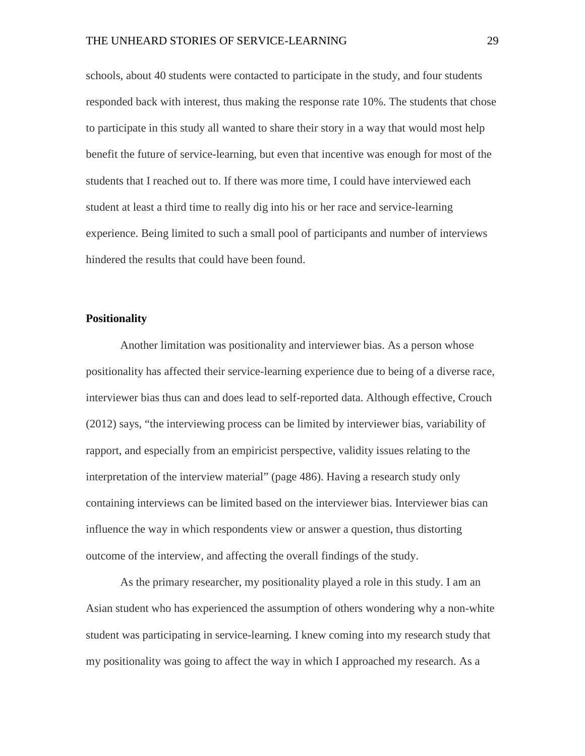schools, about 40 students were contacted to participate in the study, and four students responded back with interest, thus making the response rate 10%. The students that chose to participate in this study all wanted to share their story in a way that would most help benefit the future of service-learning, but even that incentive was enough for most of the students that I reached out to. If there was more time, I could have interviewed each student at least a third time to really dig into his or her race and service-learning experience. Being limited to such a small pool of participants and number of interviews hindered the results that could have been found.

**Positionality**

Another limitation was positionality and interviewer bias. As a person whose positionality has affected their service-learning experience due to being of a diverse race, interviewer bias thus can and does lead to self-reported data. Although effective, Crouch (2012) says, "the interviewing process can be limited by interviewer bias, variability of rapport, and especially from an empiricist perspective, validity issues relating to the interpretation of the interview material" (page 486). Having a research study only containing interviews can be limited based on the interviewer bias. Interviewer bias can influence the way in which respondents view or answer a question, thus distorting outcome of the interview, and affecting the overall findings of the study.

As the primary researcher, my positionality played a role in this study. I am an Asian student who has experienced the assumption of others wondering why a non-white student was participating in service-learning. I knew coming into my research study that my positionality was going to affect the way in which I approached my research. As a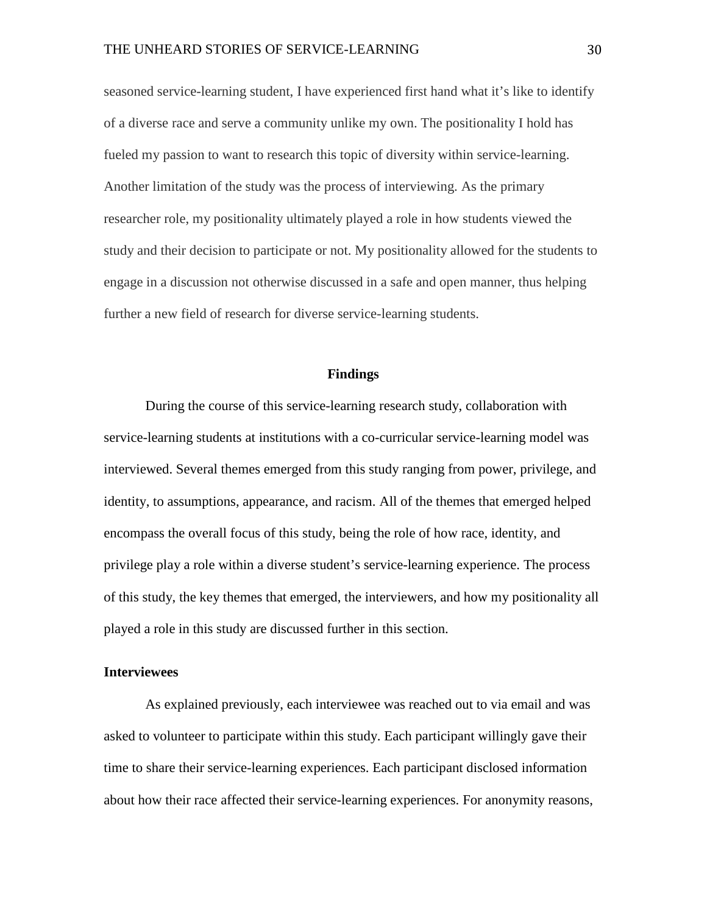seasoned service-learning student, I have experienced first hand what it's like to identify of a diverse race and serve a community unlike my own. The positionality I hold has fueled my passion to want to research this topic of diversity within service-learning. Another limitation of the study was the process of interviewing. As the primary researcher role, my positionality ultimately played a role in how students viewed the study and their decision to participate or not. My positionality allowed for the students to engage in a discussion not otherwise discussed in a safe and open manner, thus helping further a new field of research for diverse service-learning students.

## Findings

During the course of this service-learning research study, collaboration with service-learning students at institutions with a co-curricular service-learning model was interviewed. Several themes emerged from this study ranging from power, privilege, and identity, to assumptions, appearance, and racism. All of the themes that emerged helped encompass the overall focus of this study, being the role of how race, identity, and privilege play a role within a diverse student's service-learning experience. The process of this study, the key themes that emerged, the interviewers, and how my positionality all played a role in this study are discussed further in this section.

### Interviewees

As explained previously, each interviewee was reached out to via email and was asked to volunteer to participate within this study. Each participant willingly gave their time to share their service-learning experiences. Each participant disclosed information about how their race affected their service-learning experiences. For anonymity reasons,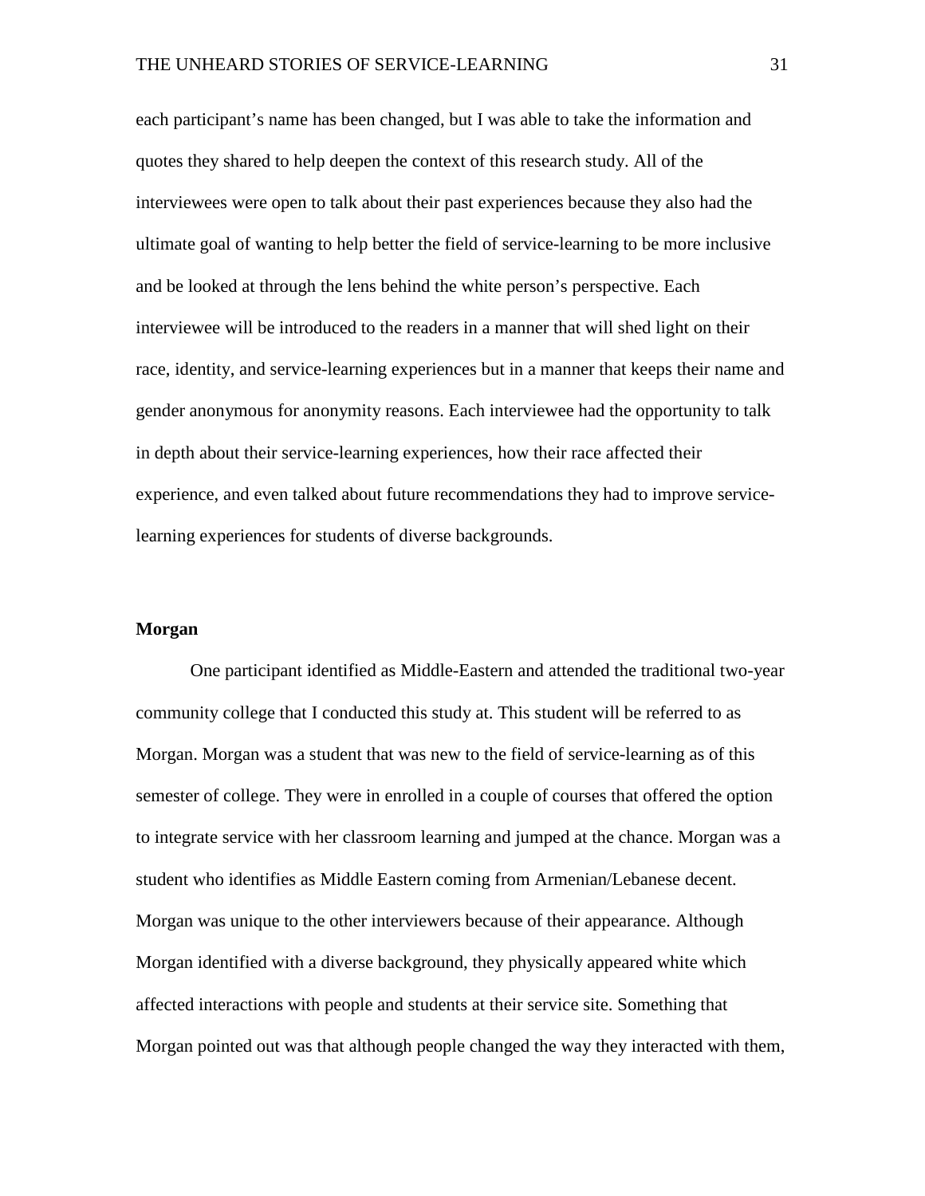each participant's name has been changed, but I was able to take the information and quotes they shared to help deepen the context of this research study. All of the interviewees were open to talk about their past experiences because they also had the ultimate goal of wanting to help better the field of service-learning to be more inclusive and be looked at through the lens behind the white person's perspective. Each interviewee will be introduced to the readers in a manner that will shed light on their race, identity, and service-learning experiences but in a manner that keeps their name and gender anonymous for anonymity reasons. Each interviewee had the opportunity to talk in depth about their service-learning experiences, how their race affected their experience, and even talked about future recommendations they had to improve service-learning experiences for students of diverse backgrounds.

**Morgan**

One participant identified as Middle-Eastern and attended the traditional two-year community college that I conducted this study at. This student will be referred to as Morgan. Morgan was a student that was new to the field of service-learning as of this semester of college. They were in enrolled in a couple of courses that offered the option to integrate service with her classroom learning and jumped at the chance. Morgan was a student who identifies as Middle Eastern coming from Armenian/Lebanese decent. Morgan was unique to the other interviewers because of their appearance. Although Morgan identified with a diverse background, they physically appeared white which affected interactions with people and students at their service site. Something that Morgan pointed out was that although people changed the way they interacted with them,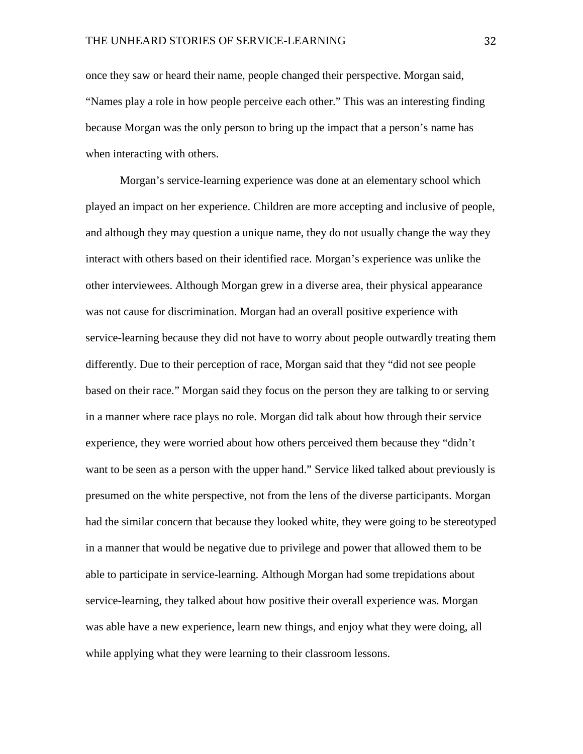once they saw or heard their name, people changed their perspective. Morgan said, "Names play a role in how people perceive each other." This was an interesting finding because Morgan was the only person to bring up the impact that a person's name has when interacting with others.

Morgan's service-learning experience was done at an elementary school which played an impact on her experience. Children are more accepting and inclusive of people, and although they may question a unique name, they do not usually change the way they interact with others based on their identified race. Morgan's experience was unlike the other interviewees. Although Morgan grew in a diverse area, their physical appearance was not cause for discrimination. Morgan had an overall positive experience with service-learning because they did not have to worry about people outwardly treating them differently. Due to their perception of race, Morgan said that they "did not see people based on their race." Morgan said they focus on the person they are talking to or serving in a manner where race plays no role. Morgan did talk about how through their service experience, they were worried about how others perceived them because they "didn't want to be seen as a person with the upper hand." Service liked talked about previously is presumed on the white perspective, not from the lens of the diverse participants. Morgan had the similar concern that because they looked white, they were going to be stereotyped in a manner that would be negative due to privilege and power that allowed them to be able to participate in service-learning. Although Morgan had some trepidations about service-learning, they talked about how positive their overall experience was. Morgan was able have a new experience, learn new things, and enjoy what they were doing, all while applying what they were learning to their classroom lessons.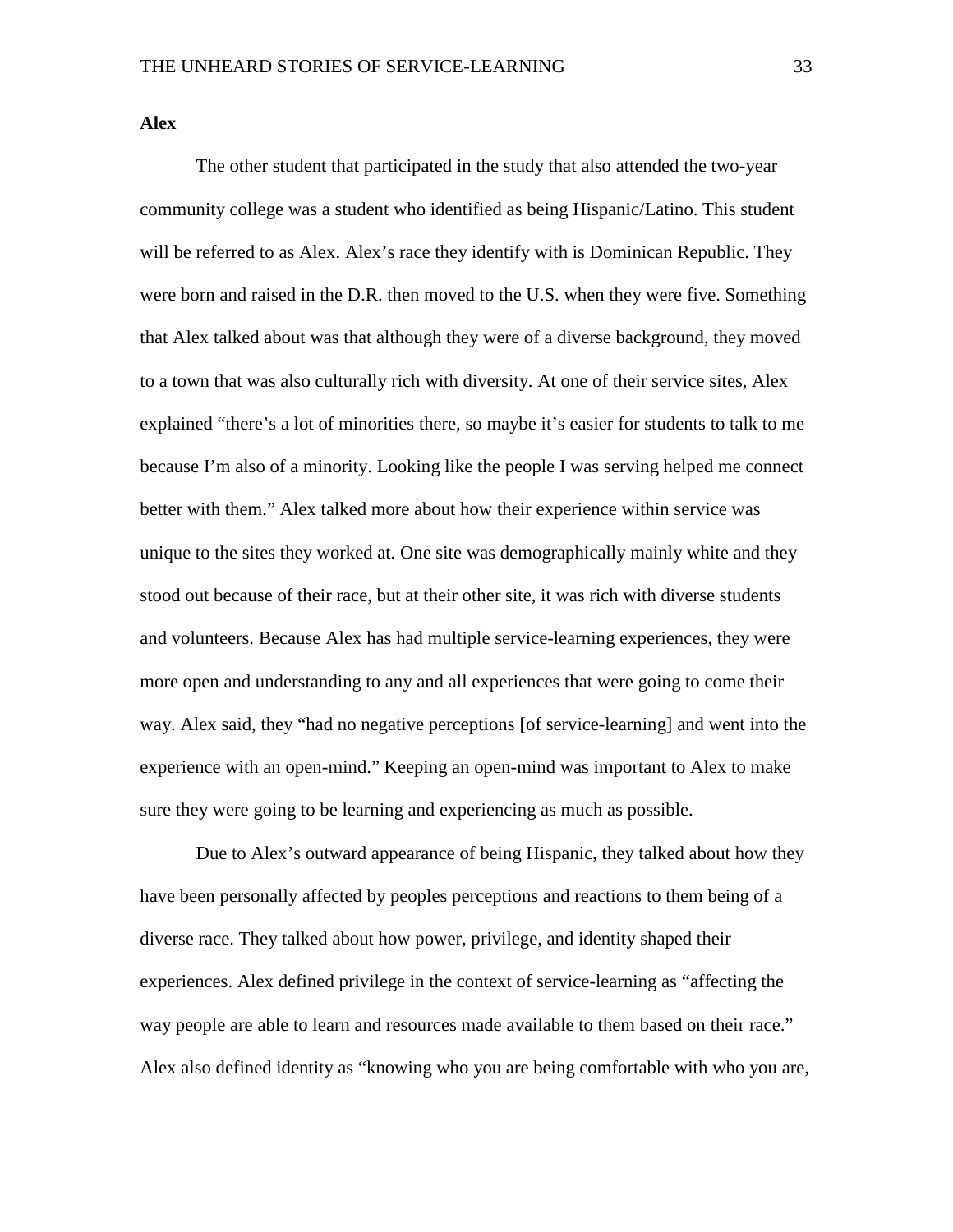**Alex**

The other student that participated in the study that also attended the two-year community college was a student who identified as being Hispanic/Latino. This student will be referred to as Alex. Alex's race they identify with is Dominican Republic. They were born and raised in the D.R. then moved to the U.S. when they were five. Something that Alex talked about was that although they were of a diverse background, they moved to a town that was also culturally rich with diversity. At one of their service sites, Alex explained "there's a lot of minorities there, so maybe it's easier for students to talk to me because I'm also of a minority. Looking like the people I was serving helped me connect better with them." Alex talked more about how their experience within service was unique to the sites they worked at. One site was demographically mainly white and they stood out because of their race, but at their other site, it was rich with diverse students and volunteers. Because Alex has had multiple service-learning experiences, they were more open and understanding to any and all experiences that were going to come their way. Alex said, they "had no negative perceptions [of service-learning] and went into the experience with an open-mind." Keeping an open-mind was important to Alex to make sure they were going to be learning and experiencing as much as possible.

Due to Alex's outward appearance of being Hispanic, they talked about how they have been personally affected by peoples perceptions and reactions to them being of a diverse race. They talked about how power, privilege, and identity shaped their experiences. Alex defined privilege in the context of service-learning as "affecting the way people are able to learn and resources made available to them based on their race." Alex also defined identity as "knowing who you are being comfortable with who you are,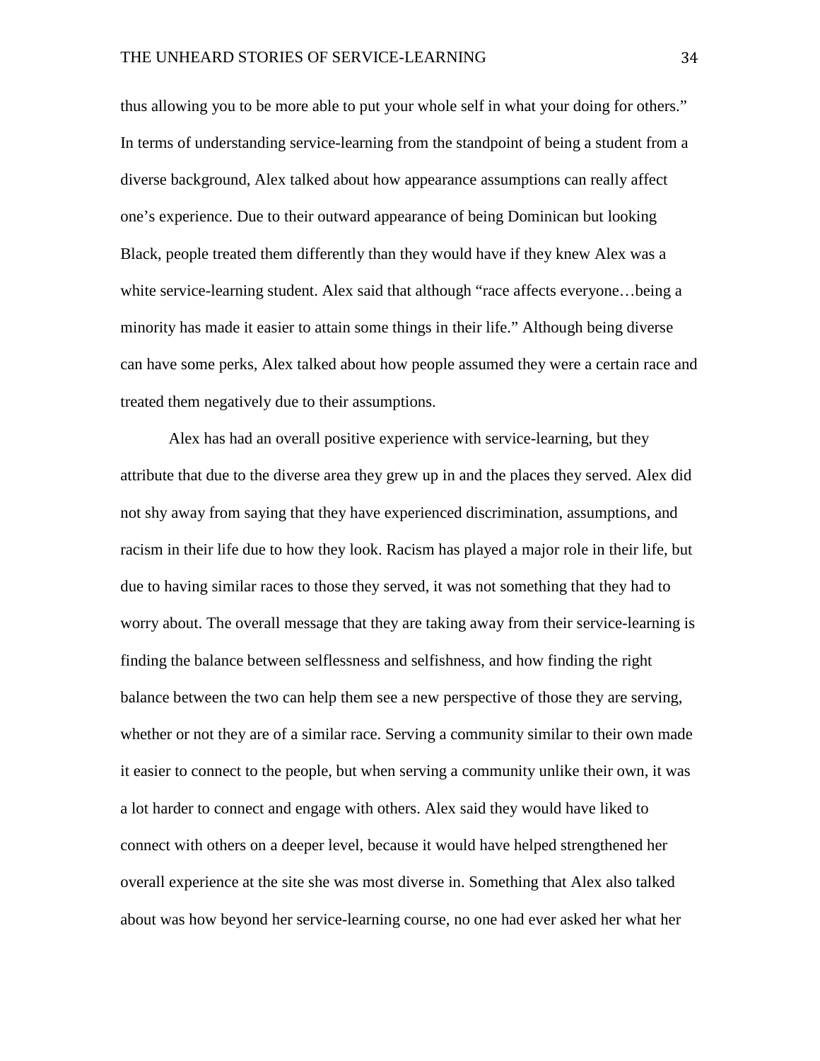thus allowing you to be more able to put your whole self in what your doing for others." In terms of understanding service-learning from the standpoint of being a student from a diverse background, Alex talked about how appearance assumptions can really affect one's experience. Due to their outward appearance of being Dominican but looking Black, people treated them differently than they would have if they knew Alex was a white service-learning student. Alex said that although "race affects everyone…being a minority has made it easier to attain some things in their life." Although being diverse can have some perks, Alex talked about how people assumed they were a certain race and treated them negatively due to their assumptions.

Alex has had an overall positive experience with service-learning, but they attribute that due to the diverse area they grew up in and the places they served. Alex did not shy away from saying that they have experienced discrimination, assumptions, and racism in their life due to how they look. Racism has played a major role in their life, but due to having similar races to those they served, it was not something that they had to worry about. The overall message that they are taking away from their service-learning is finding the balance between selflessness and selfishness, and how finding the right balance between the two can help them see a new perspective of those they are serving, whether or not they are of a similar race. Serving a community similar to their own made it easier to connect to the people, but when serving a community unlike their own, it was a lot harder to connect and engage with others. Alex said they would have liked to connect with others on a deeper level, because it would have helped strengthened her overall experience at the site she was most diverse in. Something that Alex also talked about was how beyond her service-learning course, no one had ever asked her what her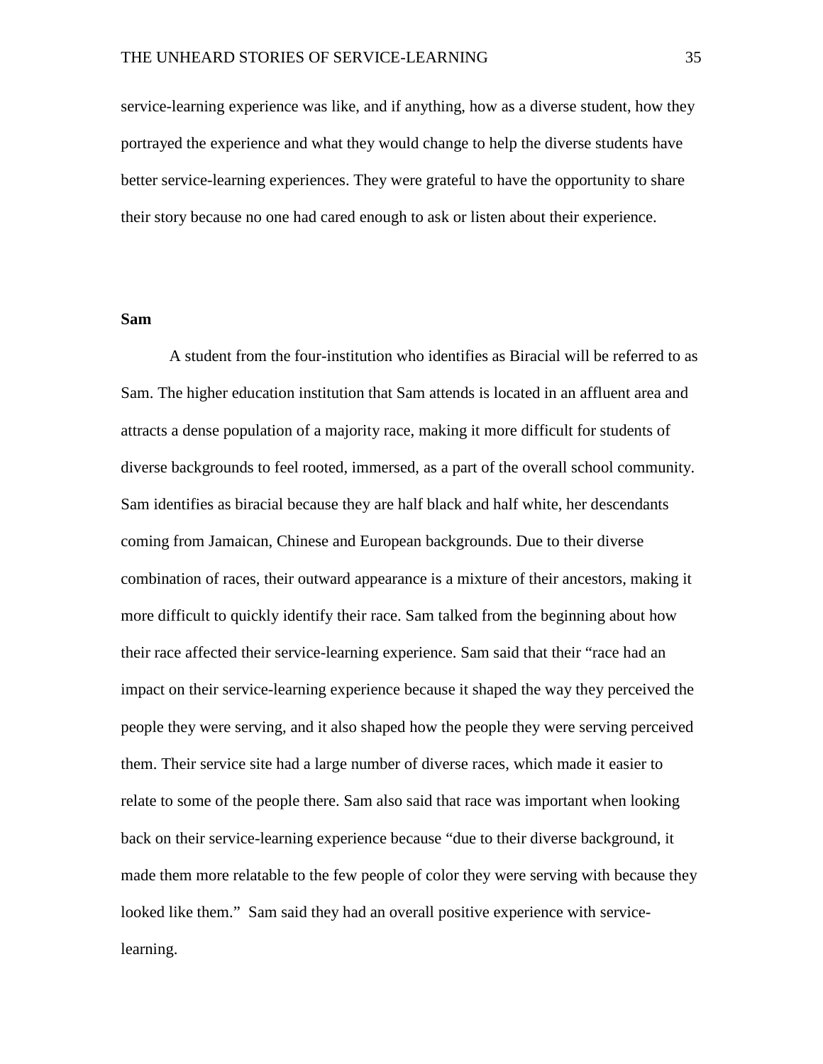service-learning experience was like, and if anything, how as a diverse student, how they portrayed the experience and what they would change to help the diverse students have better service-learning experiences. They were grateful to have the opportunity to share their story because no one had cared enough to ask or listen about their experience.

**Sam**

A student from the four-institution who identifies as Biracial will be referred to as Sam. The higher education institution that Sam attends is located in an affluent area and attracts a dense population of a majority race, making it more difficult for students of diverse backgrounds to feel rooted, immersed, as a part of the overall school community. Sam identifies as biracial because they are half black and half white, her descendants coming from Jamaican, Chinese and European backgrounds. Due to their diverse combination of races, their outward appearance is a mixture of their ancestors, making it more difficult to quickly identify their race. Sam talked from the beginning about how their race affected their service-learning experience. Sam said that their "race had an impact on their service-learning experience because it shaped the way they perceived the people they were serving, and it also shaped how the people they were serving perceived them. Their service site had a large number of diverse races, which made it easier to relate to some of the people there. Sam also said that race was important when looking back on their service-learning experience because "due to their diverse background, it made them more relatable to the few people of color they were serving with because they looked like them." Sam said they had an overall positive experience with service-learning.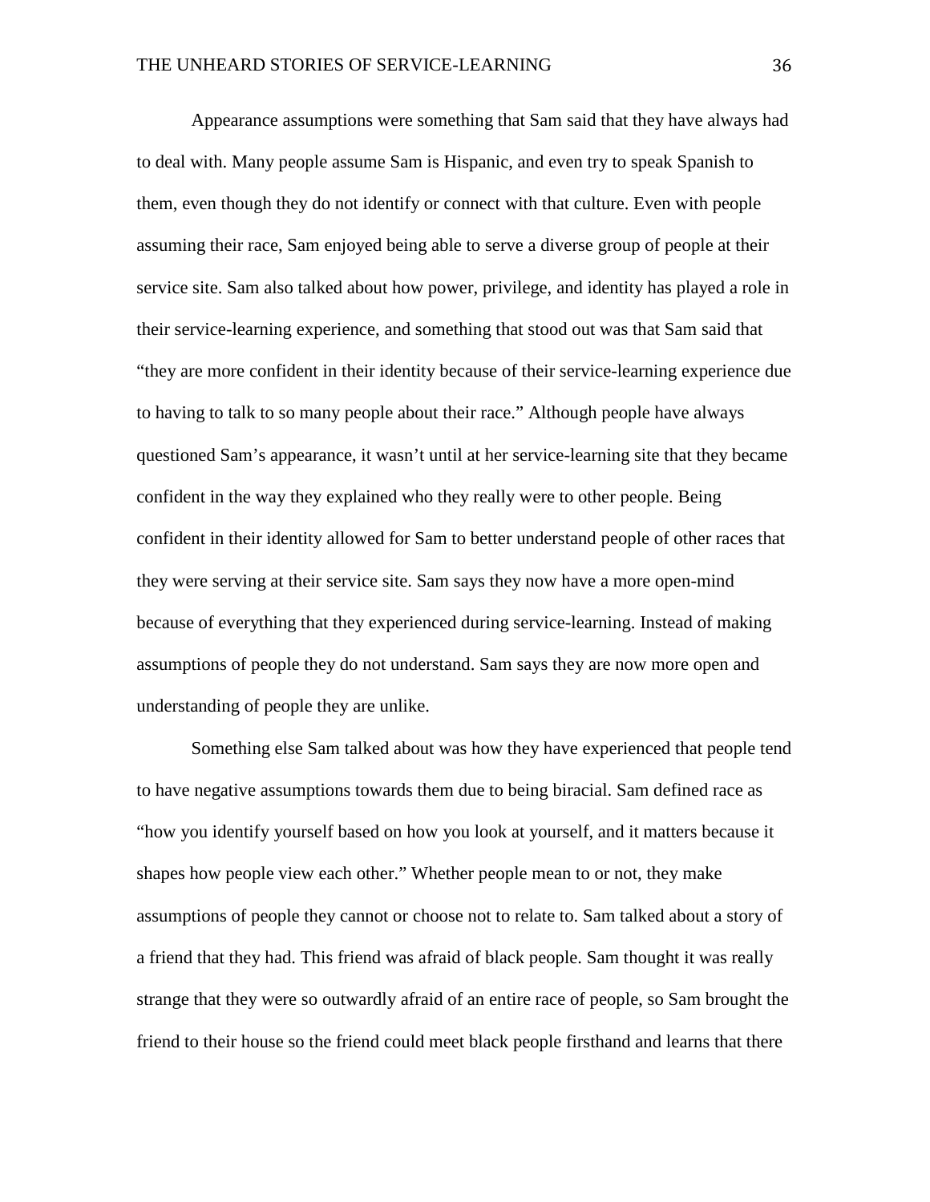Appearance assumptions were something that Sam said that they have always had to deal with. Many people assume Sam is Hispanic, and even try to speak Spanish to them, even though they do not identify or connect with that culture. Even with people assuming their race, Sam enjoyed being able to serve a diverse group of people at their service site. Sam also talked about how power, privilege, and identity has played a role in their service-learning experience, and something that stood out was that Sam said that "they are more confident in their identity because of their service-learning experience due to having to talk to so many people about their race." Although people have always questioned Sam's appearance, it wasn't until at her service-learning site that they became confident in the way they explained who they really were to other people. Being confident in their identity allowed for Sam to better understand people of other races that they were serving at their service site. Sam says they now have a more open-mind because of everything that they experienced during service-learning. Instead of making assumptions of people they do not understand. Sam says they are now more open and understanding of people they are unlike.

Something else Sam talked about was how they have experienced that people tend to have negative assumptions towards them due to being biracial. Sam defined race as "how you identify yourself based on how you look at yourself, and it matters because it shapes how people view each other." Whether people mean to or not, they make assumptions of people they cannot or choose not to relate to. Sam talked about a story of a friend that they had. This friend was afraid of black people. Sam thought it was really strange that they were so outwardly afraid of an entire race of people, so Sam brought the friend to their house so the friend could meet black people firsthand and learns that there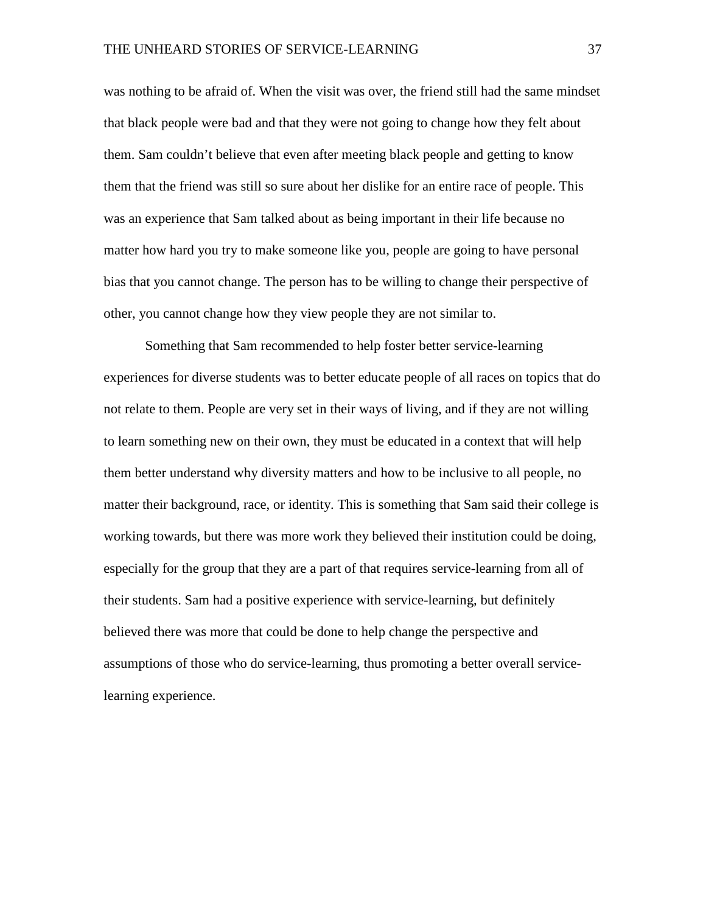was nothing to be afraid of. When the visit was over, the friend still had the same mindset that black people were bad and that they were not going to change how they felt about them. Sam couldn't believe that even after meeting black people and getting to know them that the friend was still so sure about her dislike for an entire race of people. This was an experience that Sam talked about as being important in their life because no matter how hard you try to make someone like you, people are going to have personal bias that you cannot change. The person has to be willing to change their perspective of other, you cannot change how they view people they are not similar to.

Something that Sam recommended to help foster better service-learning experiences for diverse students was to better educate people of all races on topics that do not relate to them. People are very set in their ways of living, and if they are not willing to learn something new on their own, they must be educated in a context that will help them better understand why diversity matters and how to be inclusive to all people, no matter their background, race, or identity. This is something that Sam said their college is working towards, but there was more work they believed their institution could be doing, especially for the group that they are a part of that requires service-learning from all of their students. Sam had a positive experience with service-learning, but definitely believed there was more that could be done to help change the perspective and assumptions of those who do service-learning, thus promoting a better overall service-learning experience.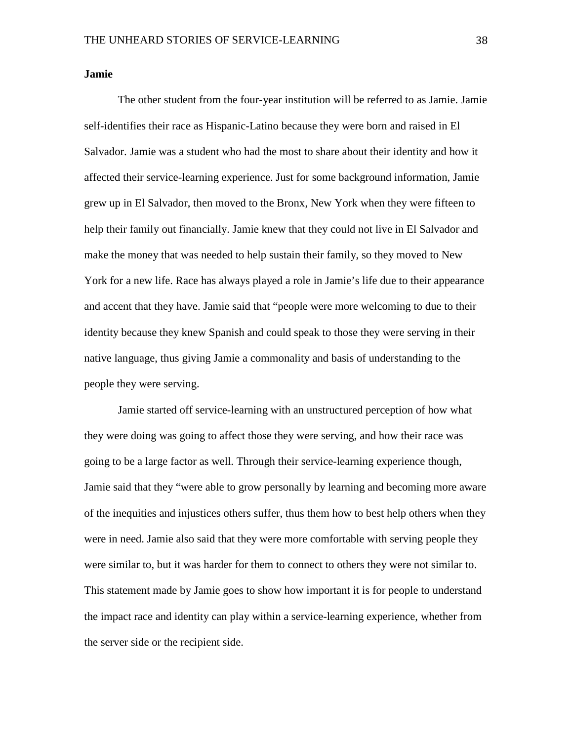**Jamie**

The other student from the four-year institution will be referred to as Jamie. Jamie self-identifies their race as Hispanic-Latino because they were born and raised in El Salvador. Jamie was a student who had the most to share about their identity and how it affected their service-learning experience. Just for some background information, Jamie grew up in El Salvador, then moved to the Bronx, New York when they were fifteen to help their family out financially. Jamie knew that they could not live in El Salvador and make the money that was needed to help sustain their family, so they moved to New York for a new life. Race has always played a role in Jamie's life due to their appearance and accent that they have. Jamie said that "people were more welcoming to due to their identity because they knew Spanish and could speak to those they were serving in their native language, thus giving Jamie a commonality and basis of understanding to the people they were serving.

Jamie started off service-learning with an unstructured perception of how what they were doing was going to affect those they were serving, and how their race was going to be a large factor as well. Through their service-learning experience though, Jamie said that they "were able to grow personally by learning and becoming more aware of the inequities and injustices others suffer, thus them how to best help others when they were in need. Jamie also said that they were more comfortable with serving people they were similar to, but it was harder for them to connect to others they were not similar to. This statement made by Jamie goes to show how important it is for people to understand the impact race and identity can play within a service-learning experience, whether from the server side or the recipient side.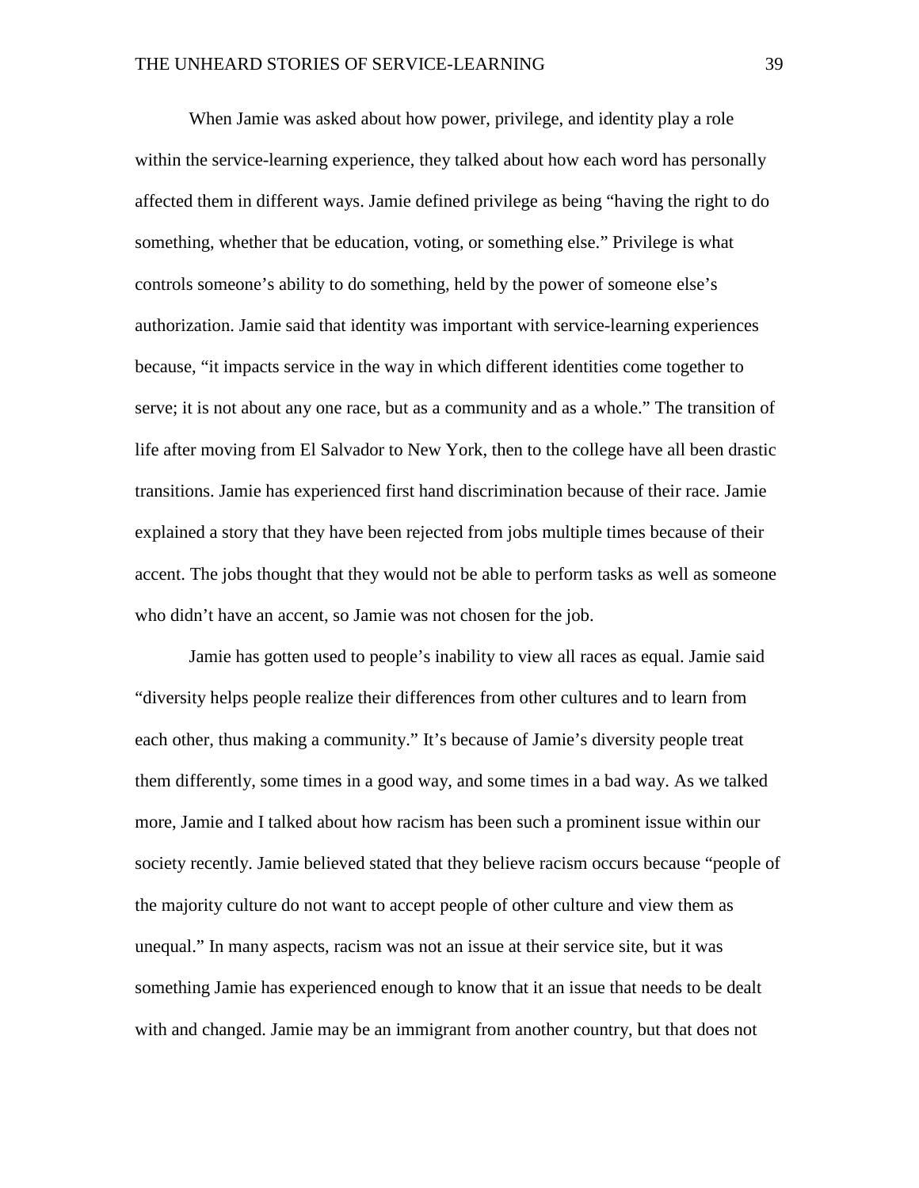When Jamie was asked about how power, privilege, and identity play a role within the service-learning experience, they talked about how each word has personally affected them in different ways. Jamie defined privilege as being "having the right to do something, whether that be education, voting, or something else." Privilege is what controls someone's ability to do something, held by the power of someone else's authorization. Jamie said that identity was important with service-learning experiences because, "it impacts service in the way in which different identities come together to serve; it is not about any one race, but as a community and as a whole." The transition of life after moving from El Salvador to New York, then to the college have all been drastic transitions. Jamie has experienced first hand discrimination because of their race. Jamie explained a story that they have been rejected from jobs multiple times because of their accent. The jobs thought that they would not be able to perform tasks as well as someone who didn't have an accent, so Jamie was not chosen for the job.

Jamie has gotten used to people's inability to view all races as equal. Jamie said "diversity helps people realize their differences from other cultures and to learn from each other, thus making a community." It's because of Jamie's diversity people treat them differently, some times in a good way, and some times in a bad way. As we talked more, Jamie and I talked about how racism has been such a prominent issue within our society recently. Jamie believed stated that they believe racism occurs because "people of the majority culture do not want to accept people of other culture and view them as unequal." In many aspects, racism was not an issue at their service site, but it was something Jamie has experienced enough to know that it an issue that needs to be dealt with and changed. Jamie may be an immigrant from another country, but that does not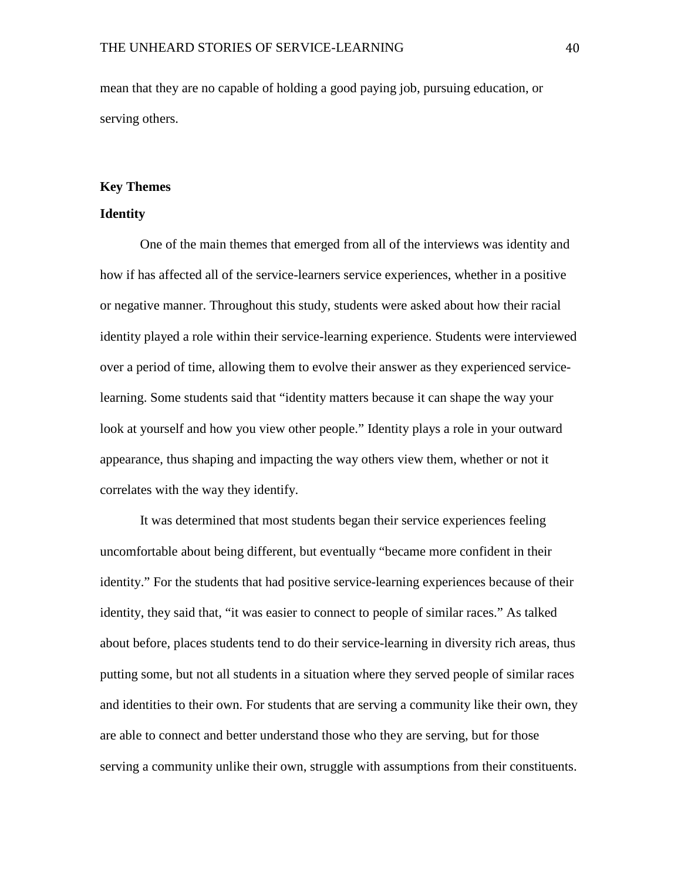mean that they are no capable of holding a good paying job, pursuing education, or serving others.

## Key Themes

### Identity

One of the main themes that emerged from all of the interviews was identity and how if has affected all of the service-learners service experiences, whether in a positive or negative manner. Throughout this study, students were asked about how their racial identity played a role within their service-learning experience. Students were interviewed over a period of time, allowing them to evolve their answer as they experienced service-learning. Some students said that "identity matters because it can shape the way your look at yourself and how you view other people." Identity plays a role in your outward appearance, thus shaping and impacting the way others view them, whether or not it correlates with the way they identify.

It was determined that most students began their service experiences feeling uncomfortable about being different, but eventually "became more confident in their identity." For the students that had positive service-learning experiences because of their identity, they said that, "it was easier to connect to people of similar races." As talked about before, places students tend to do their service-learning in diversity rich areas, thus putting some, but not all students in a situation where they served people of similar races and identities to their own. For students that are serving a community like their own, they are able to connect and better understand those who they are serving, but for those serving a community unlike their own, struggle with assumptions from their constituents.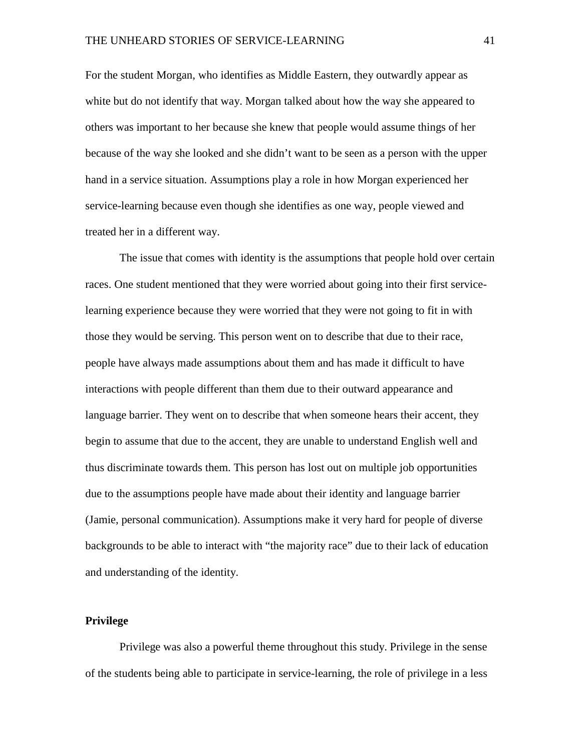For the student Morgan, who identifies as Middle Eastern, they outwardly appear as white but do not identify that way. Morgan talked about how the way she appeared to others was important to her because she knew that people would assume things of her because of the way she looked and she didn't want to be seen as a person with the upper hand in a service situation. Assumptions play a role in how Morgan experienced her service-learning because even though she identifies as one way, people viewed and treated her in a different way.

The issue that comes with identity is the assumptions that people hold over certain races. One student mentioned that they were worried about going into their first service-learning experience because they were worried that they were not going to fit in with those they would be serving. This person went on to describe that due to their race, people have always made assumptions about them and has made it difficult to have interactions with people different than them due to their outward appearance and language barrier. They went on to describe that when someone hears their accent, they begin to assume that due to the accent, they are unable to understand English well and thus discriminate towards them. This person has lost out on multiple job opportunities due to the assumptions people have made about their identity and language barrier (Jamie, personal communication). Assumptions make it very hard for people of diverse backgrounds to be able to interact with "the majority race" due to their lack of education and understanding of the identity.

**Privilege**

Privilege was also a powerful theme throughout this study. Privilege in the sense of the students being able to participate in service-learning, the role of privilege in a less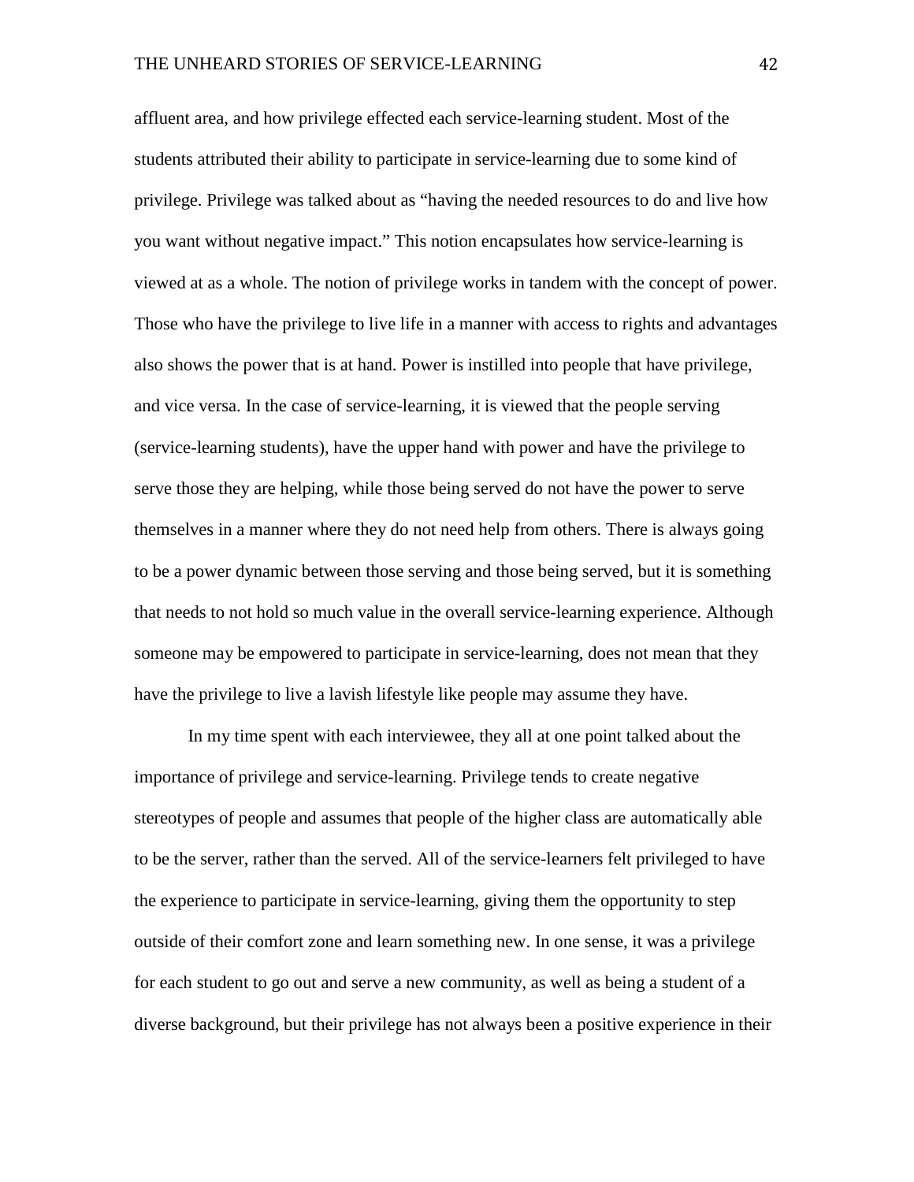affluent area, and how privilege effected each service-learning student. Most of the students attributed their ability to participate in service-learning due to some kind of privilege. Privilege was talked about as "having the needed resources to do and live how you want without negative impact." This notion encapsulates how service-learning is viewed at as a whole. The notion of privilege works in tandem with the concept of power. Those who have the privilege to live life in a manner with access to rights and advantages also shows the power that is at hand. Power is instilled into people that have privilege, and vice versa. In the case of service-learning, it is viewed that the people serving (service-learning students), have the upper hand with power and have the privilege to serve those they are helping, while those being served do not have the power to serve themselves in a manner where they do not need help from others. There is always going to be a power dynamic between those serving and those being served, but it is something that needs to not hold so much value in the overall service-learning experience. Although someone may be empowered to participate in service-learning, does not mean that they have the privilege to live a lavish lifestyle like people may assume they have.

In my time spent with each interviewee, they all at one point talked about the importance of privilege and service-learning. Privilege tends to create negative stereotypes of people and assumes that people of the higher class are automatically able to be the server, rather than the served. All of the service-learners felt privileged to have the experience to participate in service-learning, giving them the opportunity to step outside of their comfort zone and learn something new. In one sense, it was a privilege for each student to go out and serve a new community, as well as being a student of a diverse background, but their privilege has not always been a positive experience in their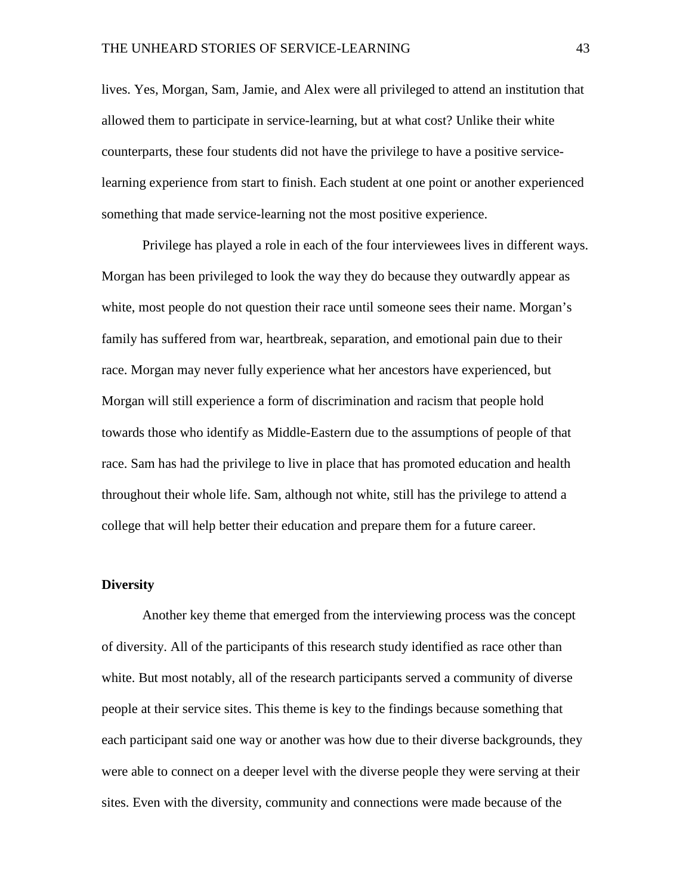lives. Yes, Morgan, Sam, Jamie, and Alex were all privileged to attend an institution that allowed them to participate in service-learning, but at what cost? Unlike their white counterparts, these four students did not have the privilege to have a positive service-learning experience from start to finish. Each student at one point or another experienced something that made service-learning not the most positive experience.

Privilege has played a role in each of the four interviewees lives in different ways. Morgan has been privileged to look the way they do because they outwardly appear as white, most people do not question their race until someone sees their name. Morgan's family has suffered from war, heartbreak, separation, and emotional pain due to their race. Morgan may never fully experience what her ancestors have experienced, but Morgan will still experience a form of discrimination and racism that people hold towards those who identify as Middle-Eastern due to the assumptions of people of that race. Sam has had the privilege to live in place that has promoted education and health throughout their whole life. Sam, although not white, still has the privilege to attend a college that will help better their education and prepare them for a future career.

**Diversity**

Another key theme that emerged from the interviewing process was the concept of diversity. All of the participants of this research study identified as race other than white. But most notably, all of the research participants served a community of diverse people at their service sites. This theme is key to the findings because something that each participant said one way or another was how due to their diverse backgrounds, they were able to connect on a deeper level with the diverse people they were serving at their sites. Even with the diversity, community and connections were made because of the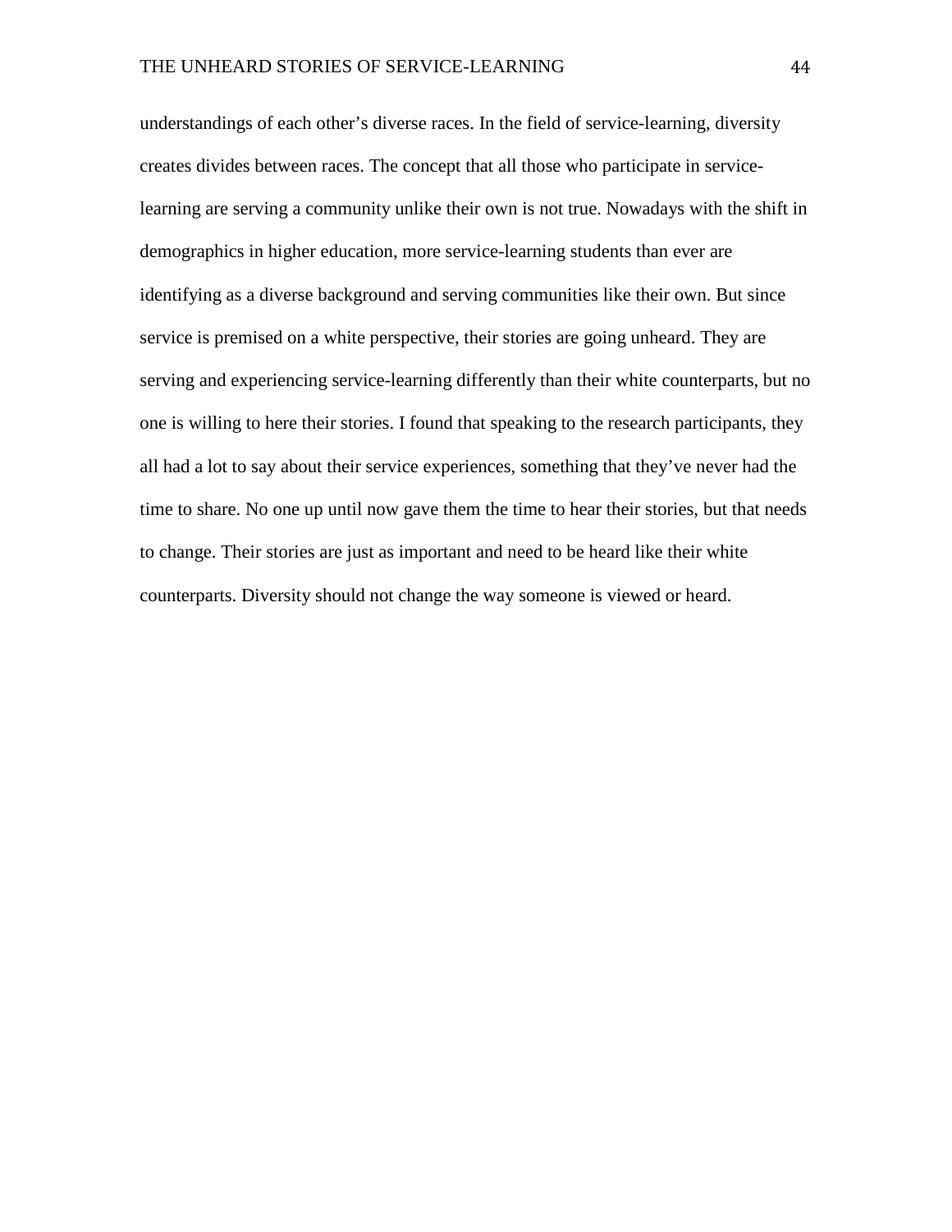understandings of each other's diverse races. In the field of service-learning, diversity creates divides between races. The concept that all those who participate in service-learning are serving a community unlike their own is not true. Nowadays with the shift in demographics in higher education, more service-learning students than ever are identifying as a diverse background and serving communities like their own. But since service is premised on a white perspective, their stories are going unheard. They are serving and experiencing service-learning differently than their white counterparts, but no one is willing to here their stories. I found that speaking to the research participants, they all had a lot to say about their service experiences, something that they've never had the time to share. No one up until now gave them the time to hear their stories, but that needs to change. Their stories are just as important and need to be heard like their white counterparts. Diversity should not change the way someone is viewed or heard.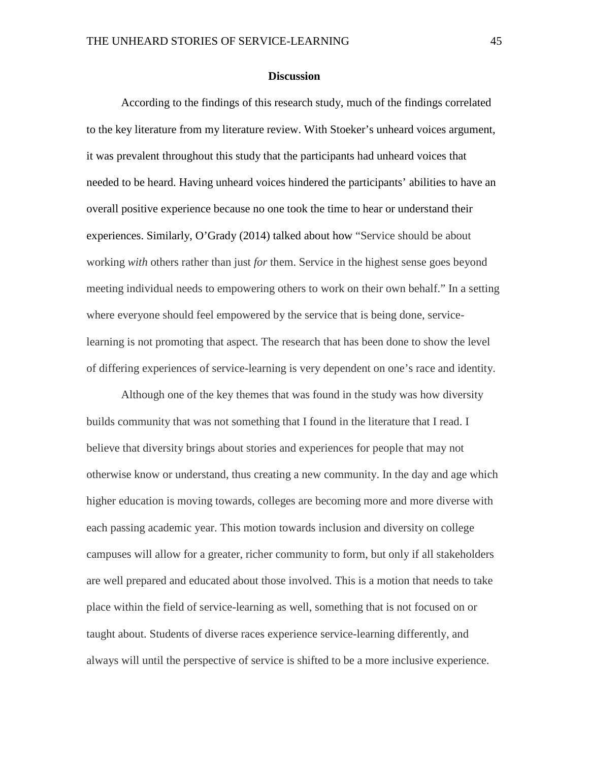## Discussion

According to the findings of this research study, much of the findings correlated to the key literature from my literature review. With Stoeker's unheard voices argument, it was prevalent throughout this study that the participants had unheard voices that needed to be heard. Having unheard voices hindered the participants' abilities to have an overall positive experience because no one took the time to hear or understand their experiences. Similarly, O'Grady (2014) talked about how "Service should be about working *with* others rather than just *for* them. Service in the highest sense goes beyond meeting individual needs to empowering others to work on their own behalf." In a setting where everyone should feel empowered by the service that is being done, service-learning is not promoting that aspect. The research that has been done to show the level of differing experiences of service-learning is very dependent on one's race and identity.

Although one of the key themes that was found in the study was how diversity builds community that was not something that I found in the literature that I read. I believe that diversity brings about stories and experiences for people that may not otherwise know or understand, thus creating a new community. In the day and age which higher education is moving towards, colleges are becoming more and more diverse with each passing academic year. This motion towards inclusion and diversity on college campuses will allow for a greater, richer community to form, but only if all stakeholders are well prepared and educated about those involved. This is a motion that needs to take place within the field of service-learning as well, something that is not focused on or taught about. Students of diverse races experience service-learning differently, and always will until the perspective of service is shifted to be a more inclusive experience.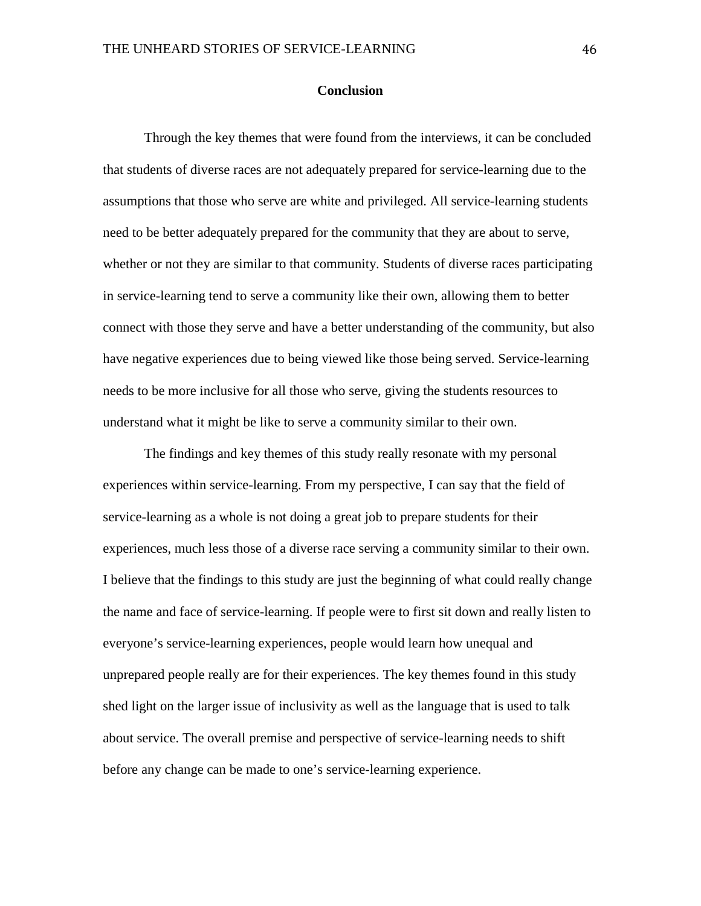## Conclusion

Through the key themes that were found from the interviews, it can be concluded that students of diverse races are not adequately prepared for service-learning due to the assumptions that those who serve are white and privileged. All service-learning students need to be better adequately prepared for the community that they are about to serve, whether or not they are similar to that community. Students of diverse races participating in service-learning tend to serve a community like their own, allowing them to better connect with those they serve and have a better understanding of the community, but also have negative experiences due to being viewed like those being served. Service-learning needs to be more inclusive for all those who serve, giving the students resources to understand what it might be like to serve a community similar to their own.

The findings and key themes of this study really resonate with my personal experiences within service-learning. From my perspective, I can say that the field of service-learning as a whole is not doing a great job to prepare students for their experiences, much less those of a diverse race serving a community similar to their own. I believe that the findings to this study are just the beginning of what could really change the name and face of service-learning. If people were to first sit down and really listen to everyone's service-learning experiences, people would learn how unequal and unprepared people really are for their experiences. The key themes found in this study shed light on the larger issue of inclusivity as well as the language that is used to talk about service. The overall premise and perspective of service-learning needs to shift before any change can be made to one's service-learning experience.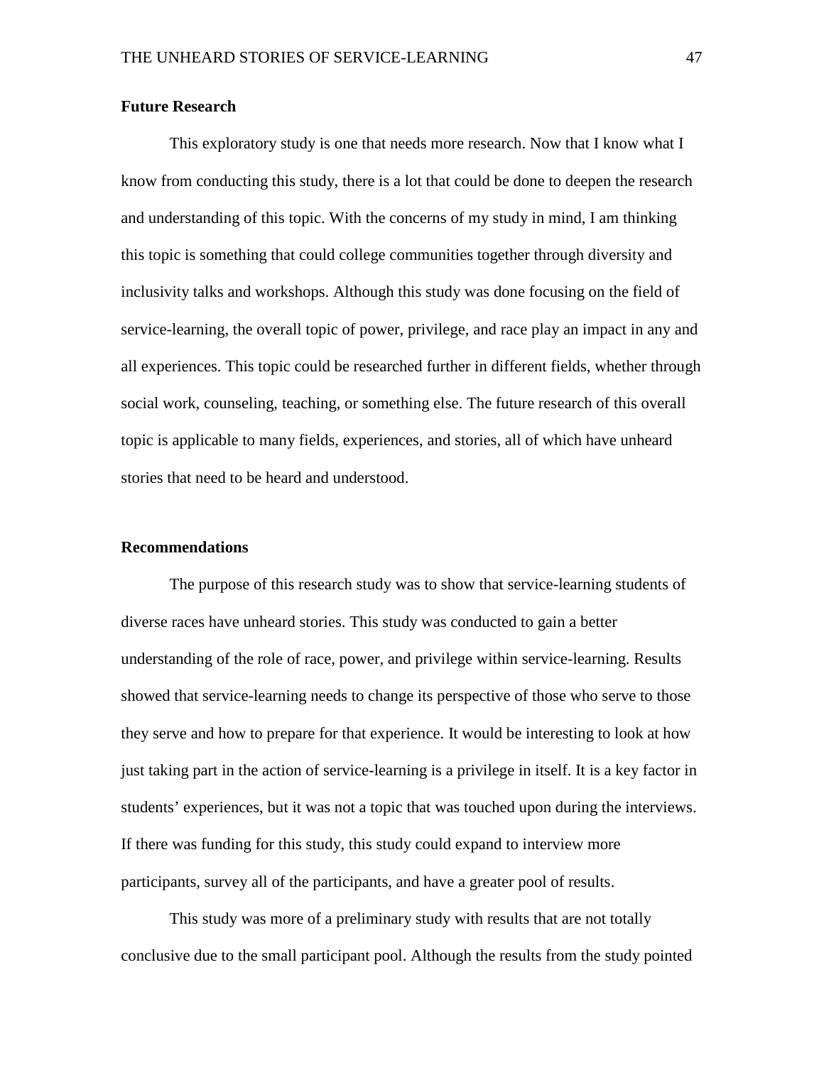### Future Research

This exploratory study is one that needs more research. Now that I know what I know from conducting this study, there is a lot that could be done to deepen the research and understanding of this topic. With the concerns of my study in mind, I am thinking this topic is something that could college communities together through diversity and inclusivity talks and workshops. Although this study was done focusing on the field of service-learning, the overall topic of power, privilege, and race play an impact in any and all experiences. This topic could be researched further in different fields, whether through social work, counseling, teaching, or something else. The future research of this overall topic is applicable to many fields, experiences, and stories, all of which have unheard stories that need to be heard and understood.

### Recommendations

The purpose of this research study was to show that service-learning students of diverse races have unheard stories. This study was conducted to gain a better understanding of the role of race, power, and privilege within service-learning. Results showed that service-learning needs to change its perspective of those who serve to those they serve and how to prepare for that experience. It would be interesting to look at how just taking part in the action of service-learning is a privilege in itself. It is a key factor in students' experiences, but it was not a topic that was touched upon during the interviews. If there was funding for this study, this study could expand to interview more participants, survey all of the participants, and have a greater pool of results.

This study was more of a preliminary study with results that are not totally conclusive due to the small participant pool. Although the results from the study pointed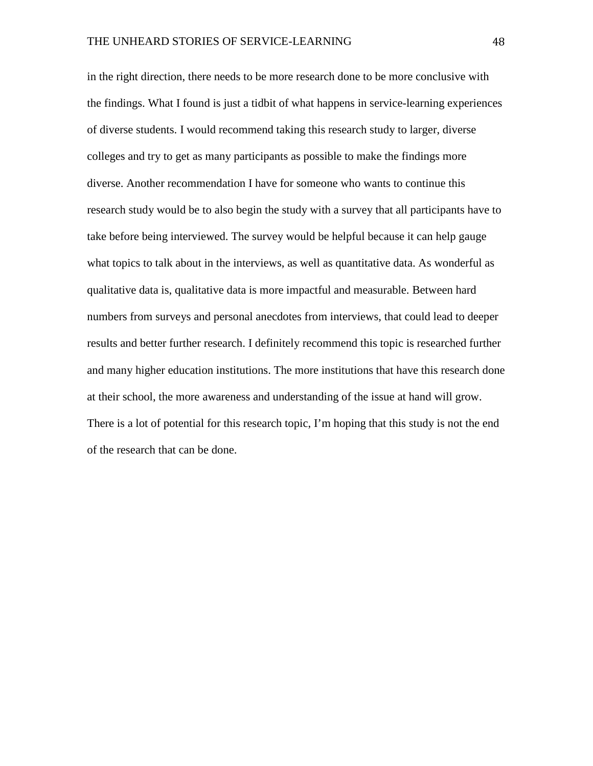in the right direction, there needs to be more research done to be more conclusive with the findings. What I found is just a tidbit of what happens in service-learning experiences of diverse students. I would recommend taking this research study to larger, diverse colleges and try to get as many participants as possible to make the findings more diverse. Another recommendation I have for someone who wants to continue this research study would be to also begin the study with a survey that all participants have to take before being interviewed. The survey would be helpful because it can help gauge what topics to talk about in the interviews, as well as quantitative data. As wonderful as qualitative data is, qualitative data is more impactful and measurable. Between hard numbers from surveys and personal anecdotes from interviews, that could lead to deeper results and better further research. I definitely recommend this topic is researched further and many higher education institutions. The more institutions that have this research done at their school, the more awareness and understanding of the issue at hand will grow. There is a lot of potential for this research topic, I'm hoping that this study is not the end of the research that can be done.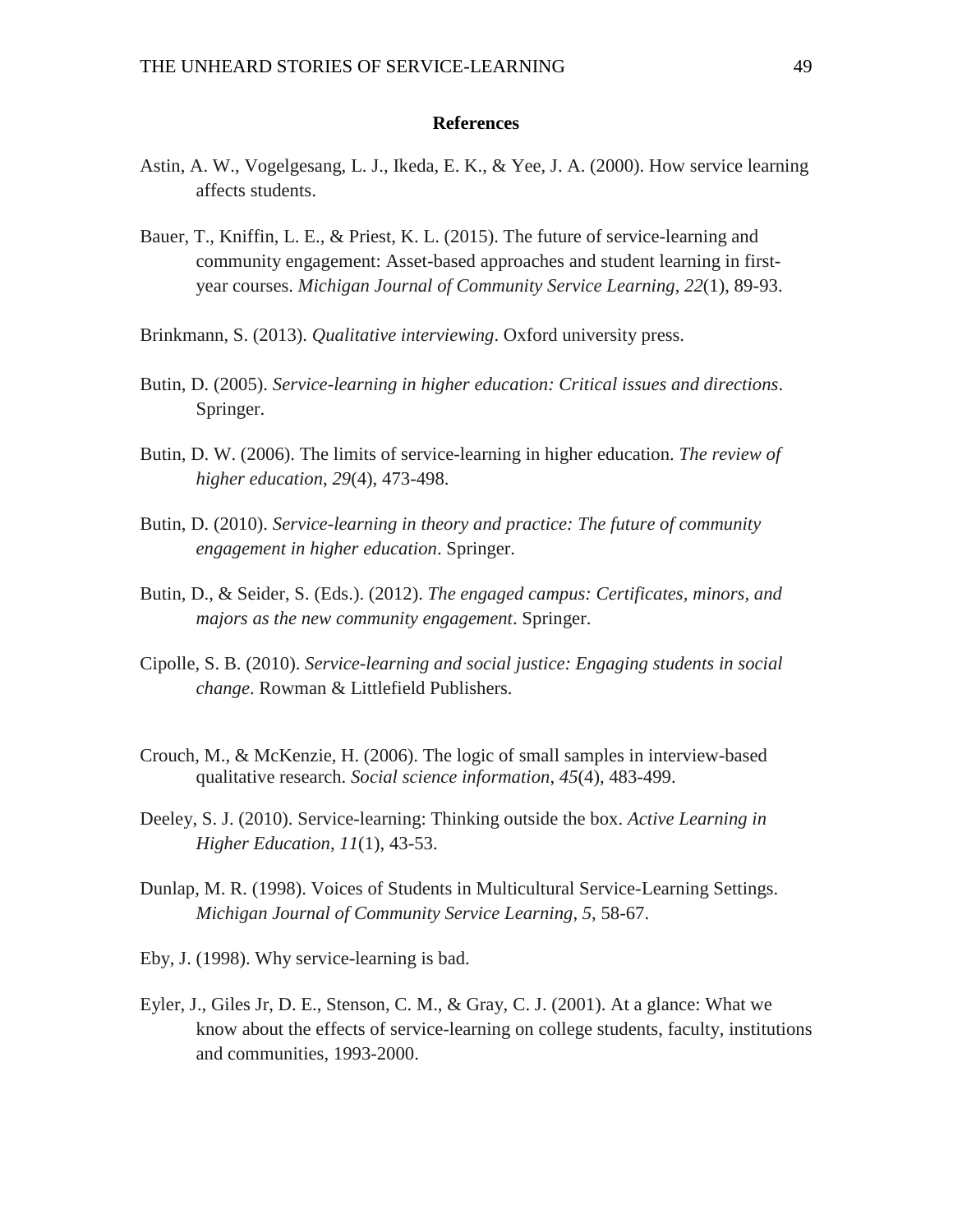## References

Astin, A. W., Vogelgesang, L. J., Ikeda, E. K., & Yee, J. A. (2000). How service learning affects students.

Bauer, T., Kniffin, L. E., & Priest, K. L. (2015). The future of service-learning and community engagement: Asset-based approaches and student learning in first-year courses. *Michigan Journal of Community Service Learning*, *22*(1), 89-93.

Brinkmann, S. (2013). *Qualitative interviewing*. Oxford university press.

Butin, D. (2005). *Service-learning in higher education: Critical issues and directions*. Springer.

Butin, D. W. (2006). The limits of service-learning in higher education. *The review of higher education*, *29*(4), 473-498.

Butin, D. (2010). *Service-learning in theory and practice: The future of community engagement in higher education*. Springer.

Butin, D., & Seider, S. (Eds.). (2012). *The engaged campus: Certificates, minors, and majors as the new community engagement*. Springer.

Cipolle, S. B. (2010). *Service-learning and social justice: Engaging students in social change*. Rowman & Littlefield Publishers.

Crouch, M., & McKenzie, H. (2006). The logic of small samples in interview-based qualitative research. *Social science information*, *45*(4), 483-499.

Deeley, S. J. (2010). Service-learning: Thinking outside the box. *Active Learning in Higher Education*, *11*(1), 43-53.

Dunlap, M. R. (1998). Voices of Students in Multicultural Service-Learning Settings. *Michigan Journal of Community Service Learning*, *5*, 58-67.

Eby, J. (1998). Why service-learning is bad.

Eyler, J., Giles Jr, D. E., Stenson, C. M., & Gray, C. J. (2001). At a glance: What we know about the effects of service-learning on college students, faculty, institutions and communities, 1993-2000.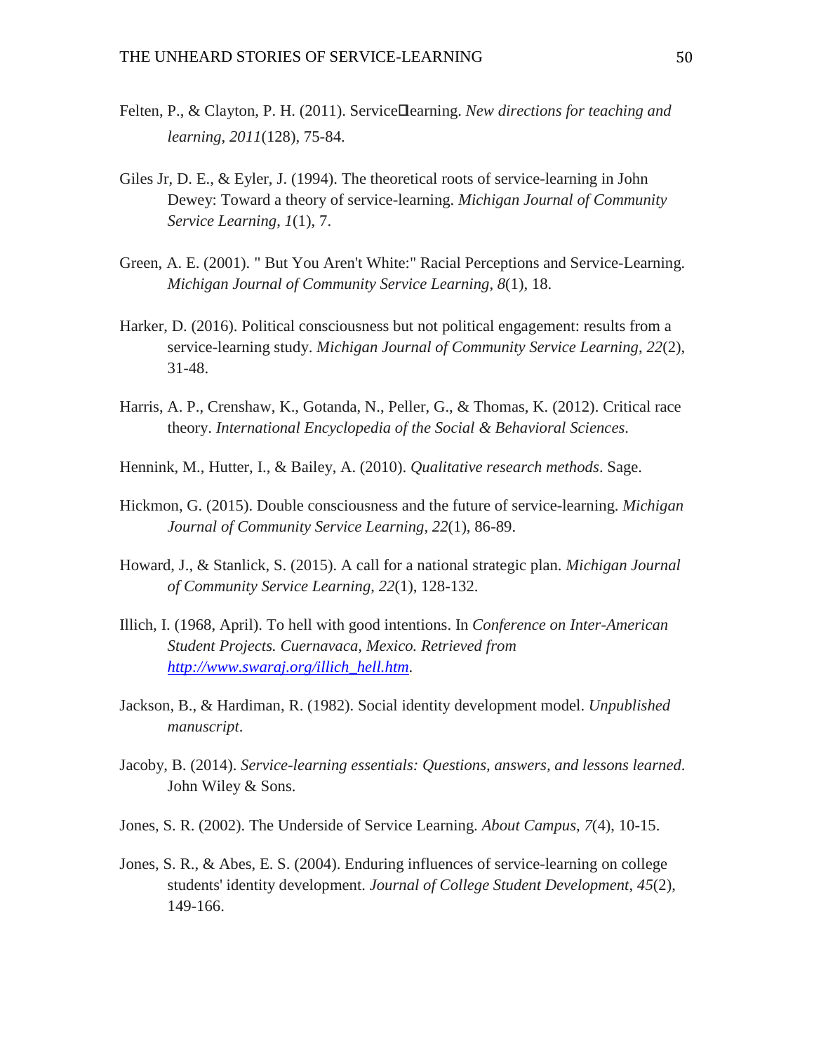Felten, P., & Clayton, P. H. (2011). Service learning. *New directions for teaching and learning*, *2011*(128), 75-84.

Giles Jr, D. E., & Eyler, J. (1994). The theoretical roots of service-learning in John Dewey: Toward a theory of service-learning. *Michigan Journal of Community Service Learning*, *1*(1), 7.

Green, A. E. (2001). " But You Aren't White:" Racial Perceptions and Service-Learning. *Michigan Journal of Community Service Learning*, *8*(1), 18.

Harker, D. (2016). Political consciousness but not political engagement: results from a service-learning study. *Michigan Journal of Community Service Learning*, *22*(2), 31-48.

Harris, A. P., Crenshaw, K., Gotanda, N., Peller, G., & Thomas, K. (2012). Critical race theory. *International Encyclopedia of the Social & Behavioral Sciences*.

Hennink, M., Hutter, I., & Bailey, A. (2010). *Qualitative research methods*. Sage.

Hickmon, G. (2015). Double consciousness and the future of service-learning. *Michigan Journal of Community Service Learning*, *22*(1), 86-89.

Howard, J., & Stanlick, S. (2015). A call for a national strategic plan. *Michigan Journal of Community Service Learning*, *22*(1), 128-132.

Illich, I. (1968, April). To hell with good intentions. In *Conference on Inter-American Student Projects. Cuernavaca, Mexico. Retrieved from [http://www.swaraj.org/illich_hell.htm](http://www.swaraj.org/illich_hell.htm).*

Jackson, B., & Hardiman, R. (1982). Social identity development model. *Unpublished manuscript*.

Jacoby, B. (2014). *Service-learning essentials: Questions, answers, and lessons learned*. John Wiley & Sons.

Jones, S. R. (2002). The Underside of Service Learning. *About Campus*, *7*(4), 10-15.

Jones, S. R., & Abes, E. S. (2004). Enduring influences of service-learning on college students' identity development. *Journal of College Student Development*, *45*(2), 149-166.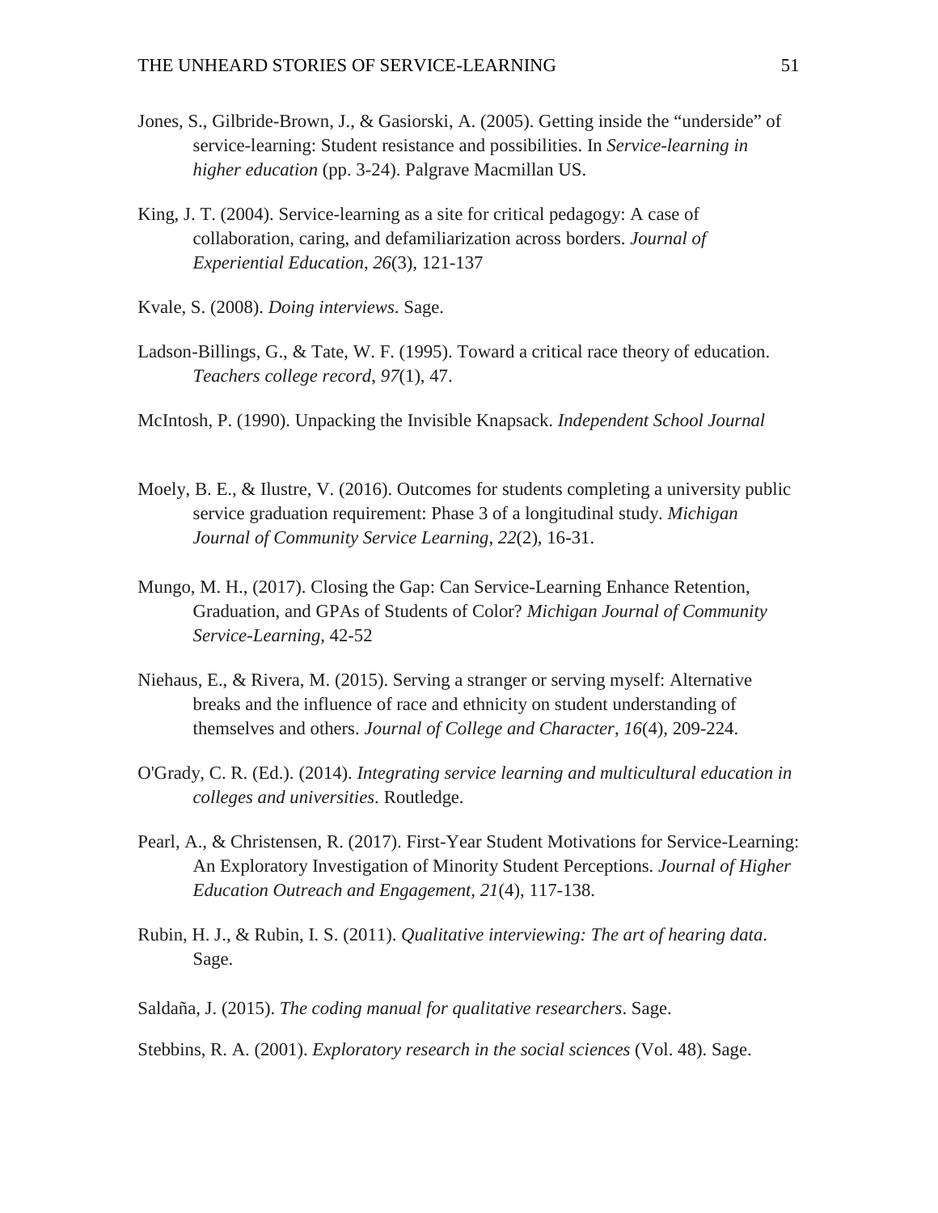Jones, S., Gilbride-Brown, J., & Gasiorski, A. (2005). Getting inside the "underside" of service-learning: Student resistance and possibilities. In *Service-learning in higher education* (pp. 3-24). Palgrave Macmillan US.

King, J. T. (2004). Service-learning as a site for critical pedagogy: A case of collaboration, caring, and defamiliarization across borders. *Journal of Experiential Education*, *26*(3), 121-137

Kvale, S. (2008). *Doing interviews*. Sage.

Ladson-Billings, G., & Tate, W. F. (1995). Toward a critical race theory of education. *Teachers college record*, *97*(1), 47.

McIntosh, P. (1990). Unpacking the Invisible Knapsack. *Independent School Journal*

Moely, B. E., & Ilustre, V. (2016). Outcomes for students completing a university public service graduation requirement: Phase 3 of a longitudinal study. *Michigan Journal of Community Service Learning*, *22*(2), 16-31.

Mungo, M. H., (2017). Closing the Gap: Can Service-Learning Enhance Retention, Graduation, and GPAs of Students of Color? *Michigan Journal of Community Service-Learning*, 42-52

Niehaus, E., & Rivera, M. (2015). Serving a stranger or serving myself: Alternative breaks and the influence of race and ethnicity on student understanding of themselves and others. *Journal of College and Character*, *16*(4), 209-224.

O'Grady, C. R. (Ed.). (2014). *Integrating service learning and multicultural education in colleges and universities*. Routledge.

Pearl, A., & Christensen, R. (2017). First-Year Student Motivations for Service-Learning: An Exploratory Investigation of Minority Student Perceptions. *Journal of Higher Education Outreach and Engagement*, *21*(4), 117-138.

Rubin, H. J., & Rubin, I. S. (2011). *Qualitative interviewing: The art of hearing data*. Sage.

Saldaña, J. (2015). *The coding manual for qualitative researchers*. Sage.

Stebbins, R. A. (2001). *Exploratory research in the social sciences* (Vol. 48). Sage.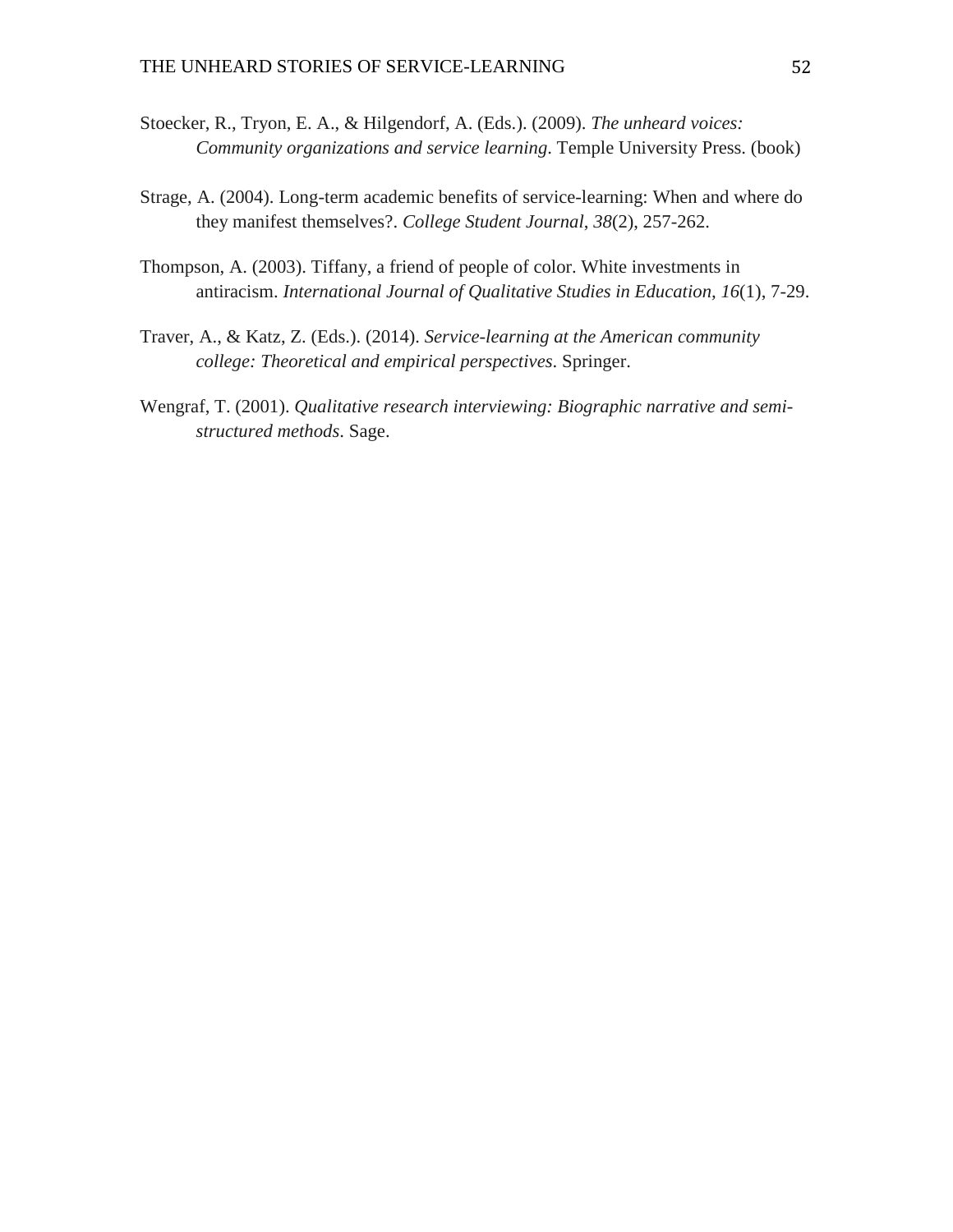Stoecker, R., Tryon, E. A., & Hilgendorf, A. (Eds.). (2009). *The unheard voices: Community organizations and service learning*. Temple University Press. (book)

Strage, A. (2004). Long-term academic benefits of service-learning: When and where do they manifest themselves?. *College Student Journal*, *38*(2), 257-262.

Thompson, A. (2003). Tiffany, a friend of people of color. White investments in antiracism. *International Journal of Qualitative Studies in Education*, *16*(1), 7-29.

Traver, A., & Katz, Z. (Eds.). (2014). *Service-learning at the American community college: Theoretical and empirical perspectives*. Springer.

Wengraf, T. (2001). *Qualitative research interviewing: Biographic narrative and semi-structured methods*. Sage.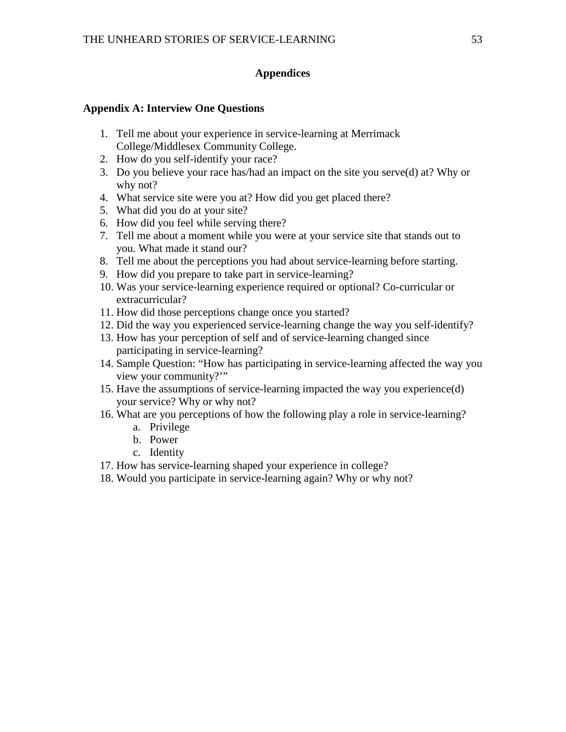# Appendices

## Appendix A: Interview One Questions

1. Tell me about your experience in service-learning at Merrimack College/Middlesex Community College.
2. How do you self-identify your race?
3. Do you believe your race has/had an impact on the site you serve(d) at? Why or why not?
4. What service site were you at? How did you get placed there?
5. What did you do at your site?
6. How did you feel while serving there?
7. Tell me about a moment while you were at your service site that stands out to you. What made it stand our?
8. Tell me about the perceptions you had about service-learning before starting.
9. How did you prepare to take part in service-learning?
10. Was your service-learning experience required or optional? Co-curricular or extracurricular?
11. How did those perceptions change once you started?
12. Did the way you experienced service-learning change the way you self-identify?
13. How has your perception of self and of service-learning changed since participating in service-learning?
14. Sample Question: "How has participating in service-learning affected the way you view your community?'"
15. Have the assumptions of service-learning impacted the way you experience(d) your service? Why or why not?
16. What are you perceptions of how the following play a role in service-learning?
    a. Privilege
    b. Power
    c. Identity
17. How has service-learning shaped your experience in college?
18. Would you participate in service-learning again? Why or why not?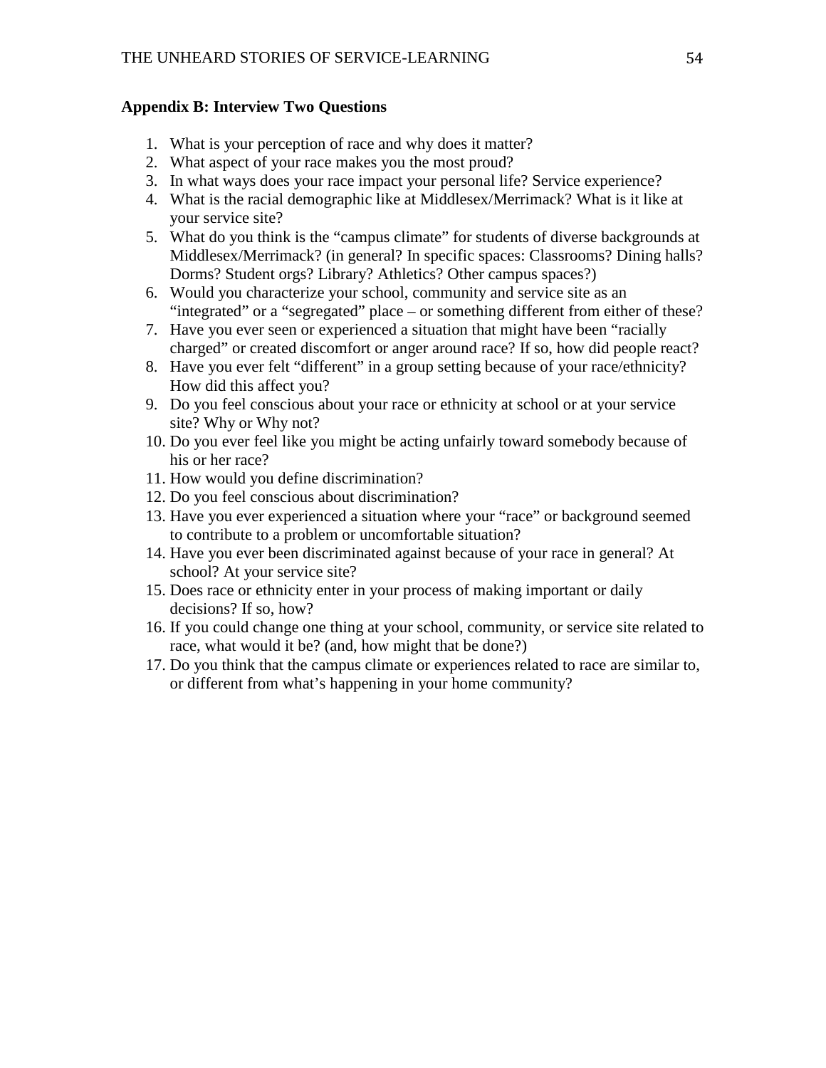**Appendix B: Interview Two Questions**

1. What is your perception of race and why does it matter?
2. What aspect of your race makes you the most proud?
3. In what ways does your race impact your personal life? Service experience?
4. What is the racial demographic like at Middlesex/Merrimack? What is it like at your service site?
5. What do you think is the “campus climate” for students of diverse backgrounds at Middlesex/Merrimack? (in general? In specific spaces: Classrooms? Dining halls? Dorms? Student orgs? Library? Athletics? Other campus spaces?)
6. Would you characterize your school, community and service site as an “integrated” or a “segregated” place – or something different from either of these?
7. Have you ever seen or experienced a situation that might have been “racially charged” or created discomfort or anger around race? If so, how did people react?
8. Have you ever felt “different” in a group setting because of your race/ethnicity? How did this affect you?
9. Do you feel conscious about your race or ethnicity at school or at your service site? Why or Why not?
10. Do you ever feel like you might be acting unfairly toward somebody because of his or her race?
11. How would you define discrimination?
12. Do you feel conscious about discrimination?
13. Have you ever experienced a situation where your “race” or background seemed to contribute to a problem or uncomfortable situation?
14. Have you ever been discriminated against because of your race in general? At school? At your service site?
15. Does race or ethnicity enter in your process of making important or daily decisions? If so, how?
16. If you could change one thing at your school, community, or service site related to race, what would it be? (and, how might that be done?)
17. Do you think that the campus climate or experiences related to race are similar to, or different from what’s happening in your home community?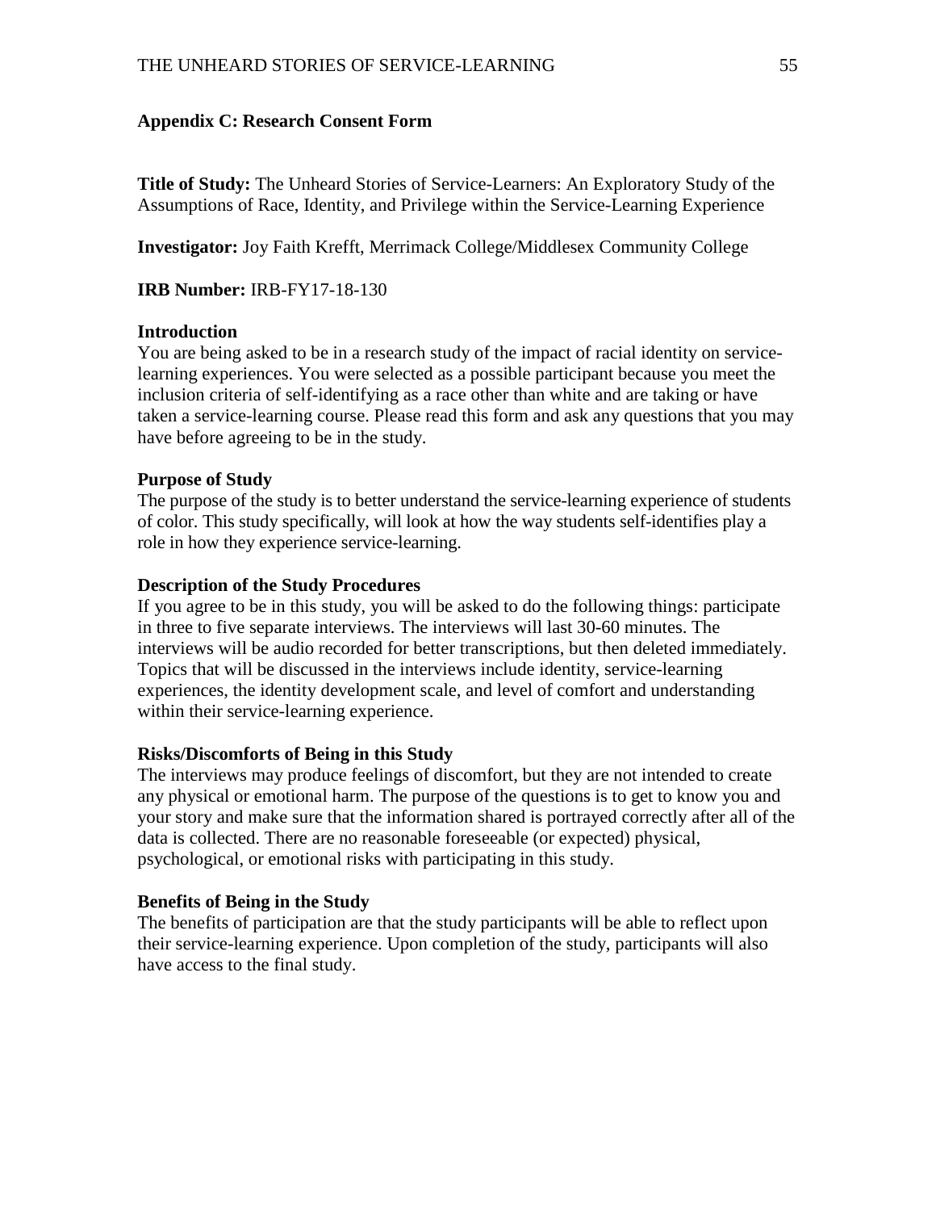## Appendix C: Research Consent Form

**Title of Study:** The Unheard Stories of Service-Learners: An Exploratory Study of the Assumptions of Race, Identity, and Privilege within the Service-Learning Experience

**Investigator:** Joy Faith Krefft, Merrimack College/Middlesex Community College

**IRB Number:** IRB-FY17-18-130

**Introduction**

You are being asked to be in a research study of the impact of racial identity on service-learning experiences. You were selected as a possible participant because you meet the inclusion criteria of self-identifying as a race other than white and are taking or have taken a service-learning course. Please read this form and ask any questions that you may have before agreeing to be in the study.

**Purpose of Study**

The purpose of the study is to better understand the service-learning experience of students of color. This study specifically, will look at how the way students self-identifies play a role in how they experience service-learning.

**Description of the Study Procedures**

If you agree to be in this study, you will be asked to do the following things: participate in three to five separate interviews. The interviews will last 30-60 minutes. The interviews will be audio recorded for better transcriptions, but then deleted immediately. Topics that will be discussed in the interviews include identity, service-learning experiences, the identity development scale, and level of comfort and understanding within their service-learning experience.

**Risks/Discomforts of Being in this Study**

The interviews may produce feelings of discomfort, but they are not intended to create any physical or emotional harm. The purpose of the questions is to get to know you and your story and make sure that the information shared is portrayed correctly after all of the data is collected. There are no reasonable foreseeable (or expected) physical, psychological, or emotional risks with participating in this study.

**Benefits of Being in the Study**

The benefits of participation are that the study participants will be able to reflect upon their service-learning experience. Upon completion of the study, participants will also have access to the final study.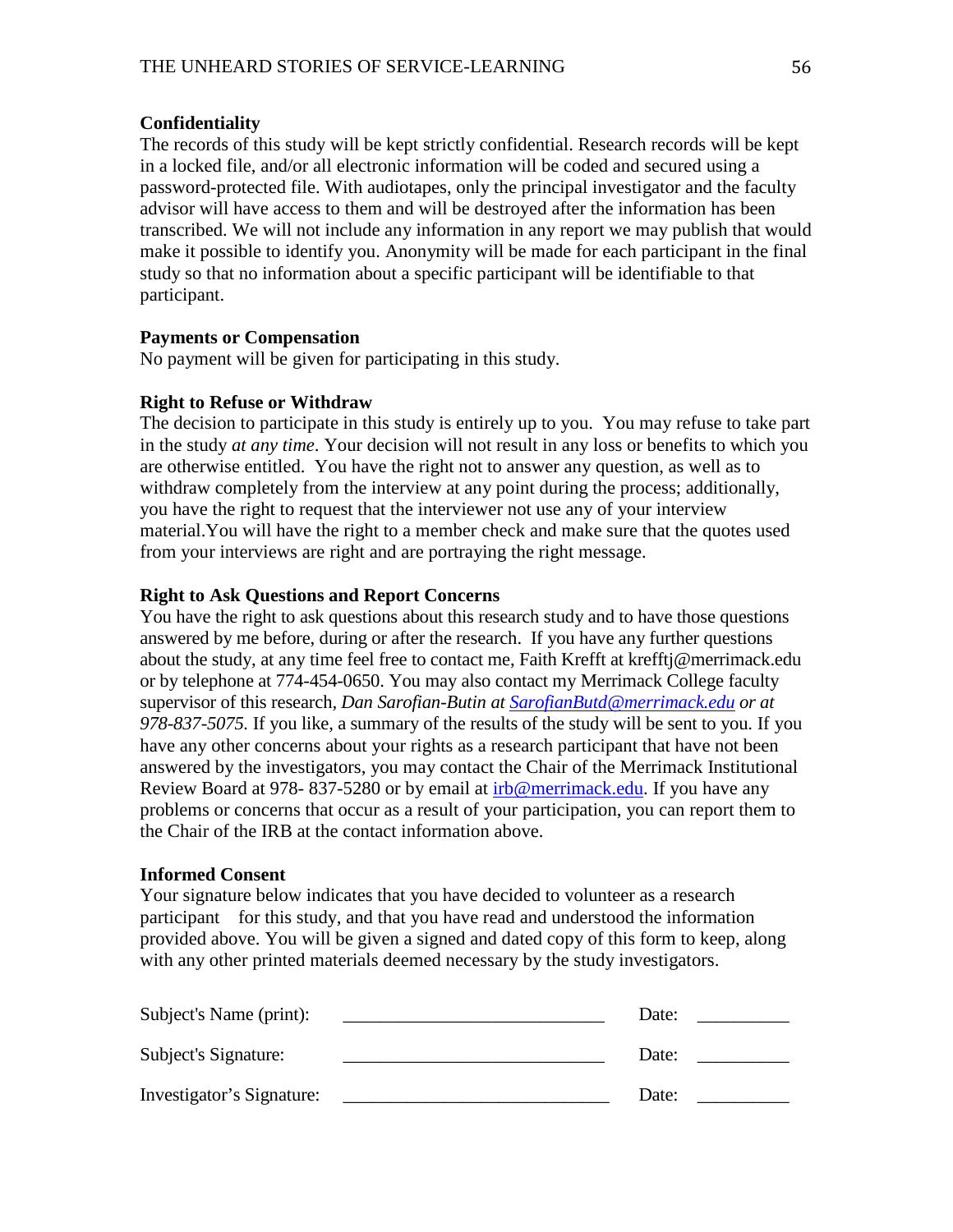**Confidentiality**

The records of this study will be kept strictly confidential. Research records will be kept in a locked file, and/or all electronic information will be coded and secured using a password-protected file. With audiotapes, only the principal investigator and the faculty advisor will have access to them and will be destroyed after the information has been transcribed. We will not include any information in any report we may publish that would make it possible to identify you. Anonymity will be made for each participant in the final study so that no information about a specific participant will be identifiable to that participant.

**Payments or Compensation**

No payment will be given for participating in this study.

**Right to Refuse or Withdraw**

The decision to participate in this study is entirely up to you. You may refuse to take part in the study *at any time*. Your decision will not result in any loss or benefits to which you are otherwise entitled. You have the right not to answer any question, as well as to withdraw completely from the interview at any point during the process; additionally, you have the right to request that the interviewer not use any of your interview material.You will have the right to a member check and make sure that the quotes used from your interviews are right and are portraying the right message.

**Right to Ask Questions and Report Concerns**

You have the right to ask questions about this research study and to have those questions answered by me before, during or after the research. If you have any further questions about the study, at any time feel free to contact me, Faith Krefft at krefftj@merrimack.edu or by telephone at 774-454-0650. You may also contact my Merrimack College faculty supervisor of this research, *Dan Sarofian-Butin at SarofianButd@merrimack.edu or at 978-837-5075.* If you like, a summary of the results of the study will be sent to you. If you have any other concerns about your rights as a research participant that have not been answered by the investigators, you may contact the Chair of the Merrimack Institutional Review Board at 978- 837-5280 or by email at irb@merrimack.edu. If you have any problems or concerns that occur as a result of your participation, you can report them to the Chair of the IRB at the contact information above.

**Informed Consent**

Your signature below indicates that you have decided to volunteer as a research participant for this study, and that you have read and understood the information provided above. You will be given a signed and dated copy of this form to keep, along with any other printed materials deemed necessary by the study investigators.

Subject's Name (print): ___________________________ Date: __________

Subject's Signature: ___________________________ Date: __________

Investigator's Signature: ___________________________ Date: __________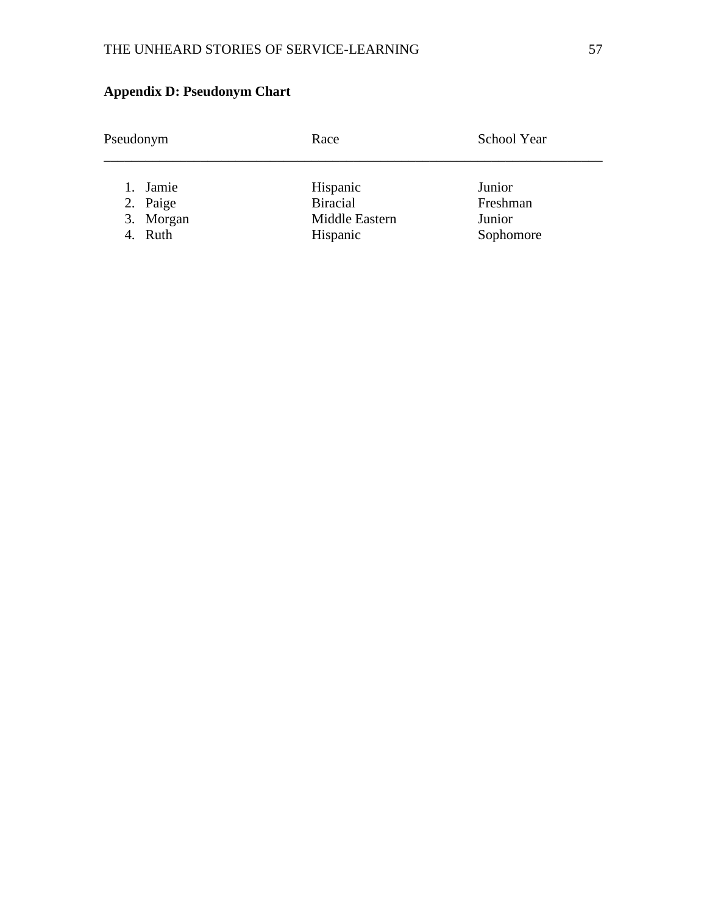## Appendix D: Pseudonym Chart

| Pseudonym | Race | School Year |
|---|---|---|
| 1. Jamie | Hispanic | Junior |
| 2. Paige | Biracial | Freshman |
| 3. Morgan | Middle Eastern | Junior |
| 4. Ruth | Hispanic | Sophomore |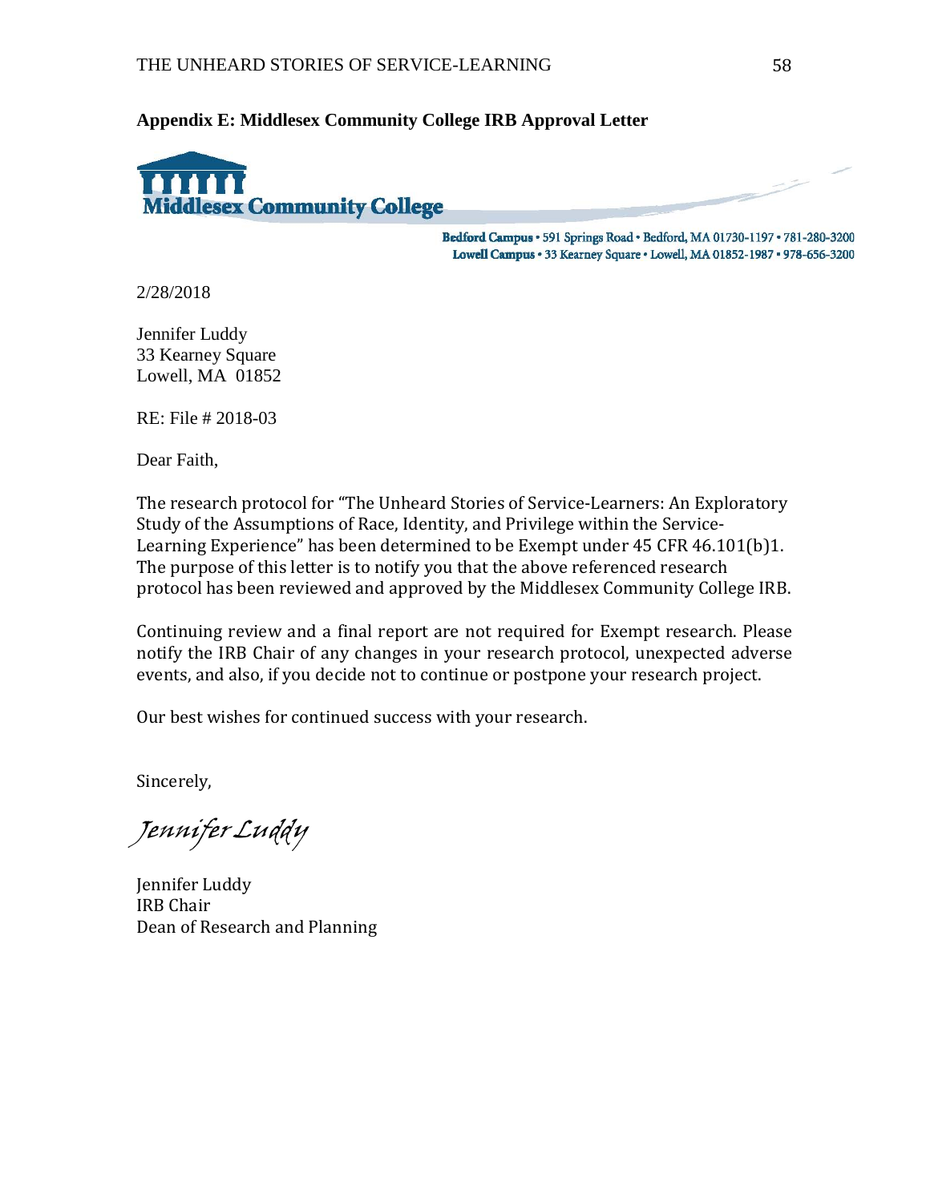**Appendix E: Middlesex Community College IRB Approval Letter**

**Middlesex Community College**

**Bedford Campus** • 591 Springs Road • Bedford, MA 01730-1197 • 781-280-3200
**Lowell Campus** • 33 Kearney Square • Lowell, MA 01852-1987 • 978-656-3200

2/28/2018

Jennifer Luddy
33 Kearney Square
Lowell, MA 01852

RE: File # 2018-03

Dear Faith,

The research protocol for "The Unheard Stories of Service-Learners: An Exploratory Study of the Assumptions of Race, Identity, and Privilege within the Service-Learning Experience" has been determined to be Exempt under 45 CFR 46.101(b)1. The purpose of this letter is to notify you that the above referenced research protocol has been reviewed and approved by the Middlesex Community College IRB.

Continuing review and a final report are not required for Exempt research. Please notify the IRB Chair of any changes in your research protocol, unexpected adverse events, and also, if you decide not to continue or postpone your research project.

Our best wishes for continued success with your research.

Sincerely,

*Jennifer Luddy*

Jennifer Luddy
IRB Chair
Dean of Research and Planning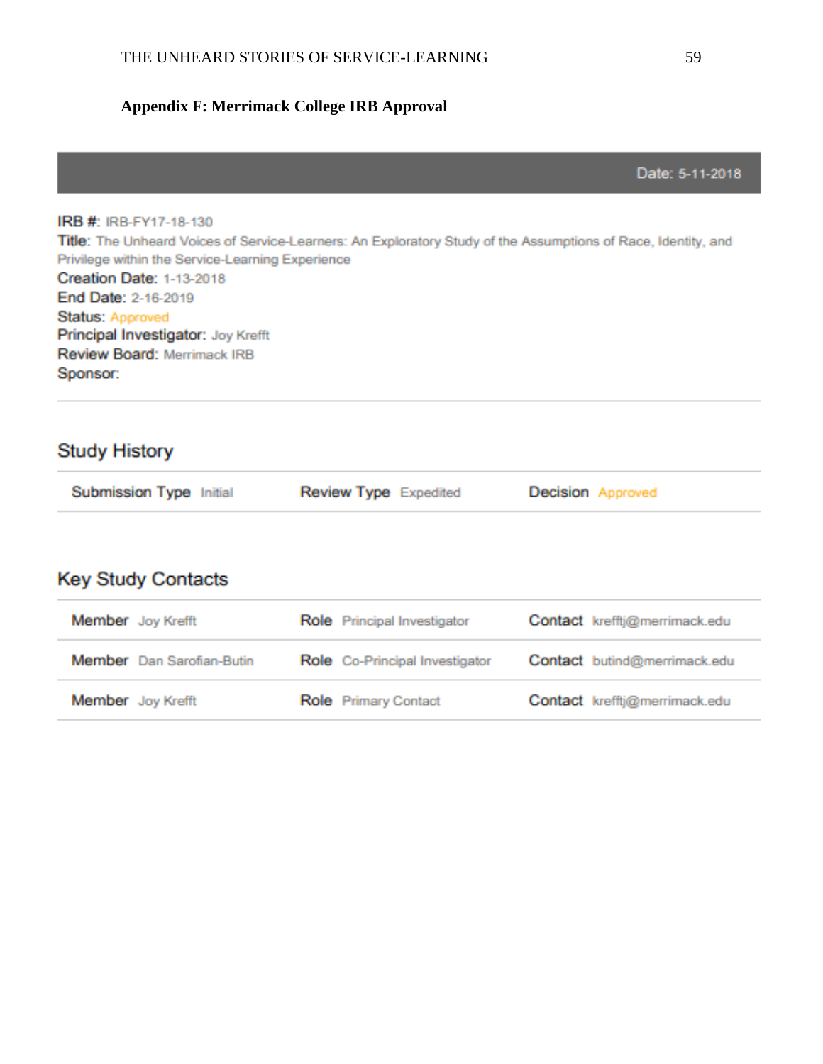## Appendix F: Merrimack College IRB Approval

Date: 5-11-2018

**IRB #:** IRB-FY17-18-130
**Title:** The Unheard Voices of Service-Learners: An Exploratory Study of the Assumptions of Race, Identity, and Privilege within the Service-Learning Experience
**Creation Date:** 1-13-2018
**End Date:** 2-16-2019
**Status:** Approved
**Principal Investigator:** Joy Krefft
**Review Board:** Merrimack IRB
**Sponsor:**

### Study History

| | | | | | |
|---|---|---|---|---|---|
| **Submission Type** | Initial | **Review Type** | Expedited | **Decision** | Approved |

### Key Study Contacts

| | | | | | |
|---|---|---|---|---|---|
| **Member** | Joy Krefft | **Role** | Principal Investigator | **Contact** | krefftj@merrimack.edu |
| **Member** | Dan Sarofian-Butin | **Role** | Co-Principal Investigator | **Contact** | butind@merrimack.edu |
| **Member** | Joy Krefft | **Role** | Primary Contact | **Contact** | krefftj@merrimack.edu |